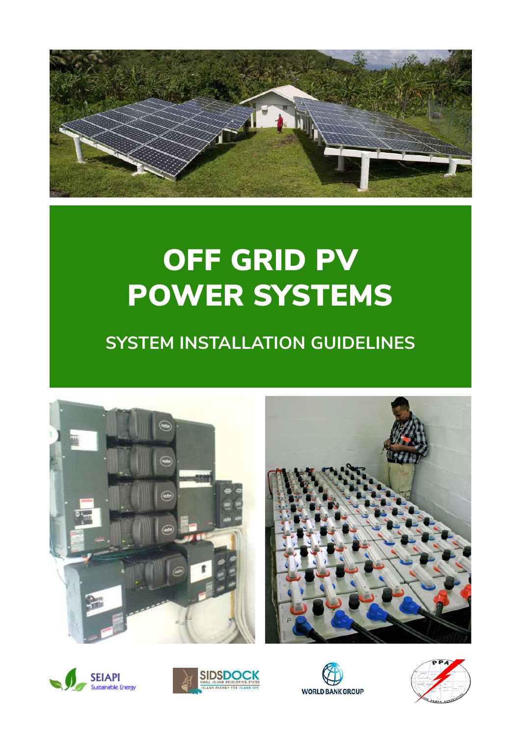# OFF GRID PV POWER SYSTEMS

## SYSTEM INSTALLATION GUIDELINES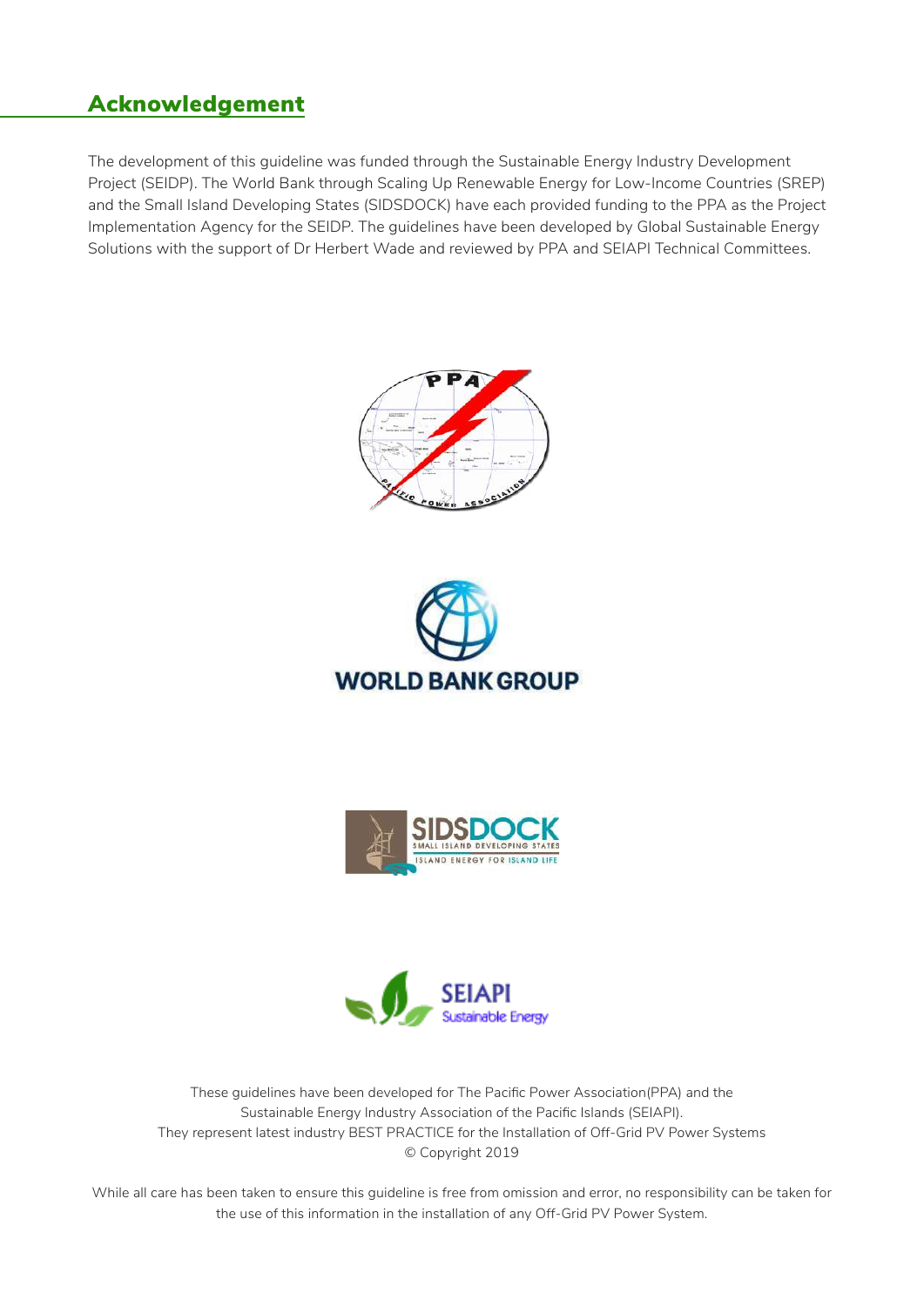## Acknowledgement

The development of this guideline was funded through the Sustainable Energy Industry Development Project (SEIDP). The World Bank through Scaling Up Renewable Energy for Low-Income Countries (SREP) and the Small Island Developing States (SIDSDOCK) have each provided funding to the PPA as the Project Implementation Agency for the SEIDP. The guidelines have been developed by Global Sustainable Energy Solutions with the support of Dr Herbert Wade and reviewed by PPA and SEIAPI Technical Committees.

These guidelines have been developed for The Pacific Power Association(PPA) and the Sustainable Energy Industry Association of the Pacific Islands (SEIAPI).
They represent latest industry BEST PRACTICE for the Installation of Off-Grid PV Power Systems
© Copyright 2019

While all care has been taken to ensure this guideline is free from omission and error, no responsibility can be taken for the use of this information in the installation of any Off-Grid PV Power System.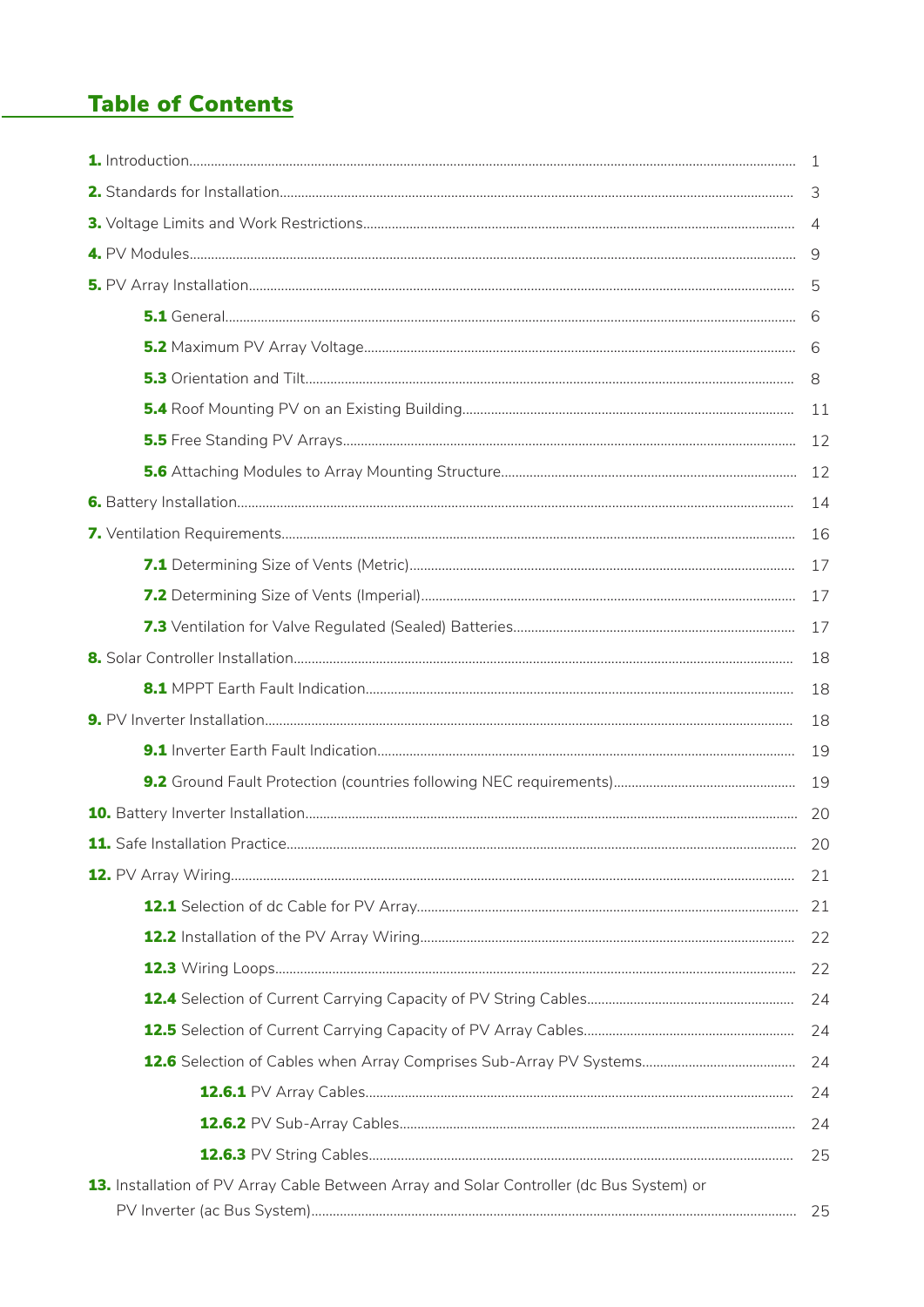## Table of Contents

**1.** Introduction ........ 1

**2.** Standards for Installation ........ 3

**3.** Voltage Limits and Work Restrictions ........ 4

**4.** PV Modules ........ 9

**5.** PV Array Installation ........ 5

- **5.1** General ........ 6
- **5.2** Maximum PV Array Voltage ........ 6
- **5.3** Orientation and Tilt ........ 8
- **5.4** Roof Mounting PV on an Existing Building ........ 11
- **5.5** Free Standing PV Arrays ........ 12
- **5.6** Attaching Modules to Array Mounting Structure ........ 12

**6.** Battery Installation ........ 14

**7.** Ventilation Requirements ........ 16

- **7.1** Determining Size of Vents (Metric) ........ 17
- **7.2** Determining Size of Vents (Imperial) ........ 17
- **7.3** Ventilation for Valve Regulated (Sealed) Batteries ........ 17

**8.** Solar Controller Installation ........ 18

- **8.1** MPPT Earth Fault Indication ........ 18

**9.** PV Inverter Installation ........ 18

- **9.1** Inverter Earth Fault Indication ........ 19
- **9.2** Ground Fault Protection (countries following NEC requirements) ........ 19

**10.** Battery Inverter Installation ........ 20

**11.** Safe Installation Practice ........ 20

**12.** PV Array Wiring ........ 21

- **12.1** Selection of dc Cable for PV Array ........ 21
- **12.2** Installation of the PV Array Wiring ........ 22
- **12.3** Wiring Loops ........ 22
- **12.4** Selection of Current Carrying Capacity of PV String Cables ........ 24
- **12.5** Selection of Current Carrying Capacity of PV Array Cables ........ 24
- **12.6** Selection of Cables when Array Comprises Sub-Array PV Systems ........ 24
  - **12.6.1** PV Array Cables ........ 24
  - **12.6.2** PV Sub-Array Cables ........ 24
  - **12.6.3** PV String Cables ........ 25

**13.** Installation of PV Array Cable Between Array and Solar Controller (dc Bus System) or PV Inverter (ac Bus System) ........ 25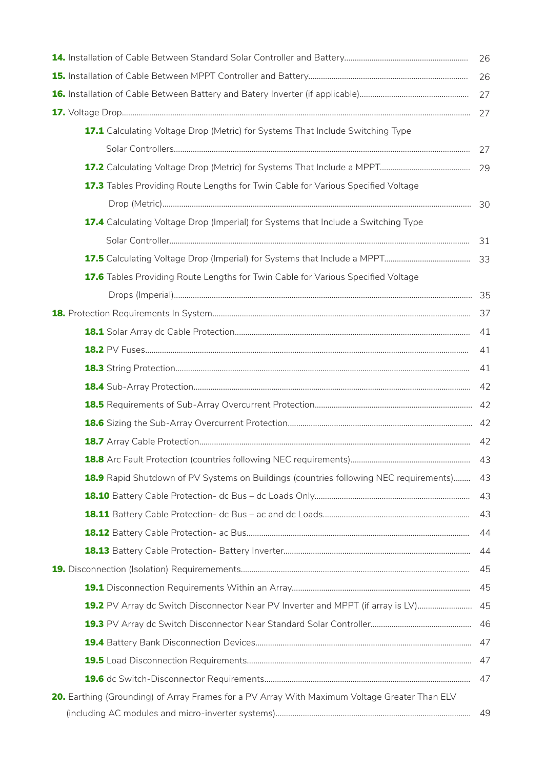**14.** Installation of Cable Between Standard Solar Controller and Battery.......... 26

**15.** Installation of Cable Between MPPT Controller and Battery.......... 26

**16.** Installation of Cable Between Battery and Batery Inverter (if applicable).......... 27

**17.** Voltage Drop.......... 27

- **17.1** Calculating Voltage Drop (Metric) for Systems That Include Switching Type Solar Controllers.......... 27
- **17.2** Calculating Voltage Drop (Metric) for Systems That Include a MPPT.......... 29
- **17.3** Tables Providing Route Lengths for Twin Cable for Various Specified Voltage Drop (Metric).......... 30
- **17.4** Calculating Voltage Drop (Imperial) for Systems that Include a Switching Type Solar Controller.......... 31
- **17.5** Calculating Voltage Drop (Imperial) for Systems that Include a MPPT.......... 33
- **17.6** Tables Providing Route Lengths for Twin Cable for Various Specified Voltage Drops (Imperial).......... 35

**18.** Protection Requirements In System.......... 37

- **18.1** Solar Array dc Cable Protection.......... 41
- **18.2** PV Fuses.......... 41
- **18.3** String Protection.......... 41
- **18.4** Sub-Array Protection.......... 42
- **18.5** Requirements of Sub-Array Overcurrent Protection.......... 42
- **18.6** Sizing the Sub-Array Overcurrent Protection.......... 42
- **18.7** Array Cable Protection.......... 42
- **18.8** Arc Fault Protection (countries following NEC requirements).......... 43
- **18.9** Rapid Shutdown of PV Systems on Buildings (countries following NEC requirements).......... 43
- **18.10** Battery Cable Protection- dc Bus – dc Loads Only.......... 43
- **18.11** Battery Cable Protection- dc Bus – ac and dc Loads.......... 43
- **18.12** Battery Cable Protection- ac Bus.......... 44
- **18.13** Battery Cable Protection- Battery Inverter.......... 44

**19.** Disconnection (Isolation) Requirements.......... 45

- **19.1** Disconnection Requirements Within an Array.......... 45
- **19.2** PV Array dc Switch Disconnector Near PV Inverter and MPPT (if array is LV).......... 45
- **19.3** PV Array dc Switch Disconnector Near Standard Solar Controller.......... 46
- **19.4** Battery Bank Disconnection Devices.......... 47
- **19.5** Load Disconnection Requirements.......... 47
- **19.6** dc Switch-Disconnector Requirements.......... 47

**20.** Earthing (Grounding) of Array Frames for a PV Array With Maximum Voltage Greater Than ELV (including AC modules and micro-inverter systems).......... 49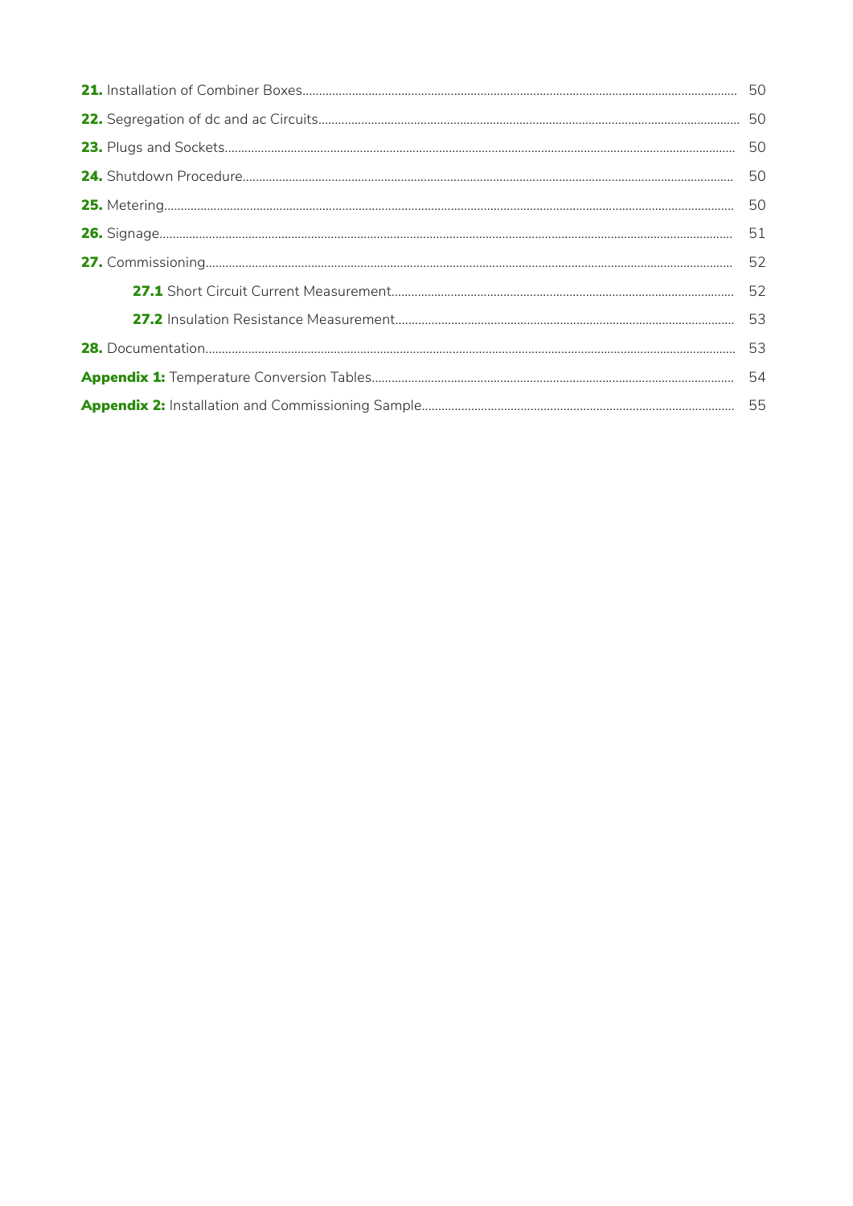**21.** Installation of Combiner Boxes ........................................ 50

**22.** Segregation of dc and ac Circuits ........................................ 50

**23.** Plugs and Sockets ........................................ 50

**24.** Shutdown Procedure ........................................ 50

**25.** Metering ........................................ 50

**26.** Signage ........................................ 51

**27.** Commissioning ........................................ 52

  **27.1** Short Circuit Current Measurement ........................................ 52

  **27.2** Insulation Resistance Measurement ........................................ 53

**28.** Documentation ........................................ 53

**Appendix 1:** Temperature Conversion Tables ........................................ 54

**Appendix 2:** Installation and Commissioning Sample ........................................ 55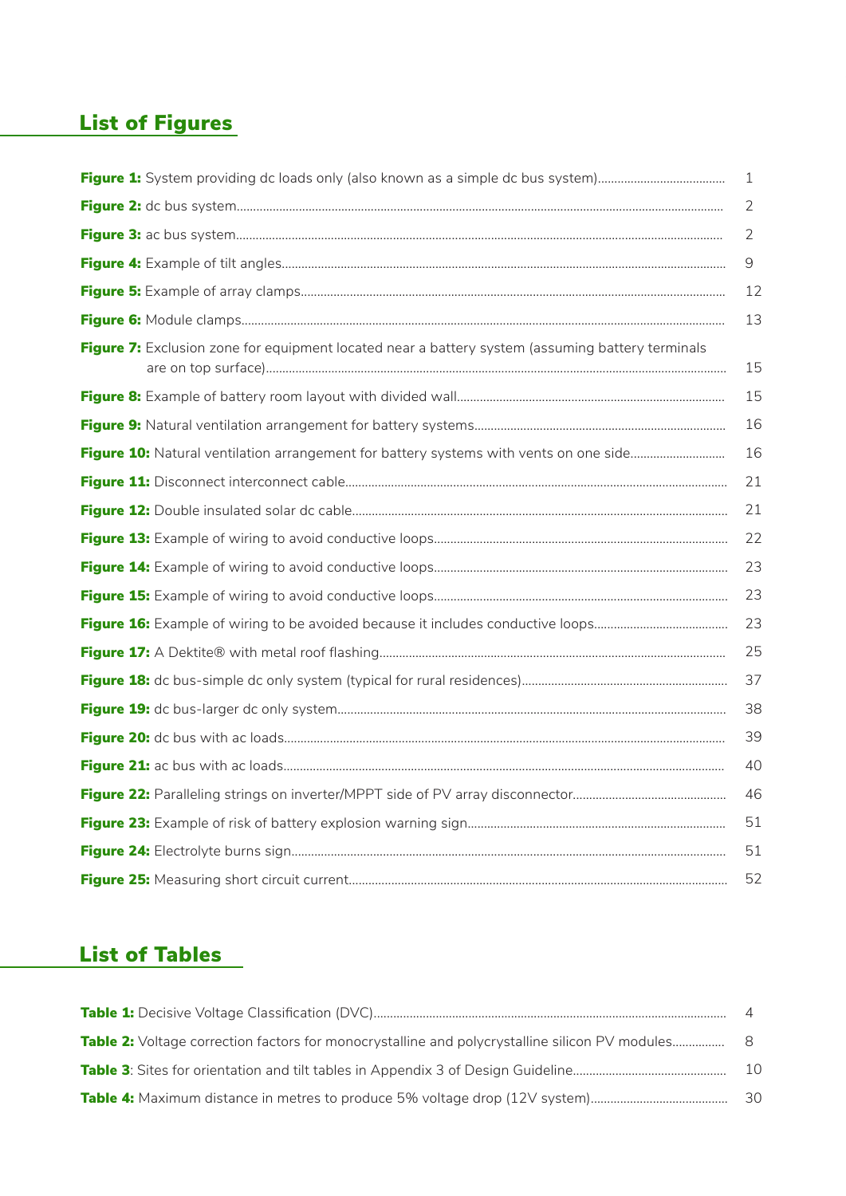## List of Figures

| | |
|---|---|
| **Figure 1:** System providing dc loads only (also known as a simple dc bus system) | 1 |
| **Figure 2:** dc bus system | 2 |
| **Figure 3:** ac bus system | 2 |
| **Figure 4:** Example of tilt angles | 9 |
| **Figure 5:** Example of array clamps | 12 |
| **Figure 6:** Module clamps | 13 |
| **Figure 7:** Exclusion zone for equipment located near a battery system (assuming battery terminals are on top surface) | 15 |
| **Figure 8:** Example of battery room layout with divided wall | 15 |
| **Figure 9:** Natural ventilation arrangement for battery systems | 16 |
| **Figure 10:** Natural ventilation arrangement for battery systems with vents on one side | 16 |
| **Figure 11:** Disconnect interconnect cable | 21 |
| **Figure 12:** Double insulated solar dc cable | 21 |
| **Figure 13:** Example of wiring to avoid conductive loops | 22 |
| **Figure 14:** Example of wiring to avoid conductive loops | 23 |
| **Figure 15:** Example of wiring to avoid conductive loops | 23 |
| **Figure 16:** Example of wiring to be avoided because it includes conductive loops | 23 |
| **Figure 17:** A Dektite® with metal roof flashing | 25 |
| **Figure 18:** dc bus-simple dc only system (typical for rural residences) | 37 |
| **Figure 19:** dc bus-larger dc only system | 38 |
| **Figure 20:** dc bus with ac loads | 39 |
| **Figure 21:** ac bus with ac loads | 40 |
| **Figure 22:** Paralleling strings on inverter/MPPT side of PV array disconnector | 46 |
| **Figure 23:** Example of risk of battery explosion warning sign | 51 |
| **Figure 24:** Electrolyte burns sign | 51 |
| **Figure 25:** Measuring short circuit current | 52 |

## List of Tables

| | |
|---|---|
| **Table 1:** Decisive Voltage Classification (DVC) | 4 |
| **Table 2:** Voltage correction factors for monocrystalline and polycrystalline silicon PV modules | 8 |
| **Table 3**: Sites for orientation and tilt tables in Appendix 3 of Design Guideline | 10 |
| **Table 4:** Maximum distance in metres to produce 5% voltage drop (12V system) | 30 |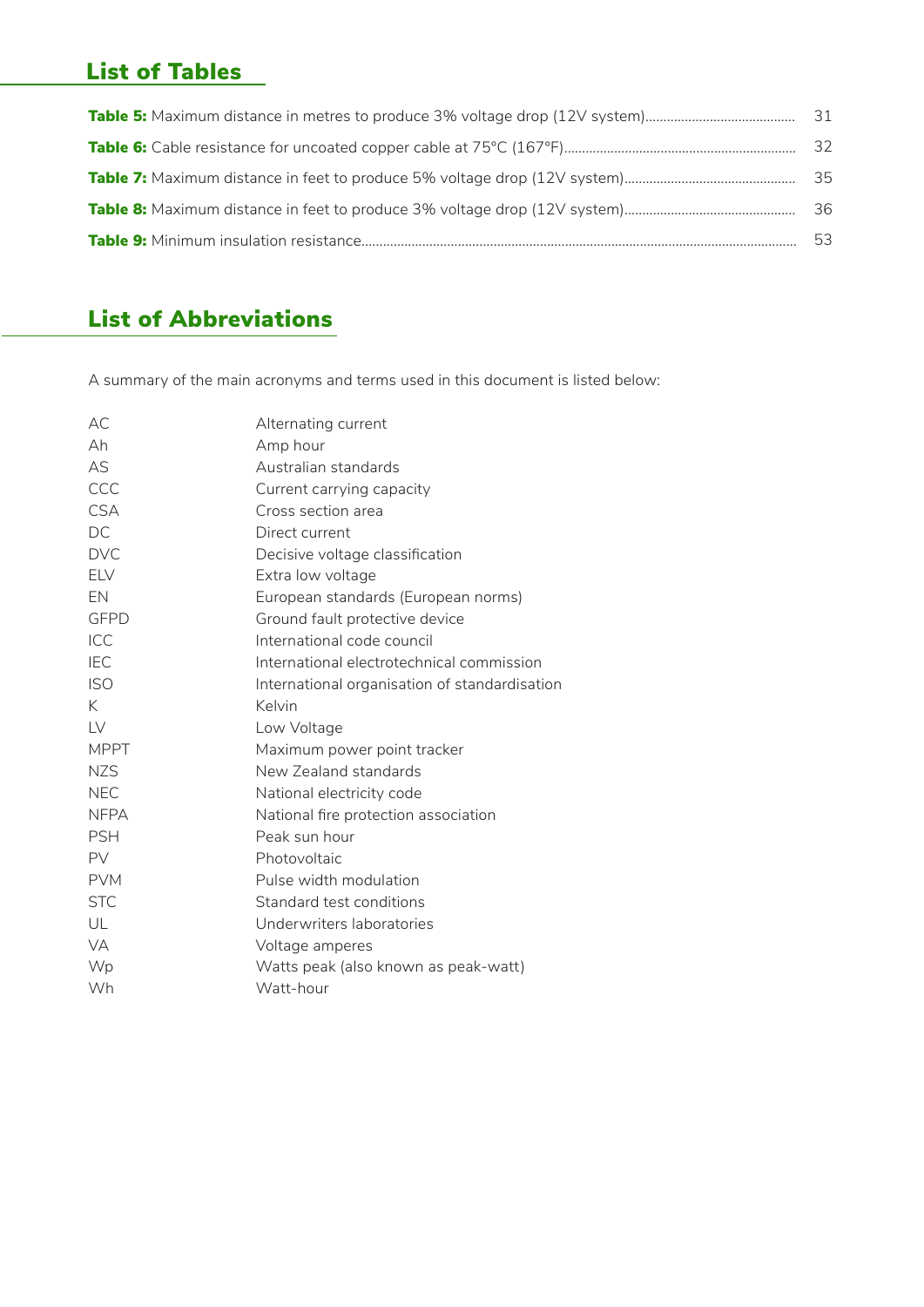## List of Tables

**Table 5:** Maximum distance in metres to produce 3% voltage drop (12V system) ........ 31

**Table 6:** Cable resistance for uncoated copper cable at 75°C (167°F) ........ 32

**Table 7:** Maximum distance in feet to produce 5% voltage drop (12V system) ........ 35

**Table 8:** Maximum distance in feet to produce 3% voltage drop (12V system) ........ 36

**Table 9:** Minimum insulation resistance ........ 53

## List of Abbreviations

A summary of the main acronyms and terms used in this document is listed below:

| | |
|---|---|
| AC | Alternating current |
| Ah | Amp hour |
| AS | Australian standards |
| CCC | Current carrying capacity |
| CSA | Cross section area |
| DC | Direct current |
| DVC | Decisive voltage classification |
| ELV | Extra low voltage |
| EN | European standards (European norms) |
| GFPD | Ground fault protective device |
| ICC | International code council |
| IEC | International electrotechnical commission |
| ISO | International organisation of standardisation |
| K | Kelvin |
| LV | Low Voltage |
| MPPT | Maximum power point tracker |
| NZS | New Zealand standards |
| NEC | National electricity code |
| NFPA | National fire protection association |
| PSH | Peak sun hour |
| PV | Photovoltaic |
| PVM | Pulse width modulation |
| STC | Standard test conditions |
| UL | Underwriters laboratories |
| VA | Voltage amperes |
| Wp | Watts peak (also known as peak-watt) |
| Wh | Watt-hour |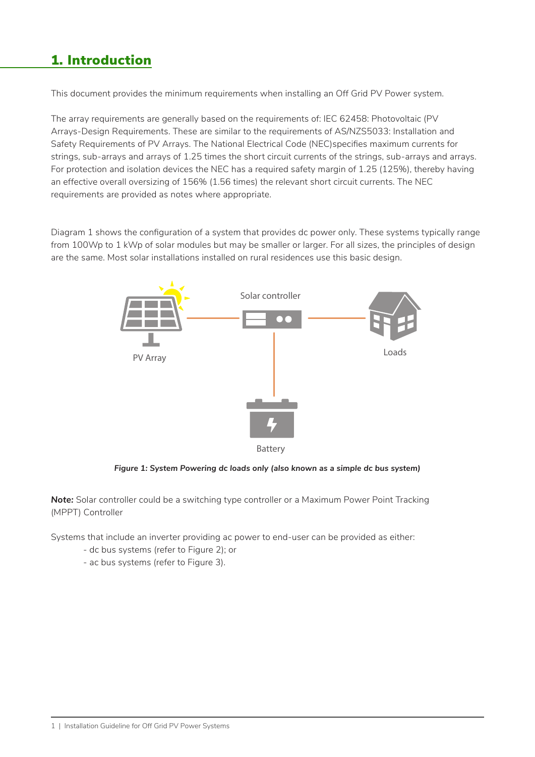# 1. Introduction

This document provides the minimum requirements when installing an Off Grid PV Power system.

The array requirements are generally based on the requirements of: IEC 62458: Photovoltaic (PV Arrays-Design Requirements. These are similar to the requirements of AS/NZS5033: Installation and Safety Requirements of PV Arrays. The National Electrical Code (NEC)specifies maximum currents for strings, sub-arrays and arrays of 1.25 times the short circuit currents of the strings, sub-arrays and arrays. For protection and isolation devices the NEC has a required safety margin of 1.25 (125%), thereby having an effective overall oversizing of 156% (1.56 times) the relevant short circuit currents. The NEC requirements are provided as notes where appropriate.

Diagram 1 shows the configuration of a system that provides dc power only. These systems typically range from 100Wp to 1 kWp of solar modules but may be smaller or larger. For all sizes, the principles of design are the same. Most solar installations installed on rural residences use this basic design.

Solar controller

PV Array

Loads

Battery

***Figure 1: System Powering dc loads only (also known as a simple dc bus system)***

**Note:** Solar controller could be a switching type controller or a Maximum Power Point Tracking (MPPT) Controller

Systems that include an inverter providing ac power to end-user can be provided as either:

- dc bus systems (refer to Figure 2); or
- ac bus systems (refer to Figure 3).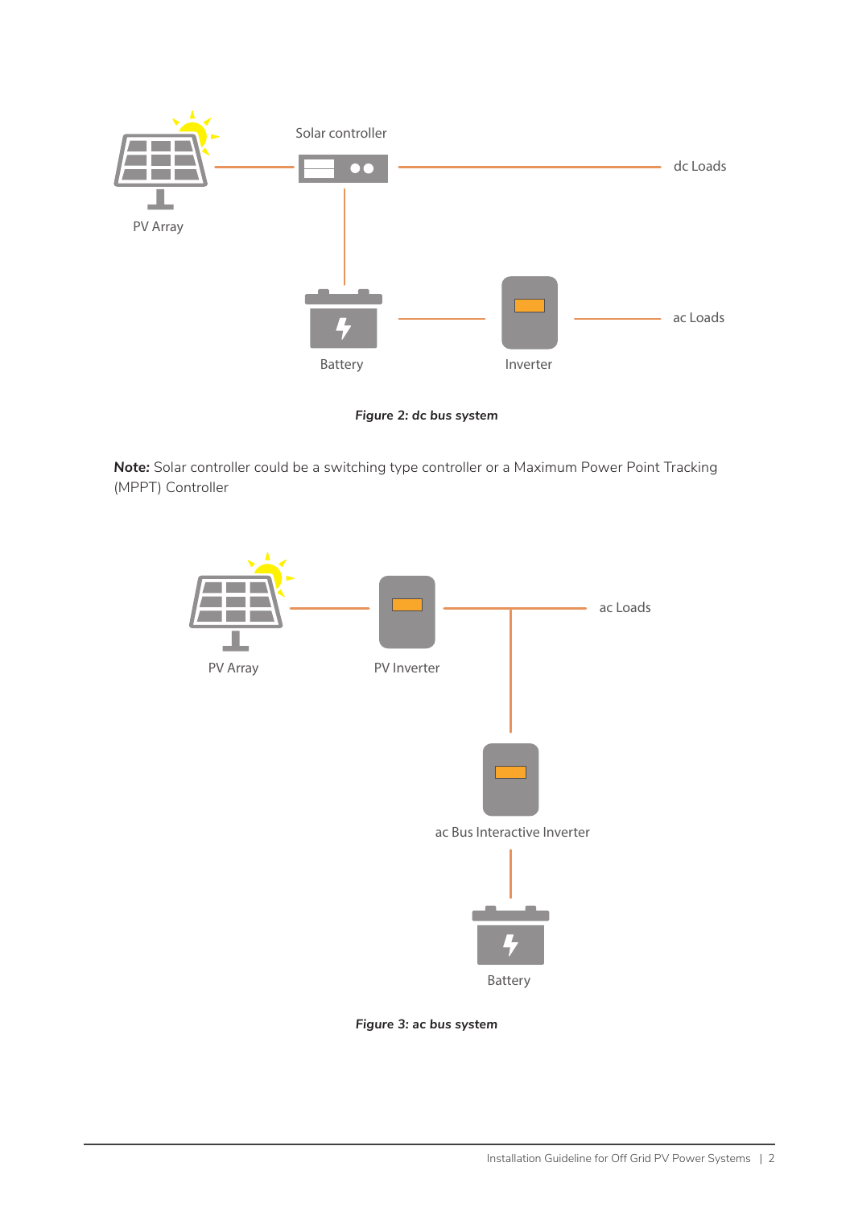*Figure 2: dc bus system*

**Note:** Solar controller could be a switching type controller or a Maximum Power Point Tracking (MPPT) Controller

*Figure 3: ac bus system*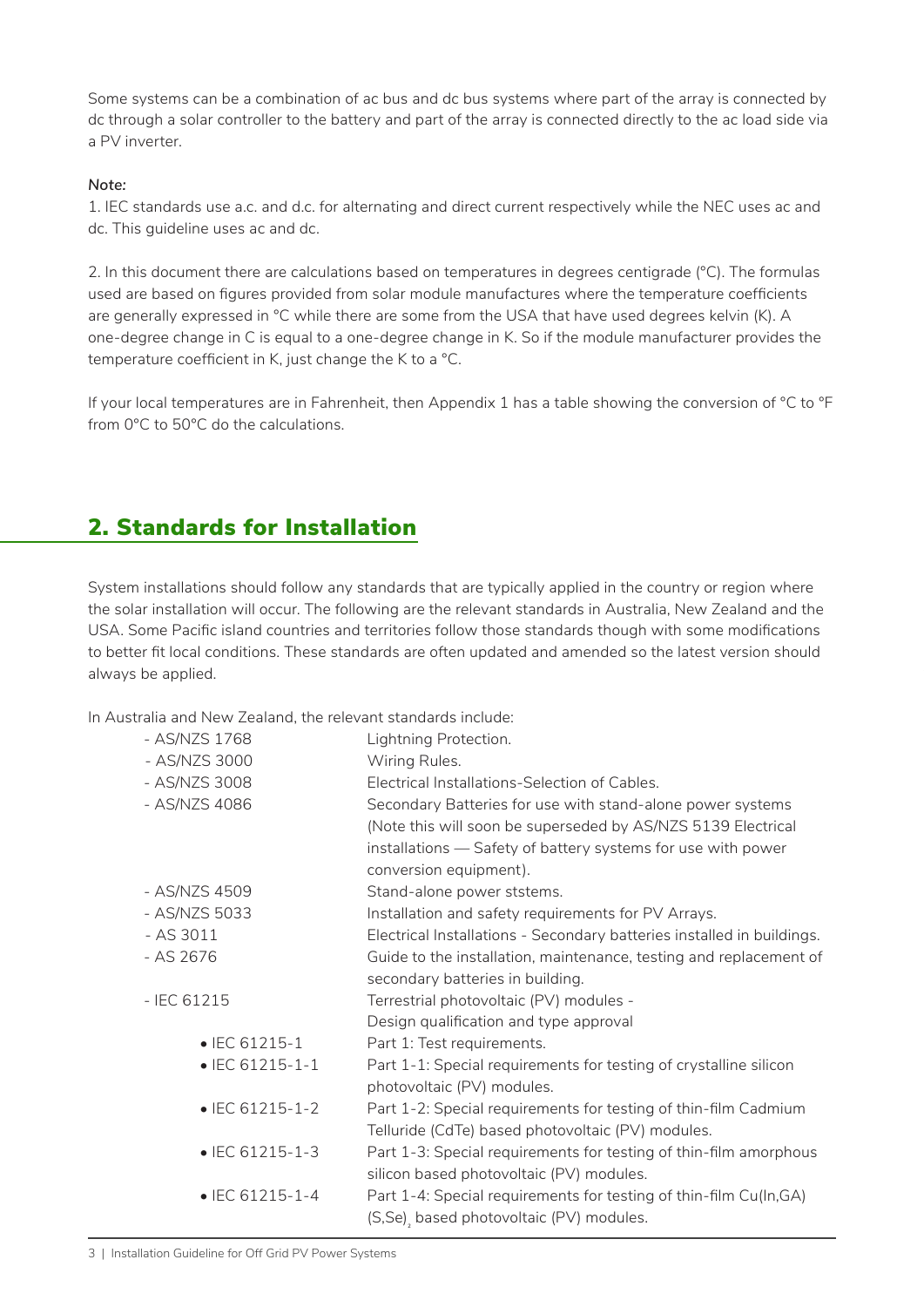Some systems can be a combination of ac bus and dc bus systems where part of the array is connected by dc through a solar controller to the battery and part of the array is connected directly to the ac load side via a PV inverter.

***Note:***

1. IEC standards use a.c. and d.c. for alternating and direct current respectively while the NEC uses ac and dc. This guideline uses ac and dc.

2. In this document there are calculations based on temperatures in degrees centigrade (°C). The formulas used are based on figures provided from solar module manufactures where the temperature coefficients are generally expressed in °C while there are some from the USA that have used degrees kelvin (K). A one-degree change in C is equal to a one-degree change in K. So if the module manufacturer provides the temperature coefficient in K, just change the K to a °C.

If your local temperatures are in Fahrenheit, then Appendix 1 has a table showing the conversion of °C to °F from 0°C to 50°C do the calculations.

## 2. Standards for Installation

System installations should follow any standards that are typically applied in the country or region where the solar installation will occur. The following are the relevant standards in Australia, New Zealand and the USA. Some Pacific island countries and territories follow those standards though with some modifications to better fit local conditions. These standards are often updated and amended so the latest version should always be applied.

In Australia and New Zealand, the relevant standards include:

| | |
|---|---|
| - AS/NZS 1768 | Lightning Protection. |
| - AS/NZS 3000 | Wiring Rules. |
| - AS/NZS 3008 | Electrical Installations-Selection of Cables. |
| - AS/NZS 4086 | Secondary Batteries for use with stand-alone power systems (Note this will soon be superseded by AS/NZS 5139 Electrical installations — Safety of battery systems for use with power conversion equipment). |
| - AS/NZS 4509 | Stand-alone power ststems. |
| - AS/NZS 5033 | Installation and safety requirements for PV Arrays. |
| - AS 3011 | Electrical Installations - Secondary batteries installed in buildings. |
| - AS 2676 | Guide to the installation, maintenance, testing and replacement of secondary batteries in building. |
| - IEC 61215 | Terrestrial photovoltaic (PV) modules - Design qualification and type approval |
| • IEC 61215-1 | Part 1: Test requirements. |
| • IEC 61215-1-1 | Part 1-1: Special requirements for testing of crystalline silicon photovoltaic (PV) modules. |
| • IEC 61215-1-2 | Part 1-2: Special requirements for testing of thin-film Cadmium Telluride (CdTe) based photovoltaic (PV) modules. |
| • IEC 61215-1-3 | Part 1-3: Special requirements for testing of thin-film amorphous silicon based photovoltaic (PV) modules. |
| • IEC 61215-1-4 | Part 1-4: Special requirements for testing of thin-film Cu(In,GA)$(S,Se)_2$ based photovoltaic (PV) modules. |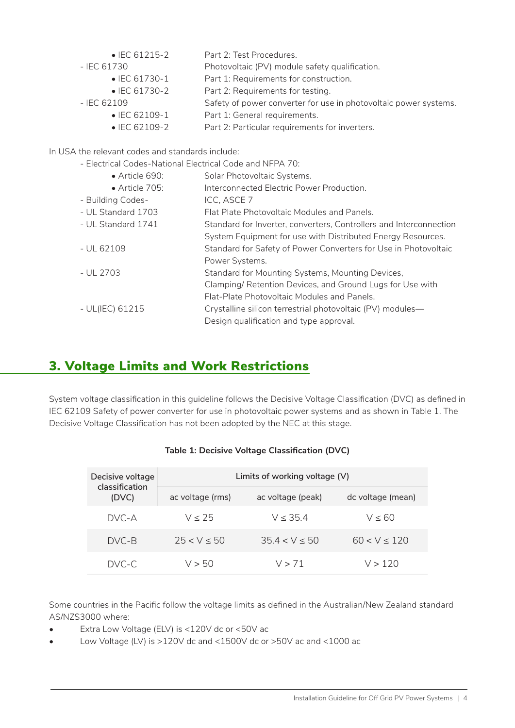- IEC 61215-2 — Part 2: Test Procedures.

- IEC 61730 — Photovoltaic (PV) module safety qualification.
  - IEC 61730-1 — Part 1: Requirements for construction.
  - IEC 61730-2 — Part 2: Requirements for testing.
- IEC 62109 — Safety of power converter for use in photovoltaic power systems.
  - IEC 62109-1 — Part 1: General requirements.
  - IEC 62109-2 — Part 2: Particular requirements for inverters.

In USA the relevant codes and standards include:

- Electrical Codes-National Electrical Code and NFPA 70:
  - Article 690: Solar Photovoltaic Systems.
  - Article 705: Interconnected Electric Power Production.
- Building Codes- ICC, ASCE 7
- UL Standard 1703 — Flat Plate Photovoltaic Modules and Panels.
- UL Standard 1741 — Standard for Inverter, converters, Controllers and Interconnection System Equipment for use with Distributed Energy Resources.
- UL 62109 — Standard for Safety of Power Converters for Use in Photovoltaic Power Systems.
- UL 2703 — Standard for Mounting Systems, Mounting Devices, Clamping/ Retention Devices, and Ground Lugs for Use with Flat-Plate Photovoltaic Modules and Panels.
- UL(IEC) 61215 — Crystalline silicon terrestrial photovoltaic (PV) modules—Design qualification and type approval.

## 3. Voltage Limits and Work Restrictions

System voltage classification in this guideline follows the Decisive Voltage Classification (DVC) as defined in IEC 62109 Safety of power converter for use in photovoltaic power systems and as shown in Table 1. The Decisive Voltage Classification has not been adopted by the NEC at this stage.

**Table 1: Decisive Voltage Classification (DVC)**

| Decisive voltage classification (DVC) | Limits of working voltage (V) | | |
|---|---|---|---|
| | ac voltage (rms) | ac voltage (peak) | dc voltage (mean) |
| DVC-A | $V \leq 25$ | $V \leq 35.4$ | $V \leq 60$ |
| DVC-B | $25 < V \leq 50$ | $35.4 < V \leq 50$ | $60 < V \leq 120$ |
| DVC-C | $V > 50$ | $V > 71$ | $V > 120$ |

Some countries in the Pacific follow the voltage limits as defined in the Australian/New Zealand standard AS/NZS3000 where:

- Extra Low Voltage (ELV) is <120V dc or <50V ac
- Low Voltage (LV) is >120V dc and <1500V dc or >50V ac and <1000 ac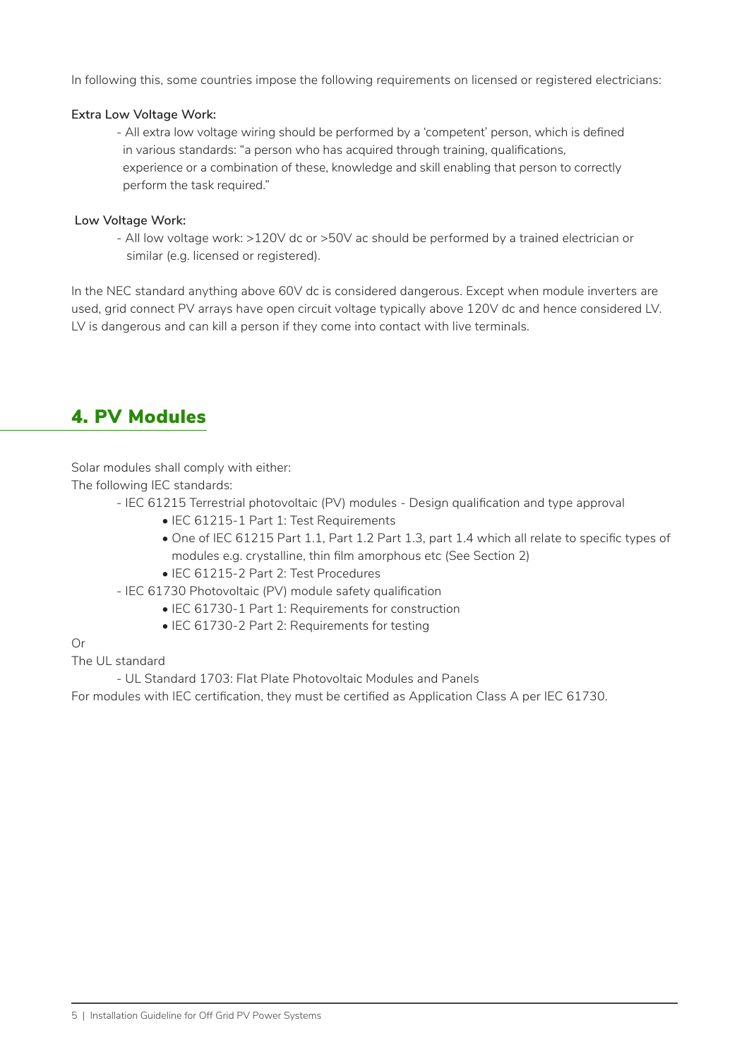In following this, some countries impose the following requirements on licensed or registered electricians:

**Extra Low Voltage Work:**

- All extra low voltage wiring should be performed by a 'competent' person, which is defined in various standards: "a person who has acquired through training, qualifications, experience or a combination of these, knowledge and skill enabling that person to correctly perform the task required."

**Low Voltage Work:**

- All low voltage work: >120V dc or >50V ac should be performed by a trained electrician or similar (e.g. licensed or registered).

In the NEC standard anything above 60V dc is considered dangerous. Except when module inverters are used, grid connect PV arrays have open circuit voltage typically above 120V dc and hence considered LV. LV is dangerous and can kill a person if they come into contact with live terminals.

## 4. PV Modules

Solar modules shall comply with either:
The following IEC standards:

- IEC 61215 Terrestrial photovoltaic (PV) modules - Design qualification and type approval
  - IEC 61215-1 Part 1: Test Requirements
  - One of IEC 61215 Part 1.1, Part 1.2 Part 1.3, part 1.4 which all relate to specific types of modules e.g. crystalline, thin film amorphous etc (See Section 2)
  - IEC 61215-2 Part 2: Test Procedures
- IEC 61730 Photovoltaic (PV) module safety qualification
  - IEC 61730-1 Part 1: Requirements for construction
  - IEC 61730-2 Part 2: Requirements for testing

Or

The UL standard

- UL Standard 1703: Flat Plate Photovoltaic Modules and Panels

For modules with IEC certification, they must be certified as Application Class A per IEC 61730.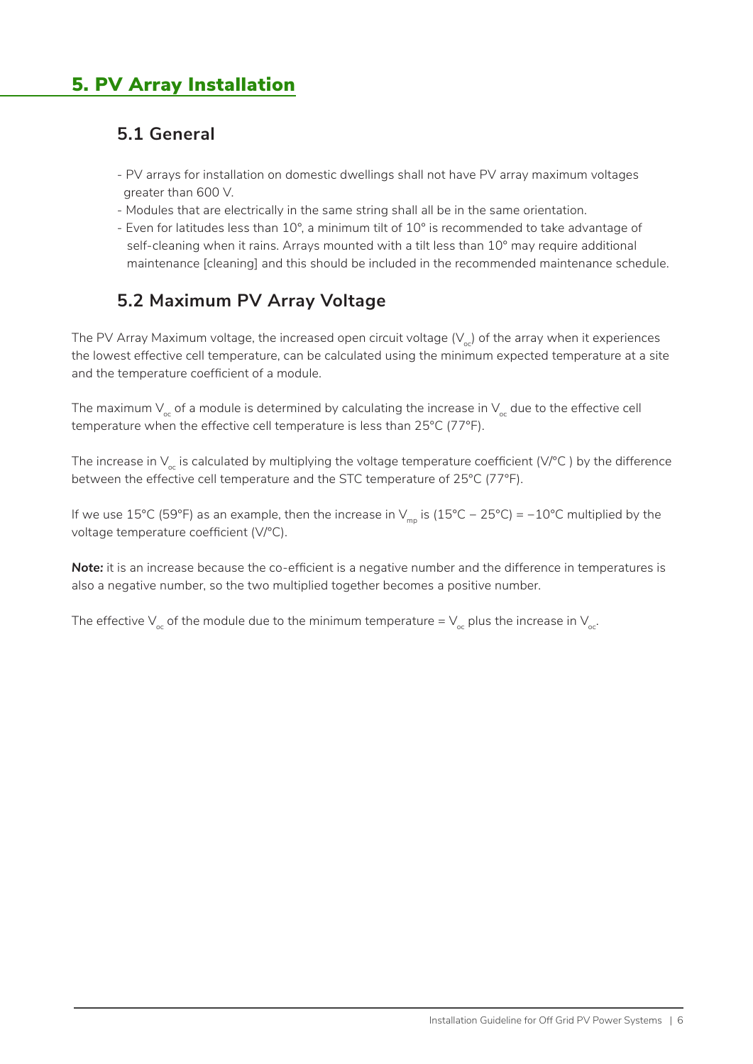# 5. PV Array Installation

## 5.1 General

- PV arrays for installation on domestic dwellings shall not have PV array maximum voltages greater than 600 V.
- Modules that are electrically in the same string shall all be in the same orientation.
- Even for latitudes less than 10°, a minimum tilt of 10° is recommended to take advantage of self-cleaning when it rains. Arrays mounted with a tilt less than 10° may require additional maintenance [cleaning] and this should be included in the recommended maintenance schedule.

## 5.2 Maximum PV Array Voltage

The PV Array Maximum voltage, the increased open circuit voltage ($V_{oc}$) of the array when it experiences the lowest effective cell temperature, can be calculated using the minimum expected temperature at a site and the temperature coefficient of a module.

The maximum $V_{oc}$ of a module is determined by calculating the increase in $V_{oc}$ due to the effective cell temperature when the effective cell temperature is less than 25°C (77°F).

The increase in $V_{oc}$ is calculated by multiplying the voltage temperature coefficient (V/°C ) by the difference between the effective cell temperature and the STC temperature of 25°C (77°F).

If we use 15°C (59°F) as an example, then the increase in $V_{mp}$ is (15°C – 25°C) = −10°C multiplied by the voltage temperature coefficient (V/°C).

***Note:*** it is an increase because the co-efficient is a negative number and the difference in temperatures is also a negative number, so the two multiplied together becomes a positive number.

The effective $V_{oc}$ of the module due to the minimum temperature = $V_{oc}$ plus the increase in $V_{oc}$.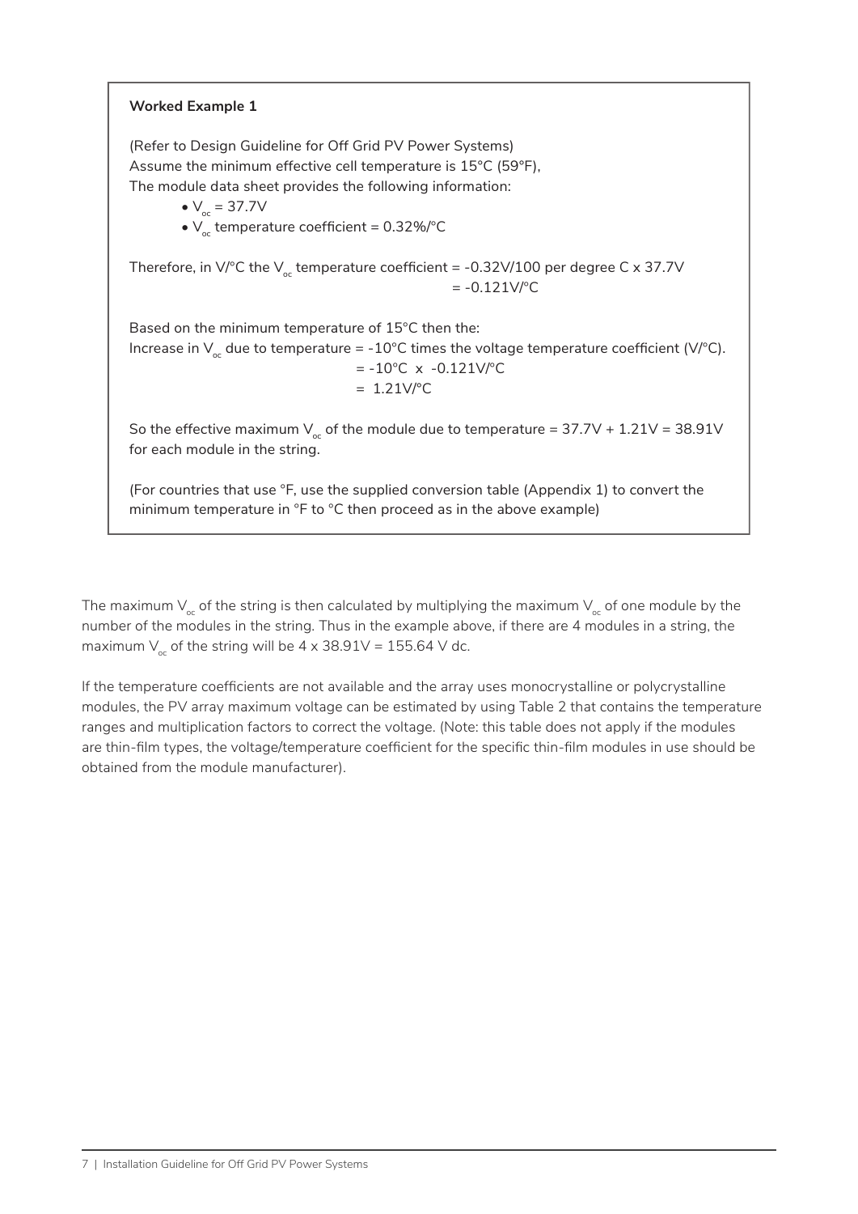**Worked Example 1**

(Refer to Design Guideline for Off Grid PV Power Systems)
Assume the minimum effective cell temperature is 15°C (59°F),
The module data sheet provides the following information:

- $V_{oc}$ = 37.7V
- $V_{oc}$ temperature coefficient = 0.32%/°C

Therefore, in V/°C the $V_{oc}$ temperature coefficient = -0.32V/100 per degree C x 37.7V
= -0.121V/°C

Based on the minimum temperature of 15°C then the:
Increase in $V_{oc}$ due to temperature = -10°C times the voltage temperature coefficient (V/°C).
= -10°C x -0.121V/°C
= 1.21V/°C

So the effective maximum $V_{oc}$ of the module due to temperature = 37.7V + 1.21V = 38.91V for each module in the string.

(For countries that use °F, use the supplied conversion table (Appendix 1) to convert the minimum temperature in °F to °C then proceed as in the above example)

The maximum $V_{oc}$ of the string is then calculated by multiplying the maximum $V_{oc}$ of one module by the number of the modules in the string. Thus in the example above, if there are 4 modules in a string, the maximum $V_{oc}$ of the string will be 4 x 38.91V = 155.64 V dc.

If the temperature coefficients are not available and the array uses monocrystalline or polycrystalline modules, the PV array maximum voltage can be estimated by using Table 2 that contains the temperature ranges and multiplication factors to correct the voltage. (Note: this table does not apply if the modules are thin-film types, the voltage/temperature coefficient for the specific thin-film modules in use should be obtained from the module manufacturer).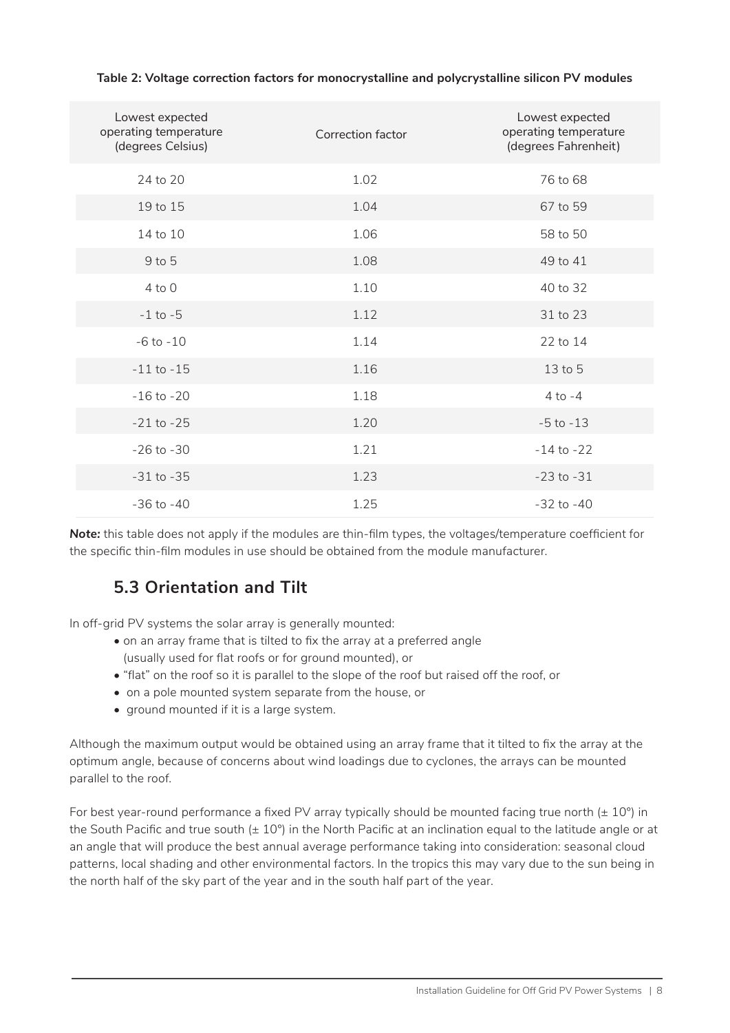**Table 2: Voltage correction factors for monocrystalline and polycrystalline silicon PV modules**

| Lowest expected operating temperature (degrees Celsius) | Correction factor | Lowest expected operating temperature (degrees Fahrenheit) |
|---|---|---|
| 24 to 20 | 1.02 | 76 to 68 |
| 19 to 15 | 1.04 | 67 to 59 |
| 14 to 10 | 1.06 | 58 to 50 |
| 9 to 5 | 1.08 | 49 to 41 |
| 4 to 0 | 1.10 | 40 to 32 |
| -1 to -5 | 1.12 | 31 to 23 |
| -6 to -10 | 1.14 | 22 to 14 |
| -11 to -15 | 1.16 | 13 to 5 |
| -16 to -20 | 1.18 | 4 to -4 |
| -21 to -25 | 1.20 | -5 to -13 |
| -26 to -30 | 1.21 | -14 to -22 |
| -31 to -35 | 1.23 | -23 to -31 |
| -36 to -40 | 1.25 | -32 to -40 |

**Note:** this table does not apply if the modules are thin-film types, the voltages/temperature coefficient for the specific thin-film modules in use should be obtained from the module manufacturer.

## 5.3 Orientation and Tilt

In off-grid PV systems the solar array is generally mounted:

- on an array frame that is tilted to fix the array at a preferred angle (usually used for flat roofs or for ground mounted), or
- "flat" on the roof so it is parallel to the slope of the roof but raised off the roof, or
- on a pole mounted system separate from the house, or
- ground mounted if it is a large system.

Although the maximum output would be obtained using an array frame that it tilted to fix the array at the optimum angle, because of concerns about wind loadings due to cyclones, the arrays can be mounted parallel to the roof.

For best year-round performance a fixed PV array typically should be mounted facing true north (± 10°) in the South Pacific and true south (± 10°) in the North Pacific at an inclination equal to the latitude angle or at an angle that will produce the best annual average performance taking into consideration: seasonal cloud patterns, local shading and other environmental factors. In the tropics this may vary due to the sun being in the north half of the sky part of the year and in the south half part of the year.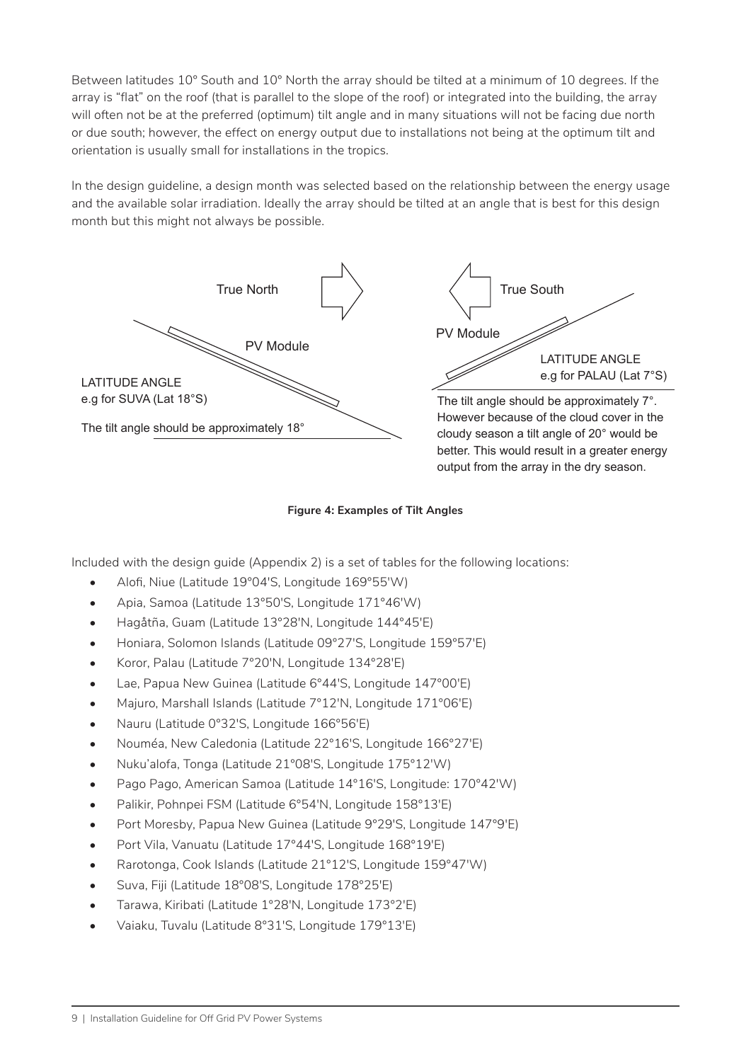Between latitudes 10° South and 10° North the array should be tilted at a minimum of 10 degrees. If the array is "flat" on the roof (that is parallel to the slope of the roof) or integrated into the building, the array will often not be at the preferred (optimum) tilt angle and in many situations will not be facing due north or due south; however, the effect on energy output due to installations not being at the optimum tilt and orientation is usually small for installations in the tropics.

In the design guideline, a design month was selected based on the relationship between the energy usage and the available solar irradiation. Ideally the array should be tilted at an angle that is best for this design month but this might not always be possible.

True North

PV Module

LATITUDE ANGLE
e.g for SUVA (Lat 18°S)

The tilt angle should be approximately 18°

True South

PV Module

LATITUDE ANGLE
e.g for PALAU (Lat 7°S)

The tilt angle should be approximately 7°. However because of the cloud cover in the cloudy season a tilt angle of 20° would be better. This would result in a greater energy output from the array in the dry season.

**Figure 4: Examples of Tilt Angles**

Included with the design guide (Appendix 2) is a set of tables for the following locations:

- Alofi, Niue (Latitude 19°04'S, Longitude 169°55'W)
- Apia, Samoa (Latitude 13°50'S, Longitude 171°46'W)
- Hagåtña, Guam (Latitude 13°28'N, Longitude 144°45'E)
- Honiara, Solomon Islands (Latitude 09°27'S, Longitude 159°57'E)
- Koror, Palau (Latitude 7°20'N, Longitude 134°28'E)
- Lae, Papua New Guinea (Latitude 6°44'S, Longitude 147°00'E)
- Majuro, Marshall Islands (Latitude 7°12'N, Longitude 171°06'E)
- Nauru (Latitude 0°32'S, Longitude 166°56'E)
- Nouméa, New Caledonia (Latitude 22°16'S, Longitude 166°27'E)
- Nuku'alofa, Tonga (Latitude 21°08'S, Longitude 175°12'W)
- Pago Pago, American Samoa (Latitude 14°16'S, Longitude: 170°42'W)
- Palikir, Pohnpei FSM (Latitude 6°54'N, Longitude 158°13'E)
- Port Moresby, Papua New Guinea (Latitude 9°29'S, Longitude 147°9'E)
- Port Vila, Vanuatu (Latitude 17°44'S, Longitude 168°19'E)
- Rarotonga, Cook Islands (Latitude 21°12'S, Longitude 159°47'W)
- Suva, Fiji (Latitude 18°08'S, Longitude 178°25'E)
- Tarawa, Kiribati (Latitude 1°28'N, Longitude 173°2'E)
- Vaiaku, Tuvalu (Latitude 8°31'S, Longitude 179°13'E)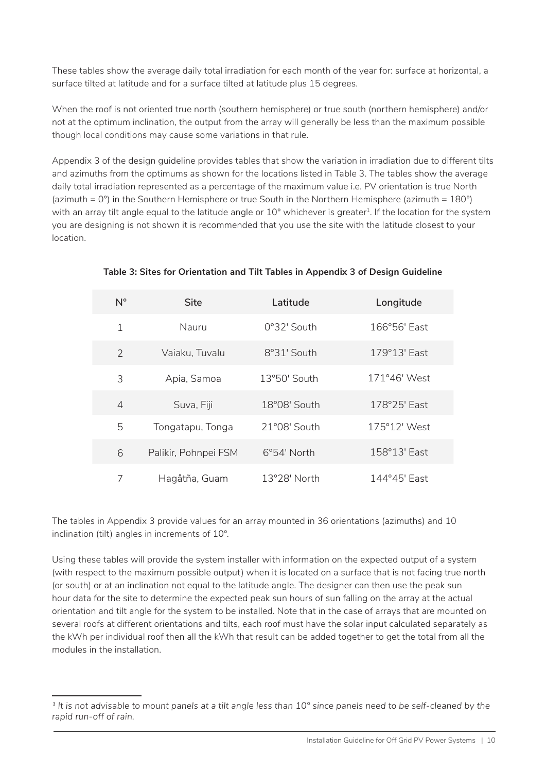These tables show the average daily total irradiation for each month of the year for: surface at horizontal, a surface tilted at latitude and for a surface tilted at latitude plus 15 degrees.

When the roof is not oriented true north (southern hemisphere) or true south (northern hemisphere) and/or not at the optimum inclination, the output from the array will generally be less than the maximum possible though local conditions may cause some variations in that rule.

Appendix 3 of the design guideline provides tables that show the variation in irradiation due to different tilts and azimuths from the optimums as shown for the locations listed in Table 3. The tables show the average daily total irradiation represented as a percentage of the maximum value i.e. PV orientation is true North (azimuth = 0°) in the Southern Hemisphere or true South in the Northern Hemisphere (azimuth = 180°) with an array tilt angle equal to the latitude angle or 10° whichever is greater[1]. If the location for the system you are designing is not shown it is recommended that you use the site with the latitude closest to your location.

**Table 3: Sites for Orientation and Tilt Tables in Appendix 3 of Design Guideline**

| N° | Site | Latitude | Longitude |
|---|---|---|---|
| 1 | Nauru | 0°32' South | 166°56' East |
| 2 | Vaiaku, Tuvalu | 8°31' South | 179°13' East |
| 3 | Apia, Samoa | 13°50' South | 171°46' West |
| 4 | Suva, Fiji | 18°08' South | 178°25' East |
| 5 | Tongatapu, Tonga | 21°08' South | 175°12' West |
| 6 | Palikir, Pohnpei FSM | 6°54' North | 158°13' East |
| 7 | Hagåtña, Guam | 13°28' North | 144°45' East |

The tables in Appendix 3 provide values for an array mounted in 36 orientations (azimuths) and 10 inclination (tilt) angles in increments of 10°.

Using these tables will provide the system installer with information on the expected output of a system (with respect to the maximum possible output) when it is located on a surface that is not facing true north (or south) or at an inclination not equal to the latitude angle. The designer can then use the peak sun hour data for the site to determine the expected peak sun hours of sun falling on the array at the actual orientation and tilt angle for the system to be installed. Note that in the case of arrays that are mounted on several roofs at different orientations and tilts, each roof must have the solar input calculated separately as the kWh per individual roof then all the kWh that result can be added together to get the total from all the modules in the installation.

---

*[1] It is not advisable to mount panels at a tilt angle less than 10° since panels need to be self-cleaned by the rapid run-off of rain.*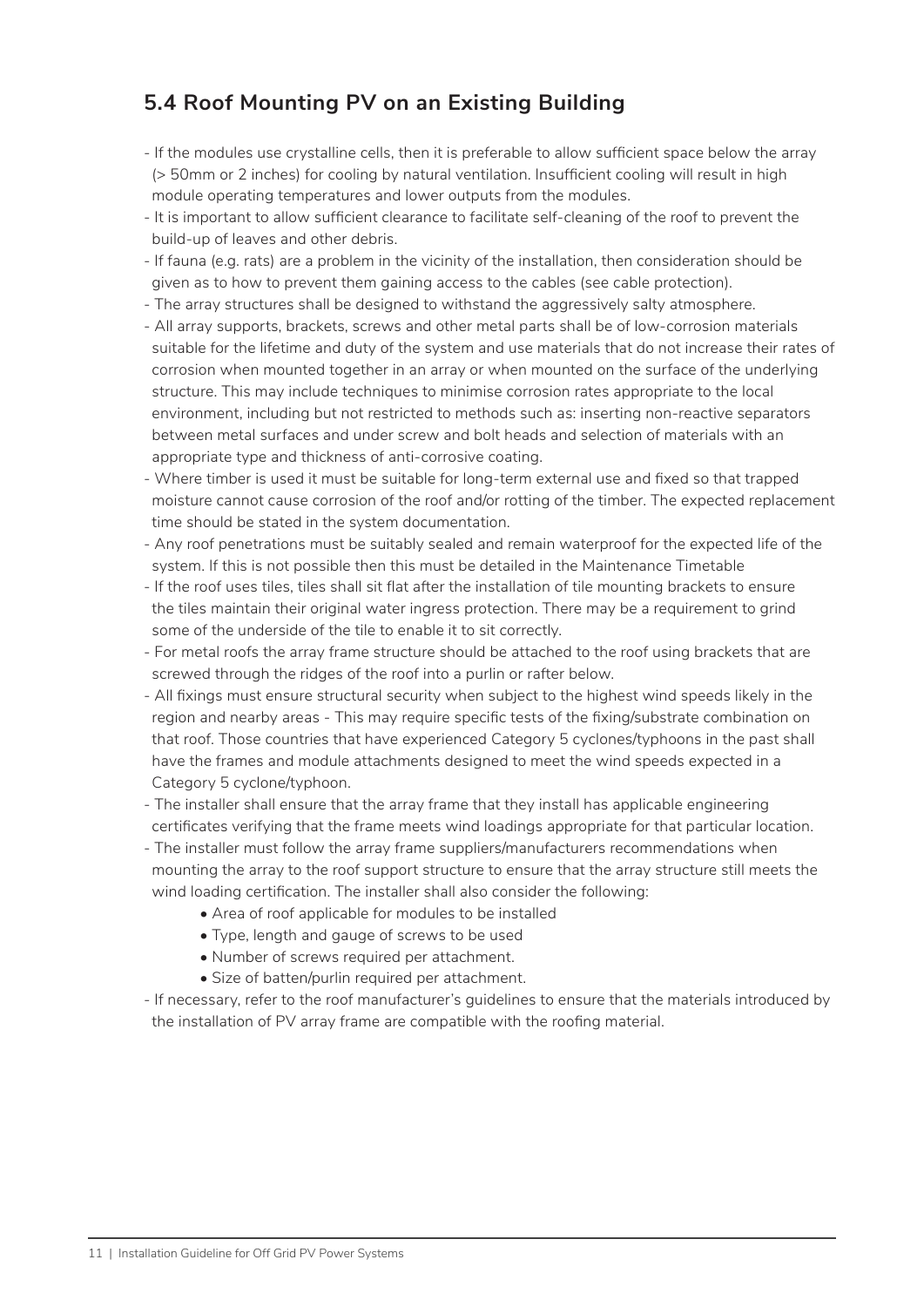## 5.4 Roof Mounting PV on an Existing Building

- If the modules use crystalline cells, then it is preferable to allow sufficient space below the array (> 50mm or 2 inches) for cooling by natural ventilation. Insufficient cooling will result in high module operating temperatures and lower outputs from the modules.
- It is important to allow sufficient clearance to facilitate self-cleaning of the roof to prevent the build-up of leaves and other debris.
- If fauna (e.g. rats) are a problem in the vicinity of the installation, then consideration should be given as to how to prevent them gaining access to the cables (see cable protection).
- The array structures shall be designed to withstand the aggressively salty atmosphere.
- All array supports, brackets, screws and other metal parts shall be of low-corrosion materials suitable for the lifetime and duty of the system and use materials that do not increase their rates of corrosion when mounted together in an array or when mounted on the surface of the underlying structure. This may include techniques to minimise corrosion rates appropriate to the local environment, including but not restricted to methods such as: inserting non-reactive separators between metal surfaces and under screw and bolt heads and selection of materials with an appropriate type and thickness of anti-corrosive coating.
- Where timber is used it must be suitable for long-term external use and fixed so that trapped moisture cannot cause corrosion of the roof and/or rotting of the timber. The expected replacement time should be stated in the system documentation.
- Any roof penetrations must be suitably sealed and remain waterproof for the expected life of the system. If this is not possible then this must be detailed in the Maintenance Timetable
- If the roof uses tiles, tiles shall sit flat after the installation of tile mounting brackets to ensure the tiles maintain their original water ingress protection. There may be a requirement to grind some of the underside of the tile to enable it to sit correctly.
- For metal roofs the array frame structure should be attached to the roof using brackets that are screwed through the ridges of the roof into a purlin or rafter below.
- All fixings must ensure structural security when subject to the highest wind speeds likely in the region and nearby areas - This may require specific tests of the fixing/substrate combination on that roof. Those countries that have experienced Category 5 cyclones/typhoons in the past shall have the frames and module attachments designed to meet the wind speeds expected in a Category 5 cyclone/typhoon.
- The installer shall ensure that the array frame that they install has applicable engineering certificates verifying that the frame meets wind loadings appropriate for that particular location.
- The installer must follow the array frame suppliers/manufacturers recommendations when mounting the array to the roof support structure to ensure that the array structure still meets the wind loading certification. The installer shall also consider the following:
    - Area of roof applicable for modules to be installed
    - Type, length and gauge of screws to be used
    - Number of screws required per attachment.
    - Size of batten/purlin required per attachment.
- If necessary, refer to the roof manufacturer's guidelines to ensure that the materials introduced by the installation of PV array frame are compatible with the roofing material.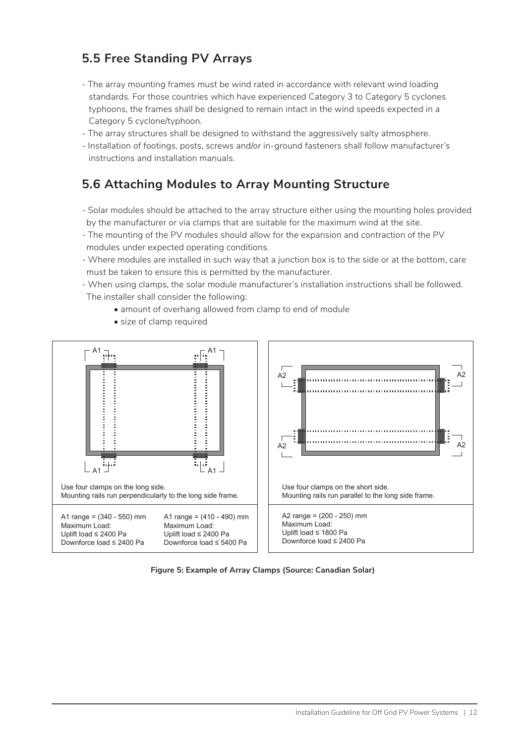## 5.5 Free Standing PV Arrays

- The array mounting frames must be wind rated in accordance with relevant wind loading standards. For those countries which have experienced Category 3 to Category 5 cyclones typhoons, the frames shall be designed to remain intact in the wind speeds expected in a Category 5 cyclone/typhoon.
- The array structures shall be designed to withstand the aggressively salty atmosphere.
- Installation of footings, posts, screws and/or in-ground fasteners shall follow manufacturer's instructions and installation manuals.

## 5.6 Attaching Modules to Array Mounting Structure

- Solar modules should be attached to the array structure either using the mounting holes provided by the manufacturer or via clamps that are suitable for the maximum wind at the site.
- The mounting of the PV modules should allow for the expansion and contraction of the PV modules under expected operating conditions.
- Where modules are installed in such way that a junction box is to the side or at the bottom, care must be taken to ensure this is permitted by the manufacturer.
- When using clamps, the solar module manufacturer's installation instructions shall be followed. The installer shall consider the following:
  - amount of overhang allowed from clamp to end of module
  - size of clamp required

| Use four clamps on the long side. Mounting rails run perpendicularly to the long side frame. | | Use four clamps on the short side. Mounting rails run parallel to the long side frame. |
|---|---|---|
| A1 range = (340 - 550) mm<br>Maximum Load:<br>Uplift load ≤ 2400 Pa<br>Downforce load ≤ 2400 Pa | A1 range = (410 - 490) mm<br>Maximum Load:<br>Uplift load ≤ 2400 Pa<br>Downforce load ≤ 5400 Pa | A2 range = (200 - 250) mm<br>Maximum Load:<br>Uplift load ≤ 1800 Pa<br>Downforce load ≤ 2400 Pa |

**Figure 5: Example of Array Clamps (Source: Canadian Solar)**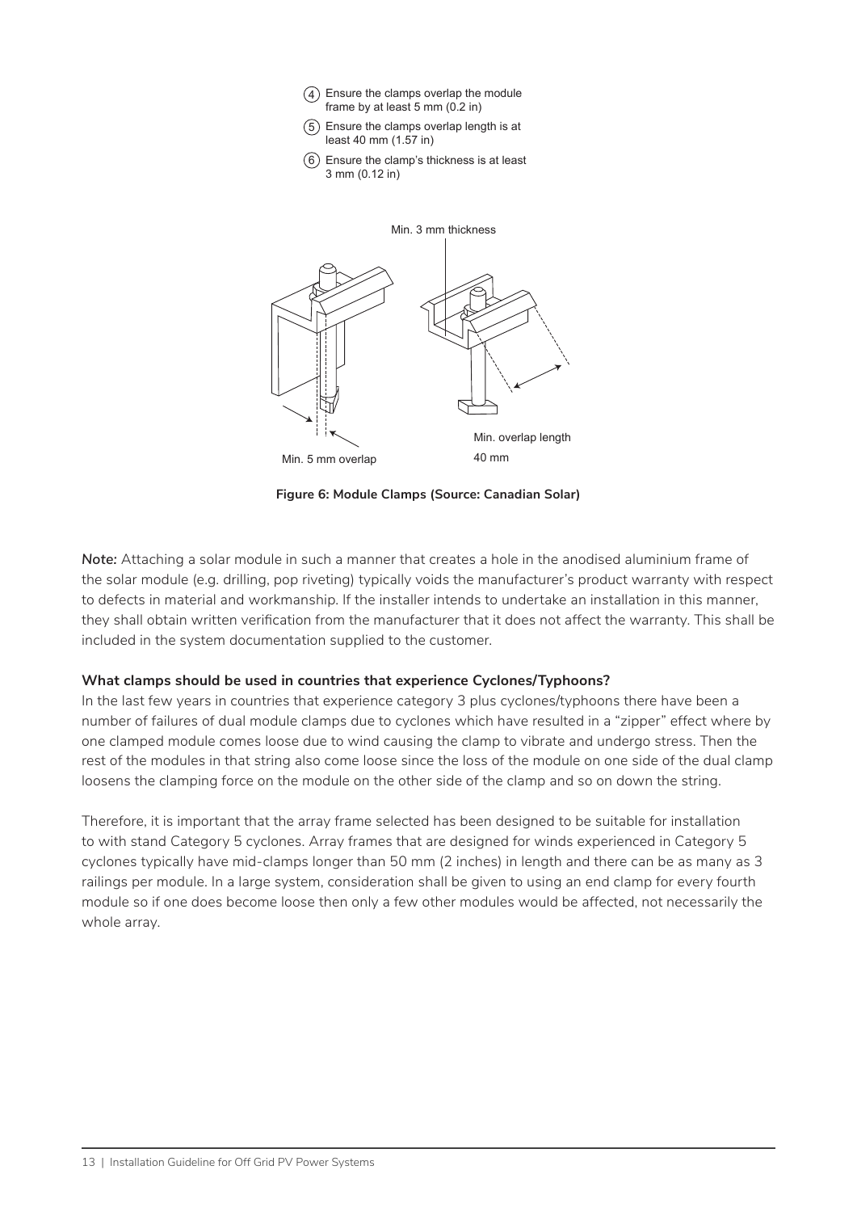4. Ensure the clamps overlap the module frame by at least 5 mm (0.2 in)
5. Ensure the clamps overlap length is at least 40 mm (1.57 in)
6. Ensure the clamp's thickness is at least 3 mm (0.12 in)

Min. 3 mm thickness

Min. 5 mm overlap

Min. overlap length 40 mm

**Figure 6: Module Clamps (Source: Canadian Solar)**

***Note:*** Attaching a solar module in such a manner that creates a hole in the anodised aluminium frame of the solar module (e.g. drilling, pop riveting) typically voids the manufacturer's product warranty with respect to defects in material and workmanship. If the installer intends to undertake an installation in this manner, they shall obtain written verification from the manufacturer that it does not affect the warranty. This shall be included in the system documentation supplied to the customer.

**What clamps should be used in countries that experience Cyclones/Typhoons?**

In the last few years in countries that experience category 3 plus cyclones/typhoons there have been a number of failures of dual module clamps due to cyclones which have resulted in a "zipper" effect where by one clamped module comes loose due to wind causing the clamp to vibrate and undergo stress. Then the rest of the modules in that string also come loose since the loss of the module on one side of the dual clamp loosens the clamping force on the module on the other side of the clamp and so on down the string.

Therefore, it is important that the array frame selected has been designed to be suitable for installation to with stand Category 5 cyclones. Array frames that are designed for winds experienced in Category 5 cyclones typically have mid-clamps longer than 50 mm (2 inches) in length and there can be as many as 3 railings per module. In a large system, consideration shall be given to using an end clamp for every fourth module so if one does become loose then only a few other modules would be affected, not necessarily the whole array.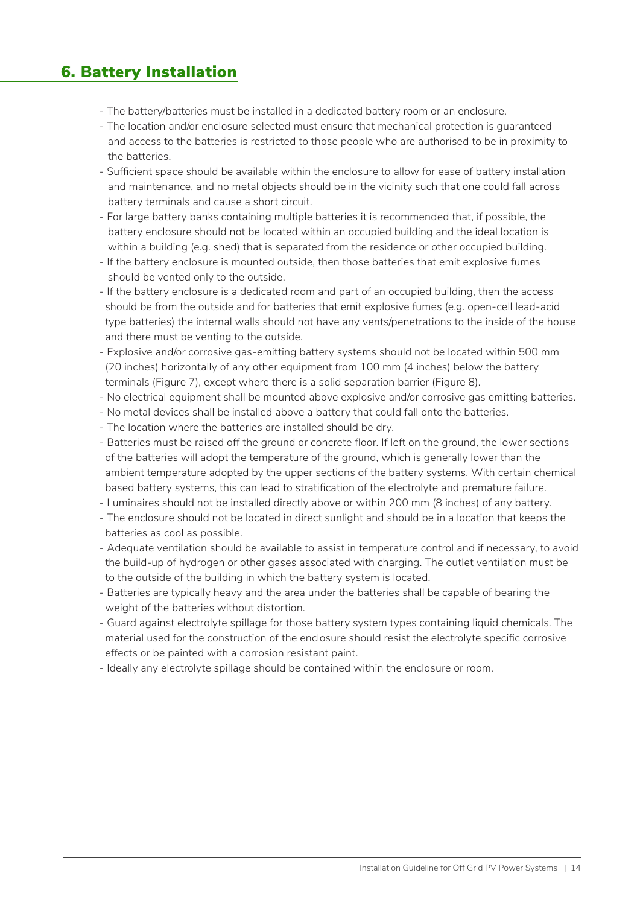## 6. Battery Installation

- The battery/batteries must be installed in a dedicated battery room or an enclosure.
- The location and/or enclosure selected must ensure that mechanical protection is guaranteed and access to the batteries is restricted to those people who are authorised to be in proximity to the batteries.
- Sufficient space should be available within the enclosure to allow for ease of battery installation and maintenance, and no metal objects should be in the vicinity such that one could fall across battery terminals and cause a short circuit.
- For large battery banks containing multiple batteries it is recommended that, if possible, the battery enclosure should not be located within an occupied building and the ideal location is within a building (e.g. shed) that is separated from the residence or other occupied building.
- If the battery enclosure is mounted outside, then those batteries that emit explosive fumes should be vented only to the outside.
- If the battery enclosure is a dedicated room and part of an occupied building, then the access should be from the outside and for batteries that emit explosive fumes (e.g. open-cell lead-acid type batteries) the internal walls should not have any vents/penetrations to the inside of the house and there must be venting to the outside.
- Explosive and/or corrosive gas-emitting battery systems should not be located within 500 mm (20 inches) horizontally of any other equipment from 100 mm (4 inches) below the battery terminals (Figure 7), except where there is a solid separation barrier (Figure 8).
- No electrical equipment shall be mounted above explosive and/or corrosive gas emitting batteries.
- No metal devices shall be installed above a battery that could fall onto the batteries.
- The location where the batteries are installed should be dry.
- Batteries must be raised off the ground or concrete floor. If left on the ground, the lower sections of the batteries will adopt the temperature of the ground, which is generally lower than the ambient temperature adopted by the upper sections of the battery systems. With certain chemical based battery systems, this can lead to stratification of the electrolyte and premature failure.
- Luminaires should not be installed directly above or within 200 mm (8 inches) of any battery.
- The enclosure should not be located in direct sunlight and should be in a location that keeps the batteries as cool as possible.
- Adequate ventilation should be available to assist in temperature control and if necessary, to avoid the build-up of hydrogen or other gases associated with charging. The outlet ventilation must be to the outside of the building in which the battery system is located.
- Batteries are typically heavy and the area under the batteries shall be capable of bearing the weight of the batteries without distortion.
- Guard against electrolyte spillage for those battery system types containing liquid chemicals. The material used for the construction of the enclosure should resist the electrolyte specific corrosive effects or be painted with a corrosion resistant paint.
- Ideally any electrolyte spillage should be contained within the enclosure or room.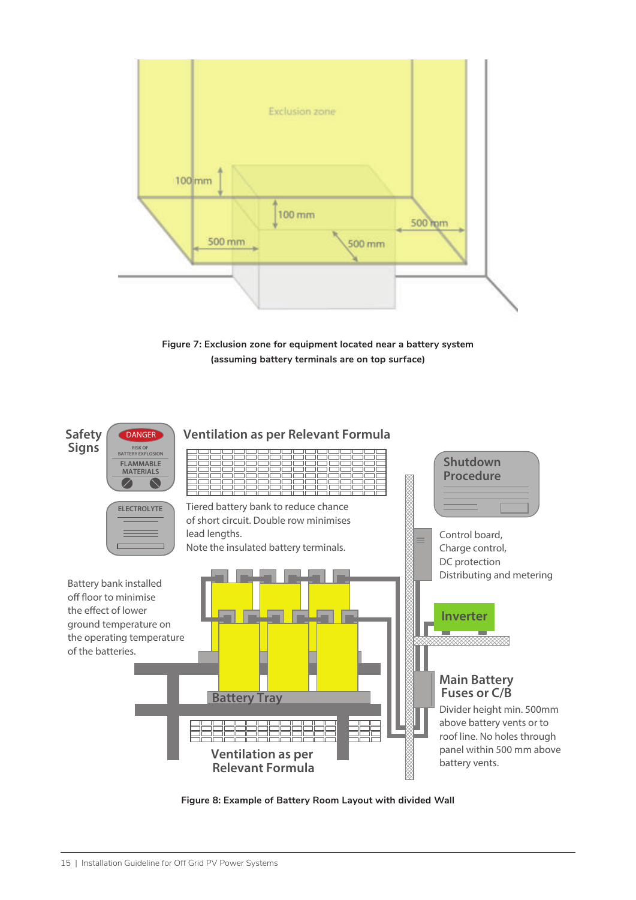Figure 7: Exclusion zone for equipment located near a battery system (assuming battery terminals are on top surface)

Figure 8: Example of Battery Room Layout with divided Wall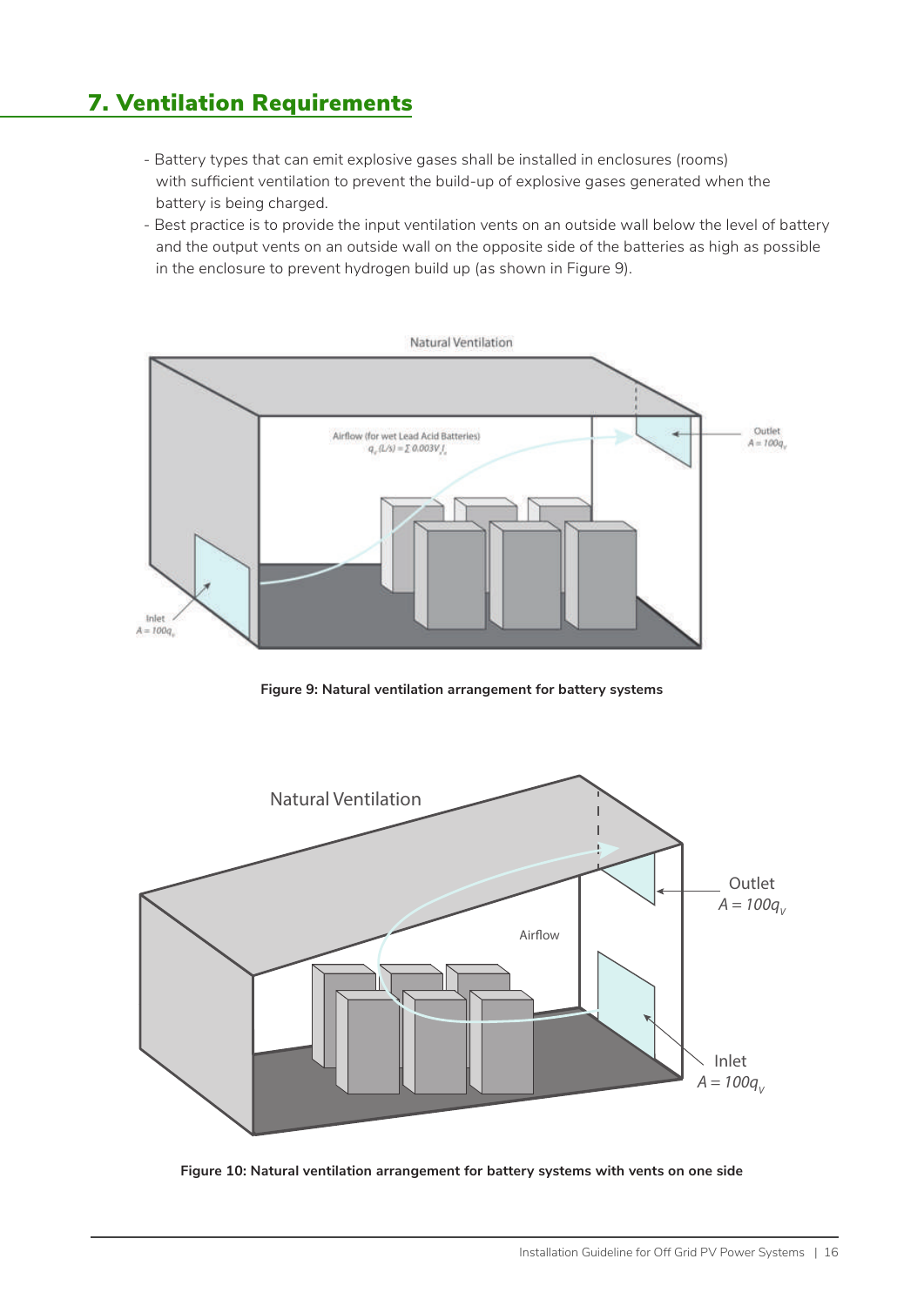# 7. Ventilation Requirements

- Battery types that can emit explosive gases shall be installed in enclosures (rooms) with sufficient ventilation to prevent the build-up of explosive gases generated when the battery is being charged.
- Best practice is to provide the input ventilation vents on an outside wall below the level of battery and the output vents on an outside wall on the opposite side of the batteries as high as possible in the enclosure to prevent hydrogen build up (as shown in Figure 9).

**Figure 9: Natural ventilation arrangement for battery systems**

**Figure 10: Natural ventilation arrangement for battery systems with vents on one side**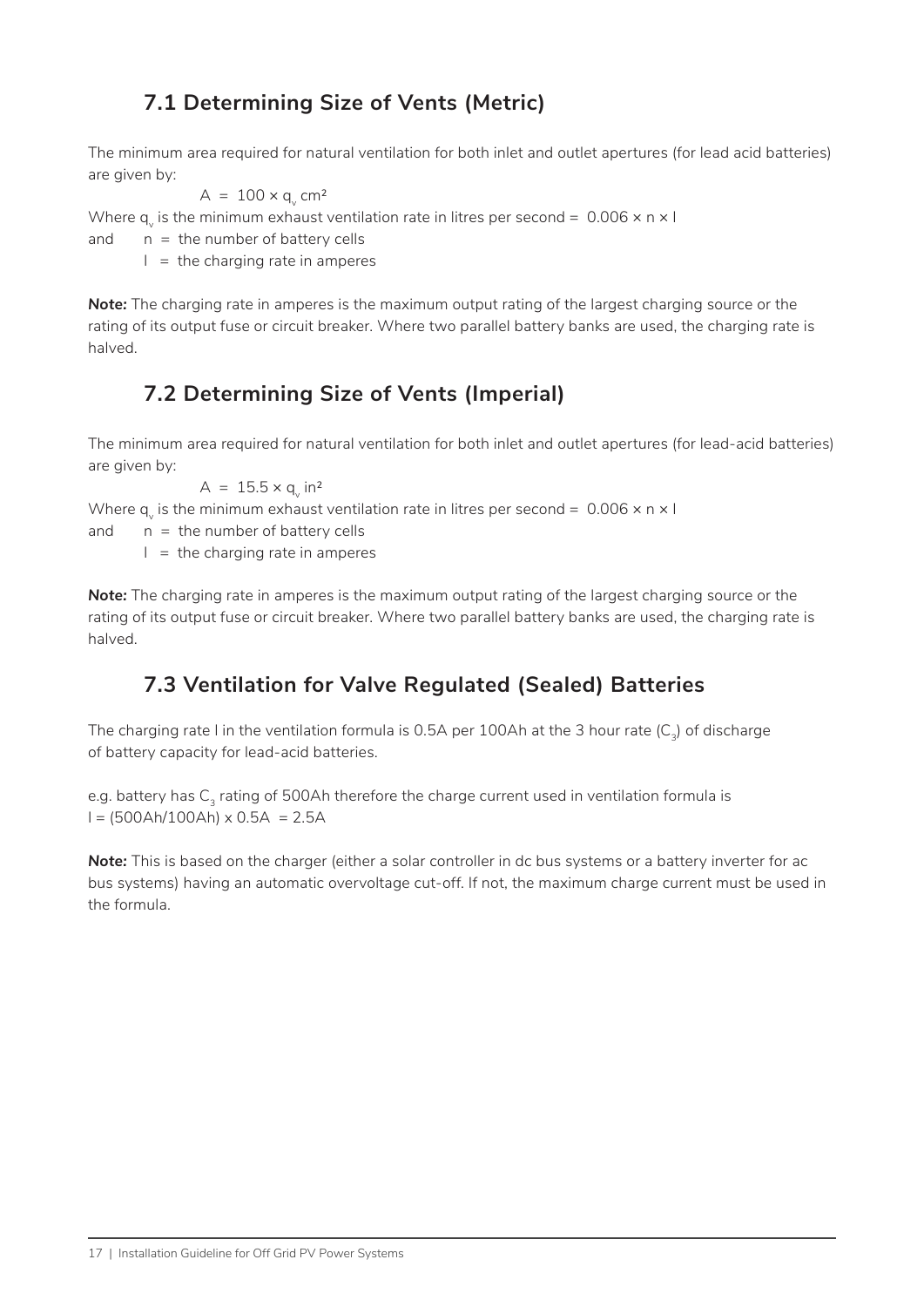## 7.1 Determining Size of Vents (Metric)

The minimum area required for natural ventilation for both inlet and outlet apertures (for lead acid batteries) are given by:

$$A = 100 \times q_v \text{ cm}^2$$

Where $q_v$ is the minimum exhaust ventilation rate in litres per second = $0.006 \times n \times I$

and $n$ = the number of battery cells

$I$ = the charging rate in amperes

***Note:*** The charging rate in amperes is the maximum output rating of the largest charging source or the rating of its output fuse or circuit breaker. Where two parallel battery banks are used, the charging rate is halved.

## 7.2 Determining Size of Vents (Imperial)

The minimum area required for natural ventilation for both inlet and outlet apertures (for lead-acid batteries) are given by:

$$A = 15.5 \times q_v \text{ in}^2$$

Where $q_v$ is the minimum exhaust ventilation rate in litres per second = $0.006 \times n \times I$

and $n$ = the number of battery cells

$I$ = the charging rate in amperes

***Note:*** The charging rate in amperes is the maximum output rating of the largest charging source or the rating of its output fuse or circuit breaker. Where two parallel battery banks are used, the charging rate is halved.

## 7.3 Ventilation for Valve Regulated (Sealed) Batteries

The charging rate I in the ventilation formula is 0.5A per 100Ah at the 3 hour rate ($C_3$) of discharge of battery capacity for lead-acid batteries.

e.g. battery has $C_3$ rating of 500Ah therefore the charge current used in ventilation formula is $I = (500\text{Ah}/100\text{Ah}) \times 0.5\text{A} = 2.5\text{A}$

***Note:*** This is based on the charger (either a solar controller in dc bus systems or a battery inverter for ac bus systems) having an automatic overvoltage cut-off. If not, the maximum charge current must be used in the formula.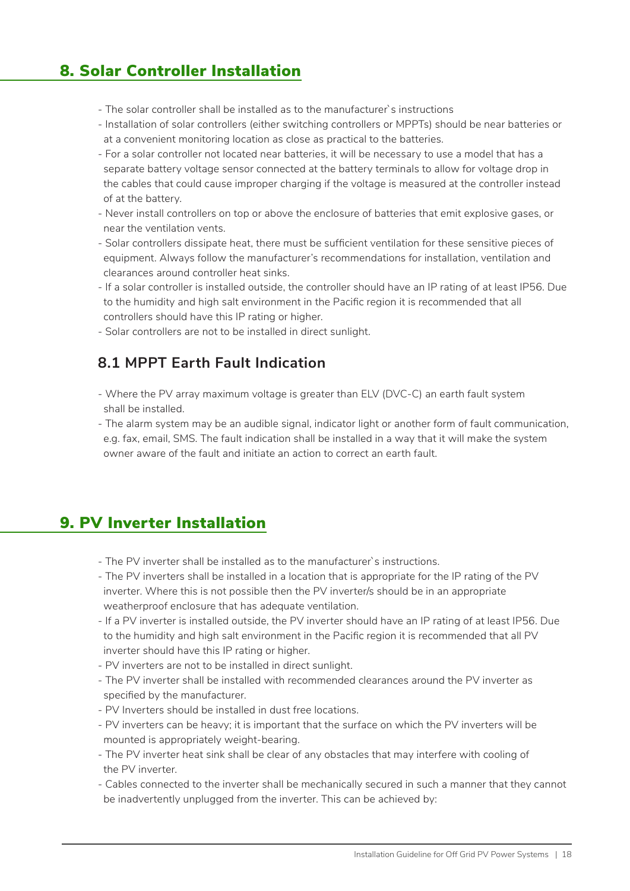## 8. Solar Controller Installation

- The solar controller shall be installed as to the manufacturer`s instructions
- Installation of solar controllers (either switching controllers or MPPTs) should be near batteries or at a convenient monitoring location as close as practical to the batteries.
- For a solar controller not located near batteries, it will be necessary to use a model that has a separate battery voltage sensor connected at the battery terminals to allow for voltage drop in the cables that could cause improper charging if the voltage is measured at the controller instead of at the battery.
- Never install controllers on top or above the enclosure of batteries that emit explosive gases, or near the ventilation vents.
- Solar controllers dissipate heat, there must be sufficient ventilation for these sensitive pieces of equipment. Always follow the manufacturer's recommendations for installation, ventilation and clearances around controller heat sinks.
- If a solar controller is installed outside, the controller should have an IP rating of at least IP56. Due to the humidity and high salt environment in the Pacific region it is recommended that all controllers should have this IP rating or higher.
- Solar controllers are not to be installed in direct sunlight.

### 8.1 MPPT Earth Fault Indication

- Where the PV array maximum voltage is greater than ELV (DVC-C) an earth fault system shall be installed.
- The alarm system may be an audible signal, indicator light or another form of fault communication, e.g. fax, email, SMS. The fault indication shall be installed in a way that it will make the system owner aware of the fault and initiate an action to correct an earth fault.

## 9. PV Inverter Installation

- The PV inverter shall be installed as to the manufacturer`s instructions.
- The PV inverters shall be installed in a location that is appropriate for the IP rating of the PV inverter. Where this is not possible then the PV inverter/s should be in an appropriate weatherproof enclosure that has adequate ventilation.
- If a PV inverter is installed outside, the PV inverter should have an IP rating of at least IP56. Due to the humidity and high salt environment in the Pacific region it is recommended that all PV inverter should have this IP rating or higher.
- PV inverters are not to be installed in direct sunlight.
- The PV inverter shall be installed with recommended clearances around the PV inverter as specified by the manufacturer.
- PV Inverters should be installed in dust free locations.
- PV inverters can be heavy; it is important that the surface on which the PV inverters will be mounted is appropriately weight-bearing.
- The PV inverter heat sink shall be clear of any obstacles that may interfere with cooling of the PV inverter.
- Cables connected to the inverter shall be mechanically secured in such a manner that they cannot be inadvertently unplugged from the inverter. This can be achieved by: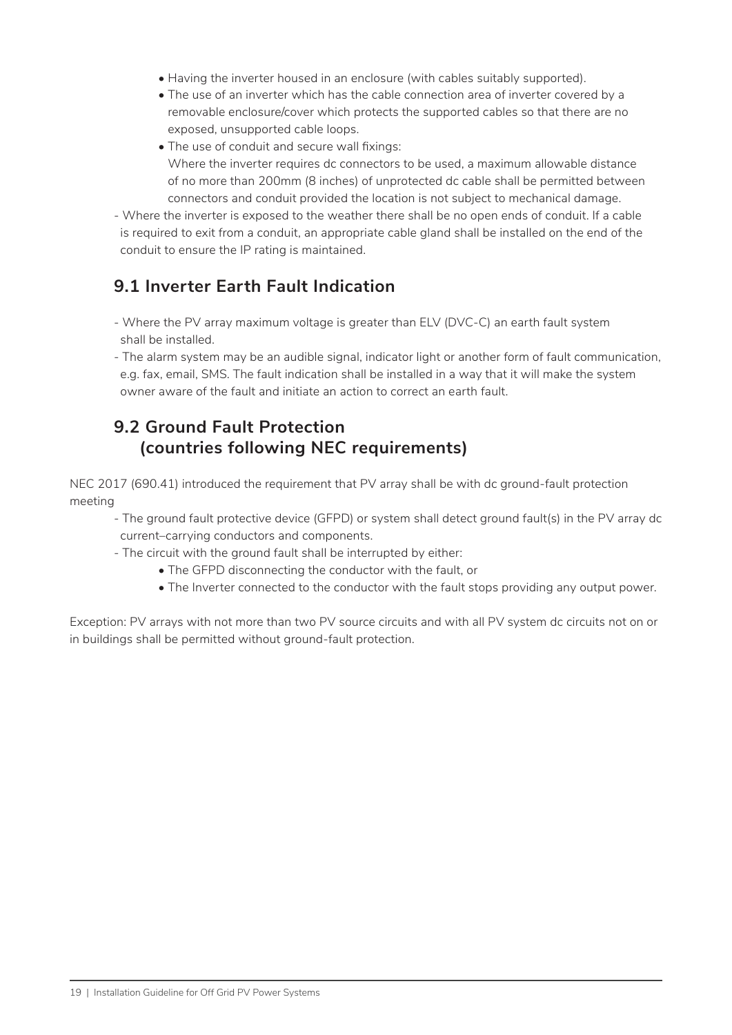- Having the inverter housed in an enclosure (with cables suitably supported).
- The use of an inverter which has the cable connection area of inverter covered by a removable enclosure/cover which protects the supported cables so that there are no exposed, unsupported cable loops.
- The use of conduit and secure wall fixings:
  Where the inverter requires dc connectors to be used, a maximum allowable distance of no more than 200mm (8 inches) of unprotected dc cable shall be permitted between connectors and conduit provided the location is not subject to mechanical damage.

- Where the inverter is exposed to the weather there shall be no open ends of conduit. If a cable is required to exit from a conduit, an appropriate cable gland shall be installed on the end of the conduit to ensure the IP rating is maintained.

## 9.1 Inverter Earth Fault Indication

- Where the PV array maximum voltage is greater than ELV (DVC-C) an earth fault system shall be installed.
- The alarm system may be an audible signal, indicator light or another form of fault communication, e.g. fax, email, SMS. The fault indication shall be installed in a way that it will make the system owner aware of the fault and initiate an action to correct an earth fault.

## 9.2 Ground Fault Protection (countries following NEC requirements)

NEC 2017 (690.41) introduced the requirement that PV array shall be with dc ground-fault protection meeting

- The ground fault protective device (GFPD) or system shall detect ground fault(s) in the PV array dc current–carrying conductors and components.
- The circuit with the ground fault shall be interrupted by either:
  - The GFPD disconnecting the conductor with the fault, or
  - The Inverter connected to the conductor with the fault stops providing any output power.

Exception: PV arrays with not more than two PV source circuits and with all PV system dc circuits not on or in buildings shall be permitted without ground-fault protection.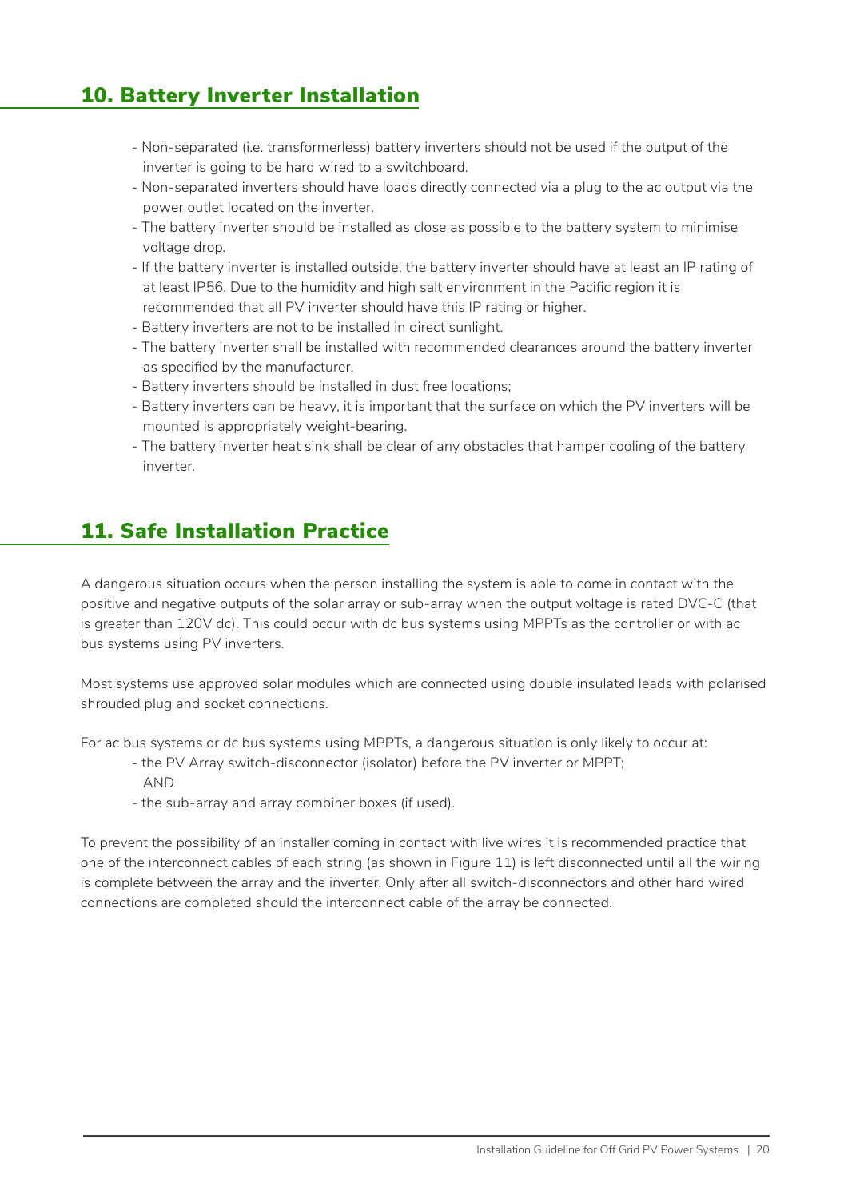## 10. Battery Inverter Installation

- Non-separated (i.e. transformerless) battery inverters should not be used if the output of the inverter is going to be hard wired to a switchboard.
- Non-separated inverters should have loads directly connected via a plug to the ac output via the power outlet located on the inverter.
- The battery inverter should be installed as close as possible to the battery system to minimise voltage drop.
- If the battery inverter is installed outside, the battery inverter should have at least an IP rating of at least IP56. Due to the humidity and high salt environment in the Pacific region it is recommended that all PV inverter should have this IP rating or higher.
- Battery inverters are not to be installed in direct sunlight.
- The battery inverter shall be installed with recommended clearances around the battery inverter as specified by the manufacturer.
- Battery inverters should be installed in dust free locations;
- Battery inverters can be heavy, it is important that the surface on which the PV inverters will be mounted is appropriately weight-bearing.
- The battery inverter heat sink shall be clear of any obstacles that hamper cooling of the battery inverter.

## 11. Safe Installation Practice

A dangerous situation occurs when the person installing the system is able to come in contact with the positive and negative outputs of the solar array or sub-array when the output voltage is rated DVC-C (that is greater than 120V dc). This could occur with dc bus systems using MPPTs as the controller or with ac bus systems using PV inverters.

Most systems use approved solar modules which are connected using double insulated leads with polarised shrouded plug and socket connections.

For ac bus systems or dc bus systems using MPPTs, a dangerous situation is only likely to occur at:

- the PV Array switch-disconnector (isolator) before the PV inverter or MPPT;
  AND
- the sub-array and array combiner boxes (if used).

To prevent the possibility of an installer coming in contact with live wires it is recommended practice that one of the interconnect cables of each string (as shown in Figure 11) is left disconnected until all the wiring is complete between the array and the inverter. Only after all switch-disconnectors and other hard wired connections are completed should the interconnect cable of the array be connected.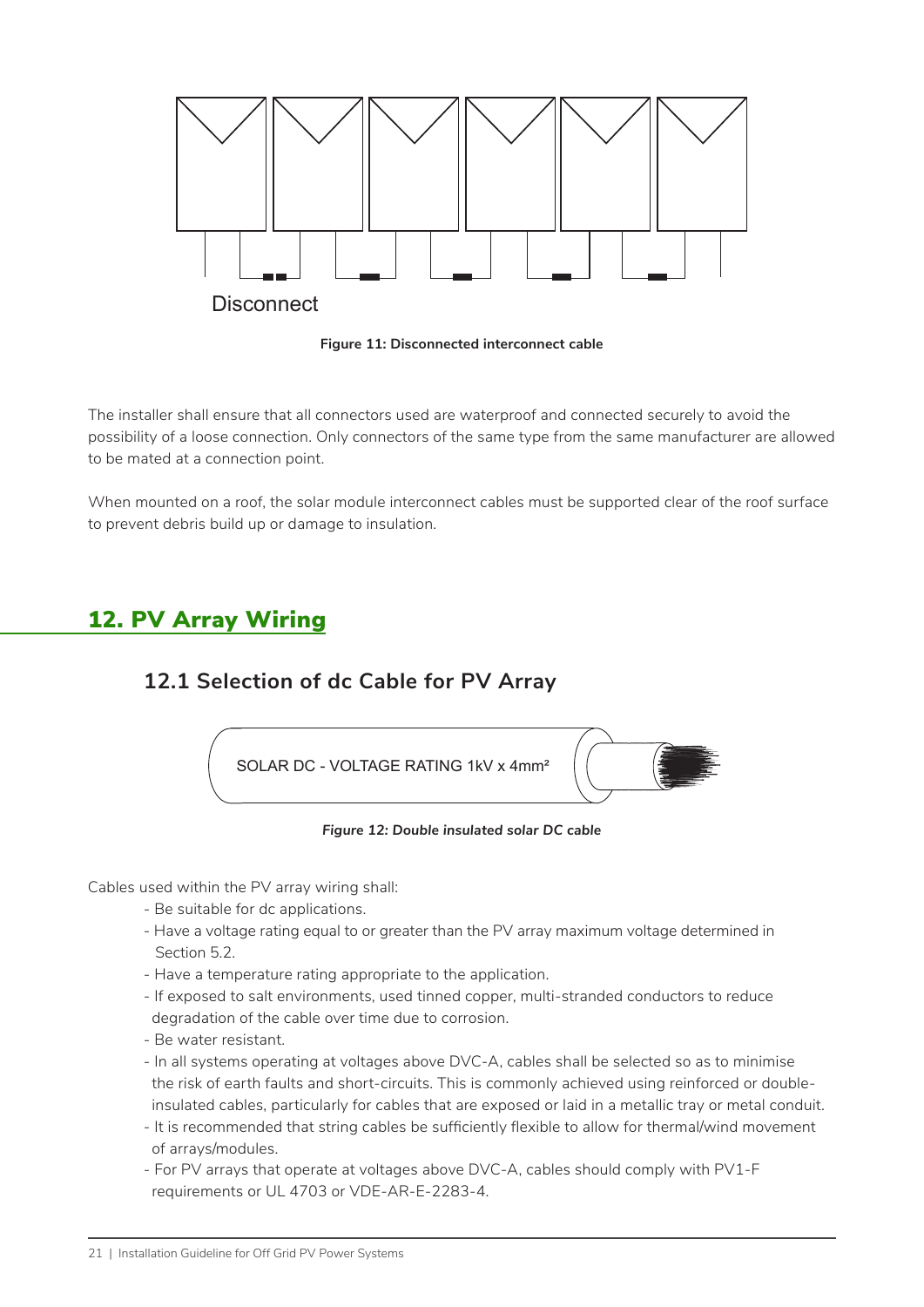Disconnect

**Figure 11: Disconnected interconnect cable**

The installer shall ensure that all connectors used are waterproof and connected securely to avoid the possibility of a loose connection. Only connectors of the same type from the same manufacturer are allowed to be mated at a connection point.

When mounted on a roof, the solar module interconnect cables must be supported clear of the roof surface to prevent debris build up or damage to insulation.

# 12. PV Array Wiring

## 12.1 Selection of dc Cable for PV Array

SOLAR DC - VOLTAGE RATING 1kV x 4mm²

***Figure 12: Double insulated solar DC cable***

Cables used within the PV array wiring shall:

- Be suitable for dc applications.
- Have a voltage rating equal to or greater than the PV array maximum voltage determined in Section 5.2.
- Have a temperature rating appropriate to the application.
- If exposed to salt environments, used tinned copper, multi-stranded conductors to reduce degradation of the cable over time due to corrosion.
- Be water resistant.
- In all systems operating at voltages above DVC-A, cables shall be selected so as to minimise the risk of earth faults and short-circuits. This is commonly achieved using reinforced or double-insulated cables, particularly for cables that are exposed or laid in a metallic tray or metal conduit.
- It is recommended that string cables be sufficiently flexible to allow for thermal/wind movement of arrays/modules.
- For PV arrays that operate at voltages above DVC-A, cables should comply with PV1-F requirements or UL 4703 or VDE-AR-E-2283-4.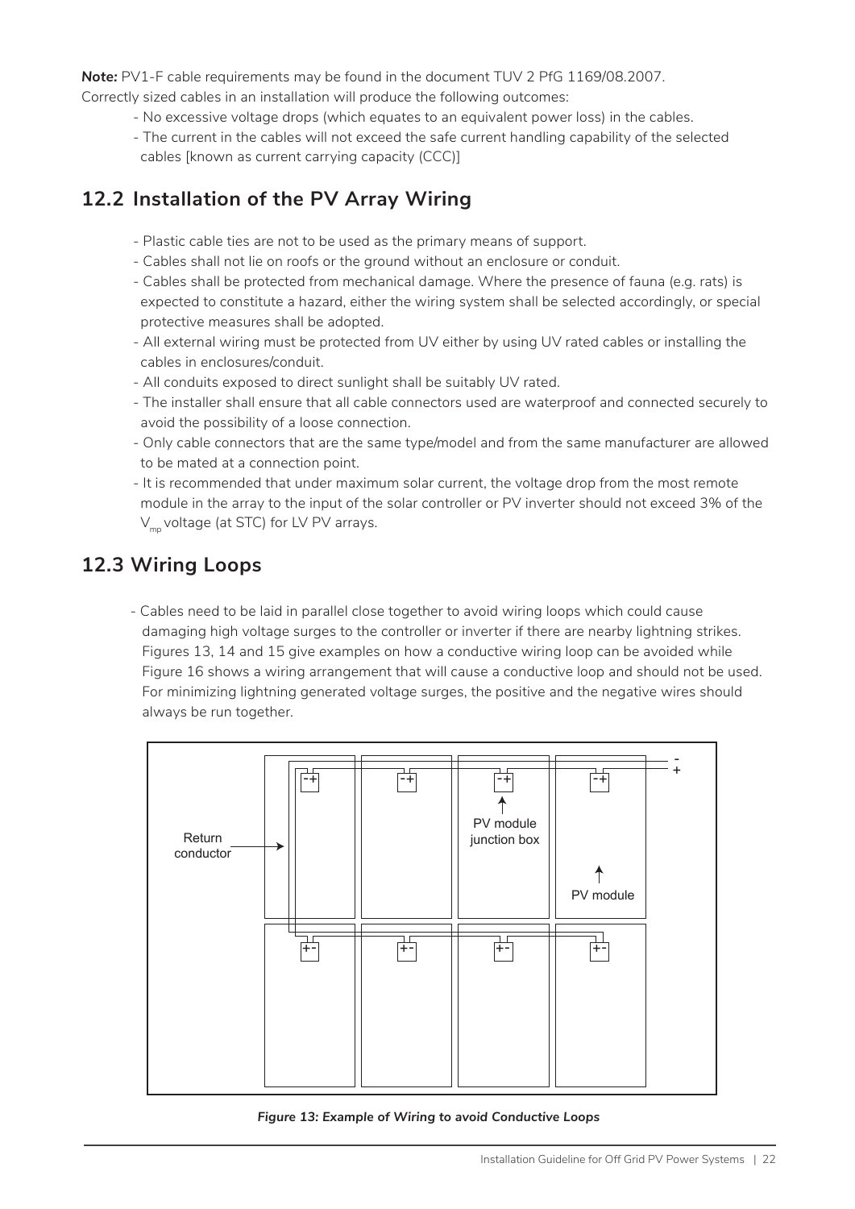**Note:** PV1-F cable requirements may be found in the document TUV 2 PfG 1169/08.2007.
Correctly sized cables in an installation will produce the following outcomes:

- No excessive voltage drops (which equates to an equivalent power loss) in the cables.
- The current in the cables will not exceed the safe current handling capability of the selected cables [known as current carrying capacity (CCC)]

## 12.2 Installation of the PV Array Wiring

- Plastic cable ties are not to be used as the primary means of support.
- Cables shall not lie on roofs or the ground without an enclosure or conduit.
- Cables shall be protected from mechanical damage. Where the presence of fauna (e.g. rats) is expected to constitute a hazard, either the wiring system shall be selected accordingly, or special protective measures shall be adopted.
- All external wiring must be protected from UV either by using UV rated cables or installing the cables in enclosures/conduit.
- All conduits exposed to direct sunlight shall be suitably UV rated.
- The installer shall ensure that all cable connectors used are waterproof and connected securely to avoid the possibility of a loose connection.
- Only cable connectors that are the same type/model and from the same manufacturer are allowed to be mated at a connection point.
- It is recommended that under maximum solar current, the voltage drop from the most remote module in the array to the input of the solar controller or PV inverter should not exceed 3% of the $V_{mp}$ voltage (at STC) for LV PV arrays.

## 12.3 Wiring Loops

- Cables need to be laid in parallel close together to avoid wiring loops which could cause damaging high voltage surges to the controller or inverter if there are nearby lightning strikes. Figures 13, 14 and 15 give examples on how a conductive wiring loop can be avoided while Figure 16 shows a wiring arrangement that will cause a conductive loop and should not be used. For minimizing lightning generated voltage surges, the positive and the negative wires should always be run together.

*Figure 13: Example of Wiring to avoid Conductive Loops*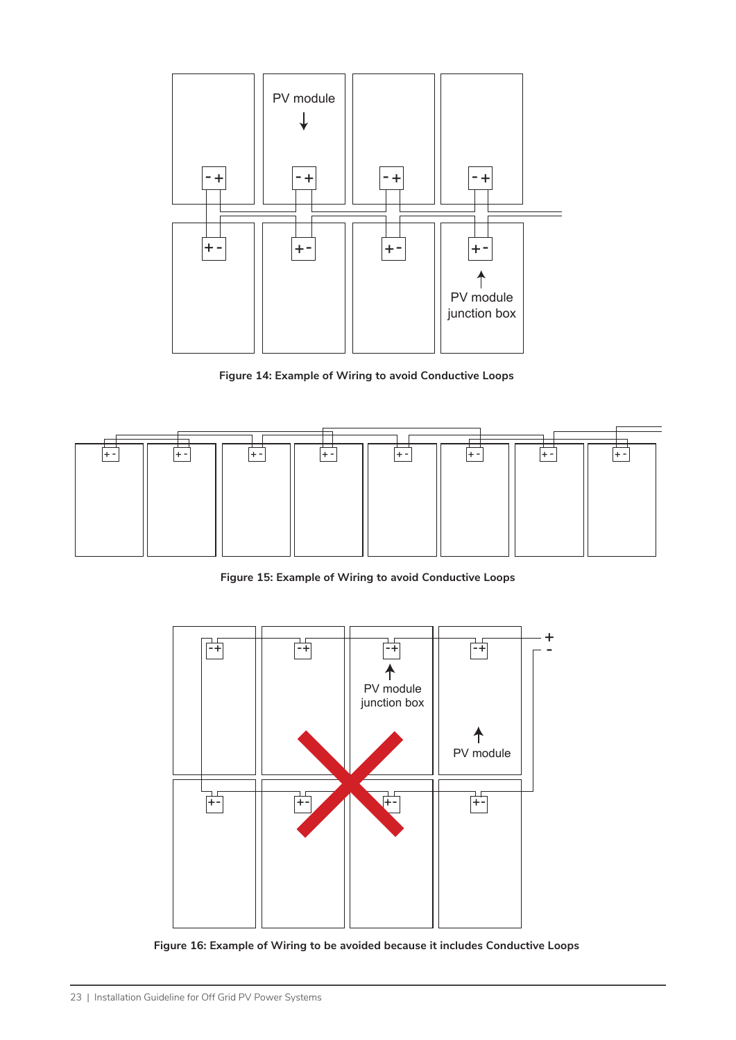PV module

PV module junction box

**Figure 14: Example of Wiring to avoid Conductive Loops**

**Figure 15: Example of Wiring to avoid Conductive Loops**

PV module junction box

PV module

**Figure 16: Example of Wiring to be avoided because it includes Conductive Loops**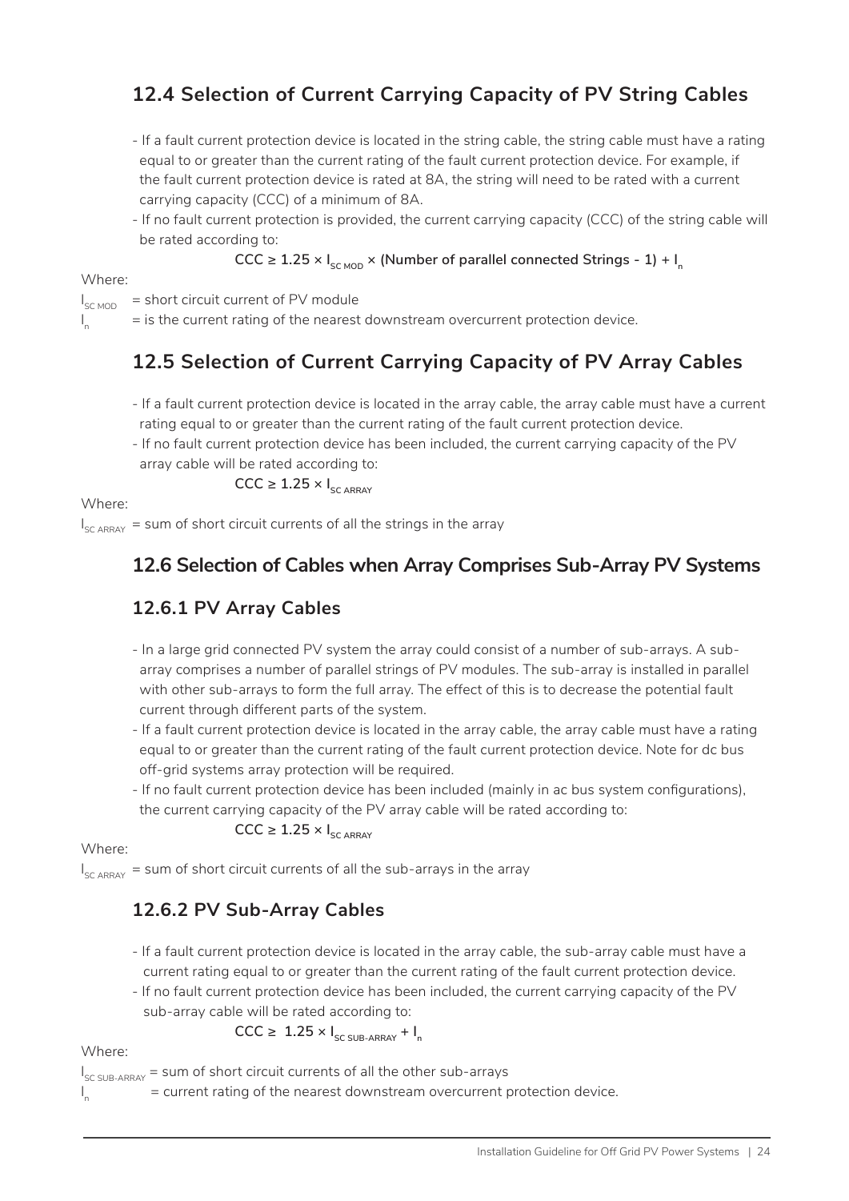## 12.4 Selection of Current Carrying Capacity of PV String Cables

- If a fault current protection device is located in the string cable, the string cable must have a rating equal to or greater than the current rating of the fault current protection device. For example, if the fault current protection device is rated at 8A, the string will need to be rated with a current carrying capacity (CCC) of a minimum of 8A.
- If no fault current protection is provided, the current carrying capacity (CCC) of the string cable will be rated according to:

$$CCC \geq 1.25 \times I_{SC\ MOD} \times (\text{Number of parallel connected Strings - 1}) + I_n$$

Where:

$I_{SC\ MOD}$ = short circuit current of PV module

$I_n$ = is the current rating of the nearest downstream overcurrent protection device.

## 12.5 Selection of Current Carrying Capacity of PV Array Cables

- If a fault current protection device is located in the array cable, the array cable must have a current rating equal to or greater than the current rating of the fault current protection device.
- If no fault current protection device has been included, the current carrying capacity of the PV array cable will be rated according to:

$$CCC \geq 1.25 \times I_{SC\ ARRAY}$$

Where:

$I_{SC\ ARRAY}$ = sum of short circuit currents of all the strings in the array

## 12.6 Selection of Cables when Array Comprises Sub-Array PV Systems

### 12.6.1 PV Array Cables

- In a large grid connected PV system the array could consist of a number of sub-arrays. A sub-array comprises a number of parallel strings of PV modules. The sub-array is installed in parallel with other sub-arrays to form the full array. The effect of this is to decrease the potential fault current through different parts of the system.
- If a fault current protection device is located in the array cable, the array cable must have a rating equal to or greater than the current rating of the fault current protection device. Note for dc bus off-grid systems array protection will be required.
- If no fault current protection device has been included (mainly in ac bus system configurations), the current carrying capacity of the PV array cable will be rated according to:

$$CCC \geq 1.25 \times I_{SC\ ARRAY}$$

Where:

$I_{SC\ ARRAY}$ = sum of short circuit currents of all the sub-arrays in the array

### 12.6.2 PV Sub-Array Cables

- If a fault current protection device is located in the array cable, the sub-array cable must have a current rating equal to or greater than the current rating of the fault current protection device.
- If no fault current protection device has been included, the current carrying capacity of the PV sub-array cable will be rated according to:

$$CCC \geq 1.25 \times I_{SC\ SUB\text{-}ARRAY} + I_n$$

Where:

$I_{SC\ SUB\text{-}ARRAY}$ = sum of short circuit currents of all the other sub-arrays

$I_n$ = current rating of the nearest downstream overcurrent protection device.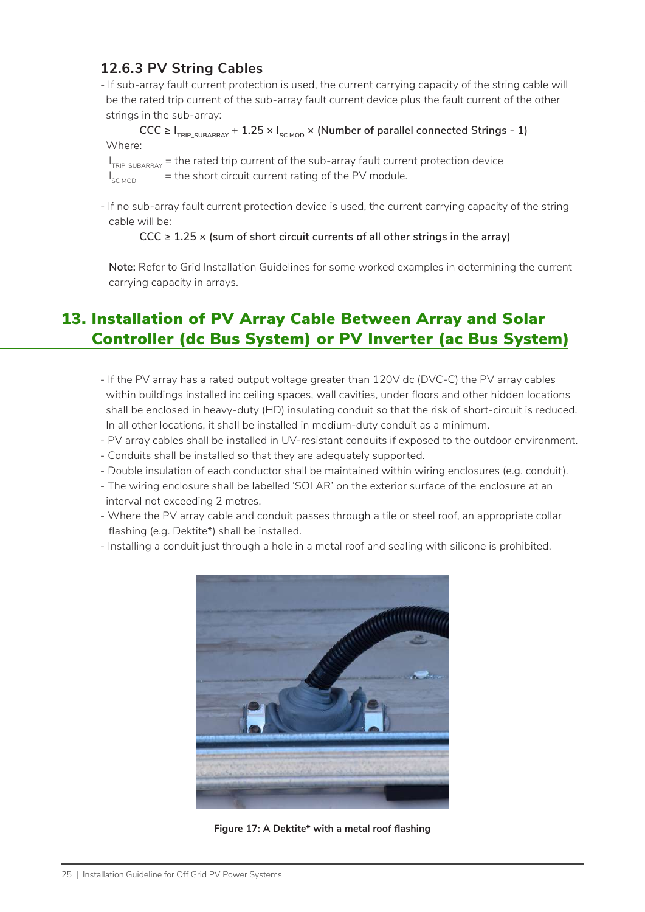### 12.6.3 PV String Cables

- If sub-array fault current protection is used, the current carrying capacity of the string cable will be the rated trip current of the sub-array fault current device plus the fault current of the other strings in the sub-array:

  $$CCC \geq I_{TRIP\_SUBARRAY} + 1.25 \times I_{SC\ MOD} \times \text{(Number of parallel connected Strings - 1)}$$

  Where:

  $I_{TRIP\_SUBARRAY}$ = the rated trip current of the sub-array fault current protection device

  $I_{SC\ MOD}$ = the short circuit current rating of the PV module.

- If no sub-array fault current protection device is used, the current carrying capacity of the string cable will be:

  $$CCC \geq 1.25 \times \text{(sum of short circuit currents of all other strings in the array)}$$

  **Note:** Refer to Grid Installation Guidelines for some worked examples in determining the current carrying capacity in arrays.

## 13. Installation of PV Array Cable Between Array and Solar Controller (dc Bus System) or PV Inverter (ac Bus System)

- If the PV array has a rated output voltage greater than 120V dc (DVC-C) the PV array cables within buildings installed in: ceiling spaces, wall cavities, under floors and other hidden locations shall be enclosed in heavy-duty (HD) insulating conduit so that the risk of short-circuit is reduced. In all other locations, it shall be installed in medium-duty conduit as a minimum.
- PV array cables shall be installed in UV-resistant conduits if exposed to the outdoor environment.
- Conduits shall be installed so that they are adequately supported.
- Double insulation of each conductor shall be maintained within wiring enclosures (e.g. conduit).
- The wiring enclosure shall be labelled 'SOLAR' on the exterior surface of the enclosure at an interval not exceeding 2 metres.
- Where the PV array cable and conduit passes through a tile or steel roof, an appropriate collar flashing (e.g. Dektite*) shall be installed.
- Installing a conduit just through a hole in a metal roof and sealing with silicone is prohibited.

**Figure 17: A Dektite* with a metal roof flashing**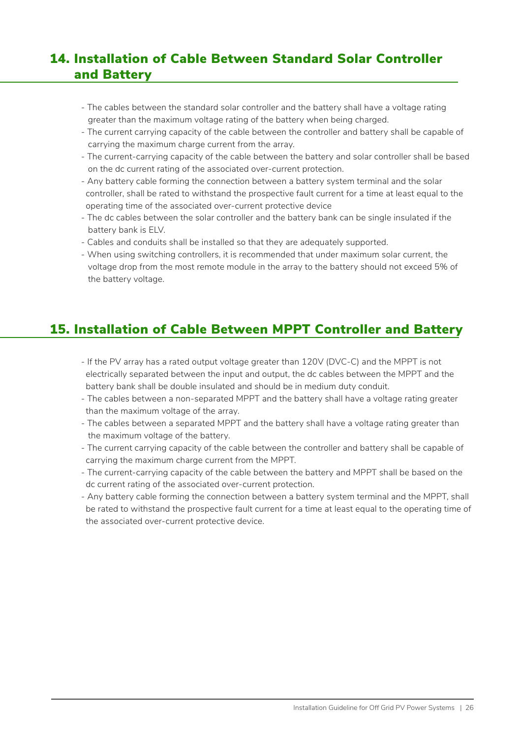## 14. Installation of Cable Between Standard Solar Controller and Battery

- The cables between the standard solar controller and the battery shall have a voltage rating greater than the maximum voltage rating of the battery when being charged.
- The current carrying capacity of the cable between the controller and battery shall be capable of carrying the maximum charge current from the array.
- The current-carrying capacity of the cable between the battery and solar controller shall be based on the dc current rating of the associated over-current protection.
- Any battery cable forming the connection between a battery system terminal and the solar controller, shall be rated to withstand the prospective fault current for a time at least equal to the operating time of the associated over-current protective device
- The dc cables between the solar controller and the battery bank can be single insulated if the battery bank is ELV.
- Cables and conduits shall be installed so that they are adequately supported.
- When using switching controllers, it is recommended that under maximum solar current, the voltage drop from the most remote module in the array to the battery should not exceed 5% of the battery voltage.

## 15. Installation of Cable Between MPPT Controller and Battery

- If the PV array has a rated output voltage greater than 120V (DVC-C) and the MPPT is not electrically separated between the input and output, the dc cables between the MPPT and the battery bank shall be double insulated and should be in medium duty conduit.
- The cables between a non-separated MPPT and the battery shall have a voltage rating greater than the maximum voltage of the array.
- The cables between a separated MPPT and the battery shall have a voltage rating greater than the maximum voltage of the battery.
- The current carrying capacity of the cable between the controller and battery shall be capable of carrying the maximum charge current from the MPPT.
- The current-carrying capacity of the cable between the battery and MPPT shall be based on the dc current rating of the associated over-current protection.
- Any battery cable forming the connection between a battery system terminal and the MPPT, shall be rated to withstand the prospective fault current for a time at least equal to the operating time of the associated over-current protective device.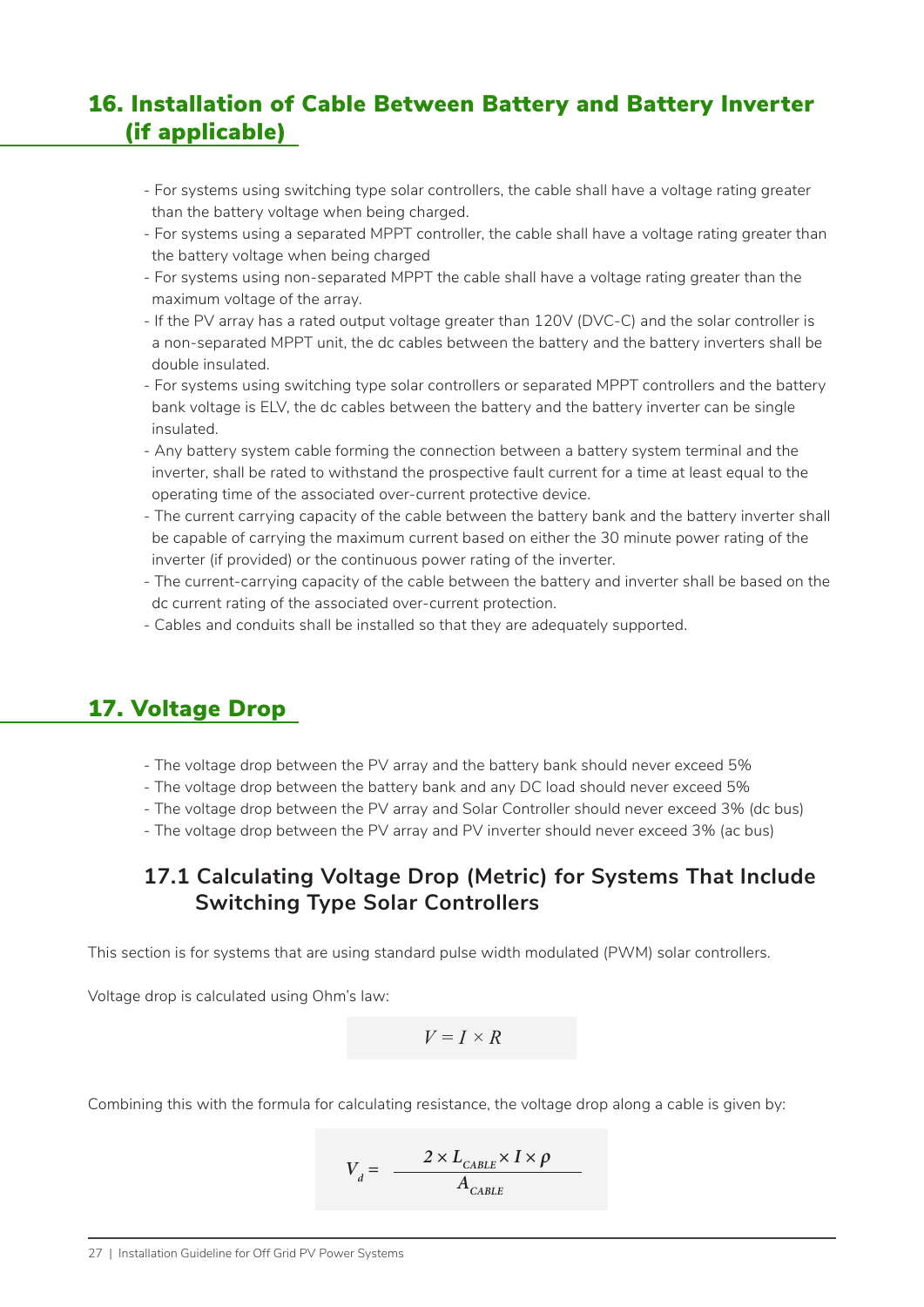## 16. Installation of Cable Between Battery and Battery Inverter (if applicable)

- For systems using switching type solar controllers, the cable shall have a voltage rating greater than the battery voltage when being charged.
- For systems using a separated MPPT controller, the cable shall have a voltage rating greater than the battery voltage when being charged
- For systems using non-separated MPPT the cable shall have a voltage rating greater than the maximum voltage of the array.
- If the PV array has a rated output voltage greater than 120V (DVC-C) and the solar controller is a non-separated MPPT unit, the dc cables between the battery and the battery inverters shall be double insulated.
- For systems using switching type solar controllers or separated MPPT controllers and the battery bank voltage is ELV, the dc cables between the battery and the battery inverter can be single insulated.
- Any battery system cable forming the connection between a battery system terminal and the inverter, shall be rated to withstand the prospective fault current for a time at least equal to the operating time of the associated over-current protective device.
- The current carrying capacity of the cable between the battery bank and the battery inverter shall be capable of carrying the maximum current based on either the 30 minute power rating of the inverter (if provided) or the continuous power rating of the inverter.
- The current-carrying capacity of the cable between the battery and inverter shall be based on the dc current rating of the associated over-current protection.
- Cables and conduits shall be installed so that they are adequately supported.

## 17. Voltage Drop

- The voltage drop between the PV array and the battery bank should never exceed 5%
- The voltage drop between the battery bank and any DC load should never exceed 5%
- The voltage drop between the PV array and Solar Controller should never exceed 3% (dc bus)
- The voltage drop between the PV array and PV inverter should never exceed 3% (ac bus)

### 17.1 Calculating Voltage Drop (Metric) for Systems That Include Switching Type Solar Controllers

This section is for systems that are using standard pulse width modulated (PWM) solar controllers.

Voltage drop is calculated using Ohm's law:

$$V = I \times R$$

Combining this with the formula for calculating resistance, the voltage drop along a cable is given by:

$$V_d = \frac{2 \times L_{CABLE} \times I \times \rho}{A_{CABLE}}$$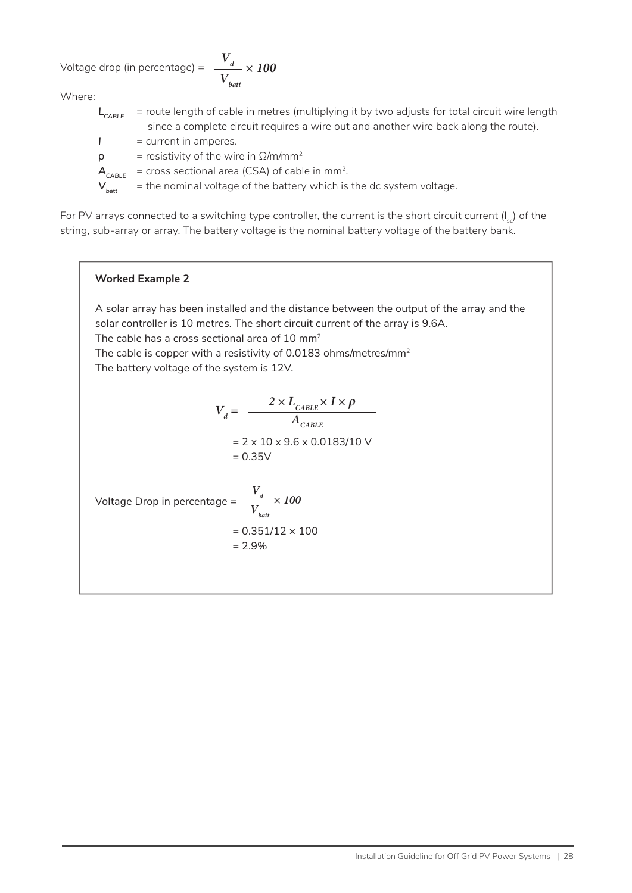Voltage drop (in percentage) = $\dfrac{V_d}{V_{batt}} \times 100$

Where:

- $L_{CABLE}$ = route length of cable in metres (multiplying it by two adjusts for total circuit wire length since a complete circuit requires a wire out and another wire back along the route).
- $I$ = current in amperes.
- $\rho$ = resistivity of the wire in $\Omega$/m/mm[2]
- $A_{CABLE}$ = cross sectional area (CSA) of cable in mm[2].
- $V_{batt}$ = the nominal voltage of the battery which is the dc system voltage.

For PV arrays connected to a switching type controller, the current is the short circuit current ($I_{sc}$) of the string, sub-array or array. The battery voltage is the nominal battery voltage of the battery bank.

**Worked Example 2**

A solar array has been installed and the distance between the output of the array and the solar controller is 10 metres. The short circuit current of the array is 9.6A.
The cable has a cross sectional area of 10 mm[2]
The cable is copper with a resistivity of 0.0183 ohms/metres/mm[2]
The battery voltage of the system is 12V.

$$V_d = \frac{2 \times L_{CABLE} \times I \times \rho}{A_{CABLE}}$$

= 2 x 10 x 9.6 x 0.0183/10 V
= 0.35V

Voltage Drop in percentage = $\dfrac{V_d}{V_{batt}} \times 100$

= 0.351/12 × 100
= 2.9%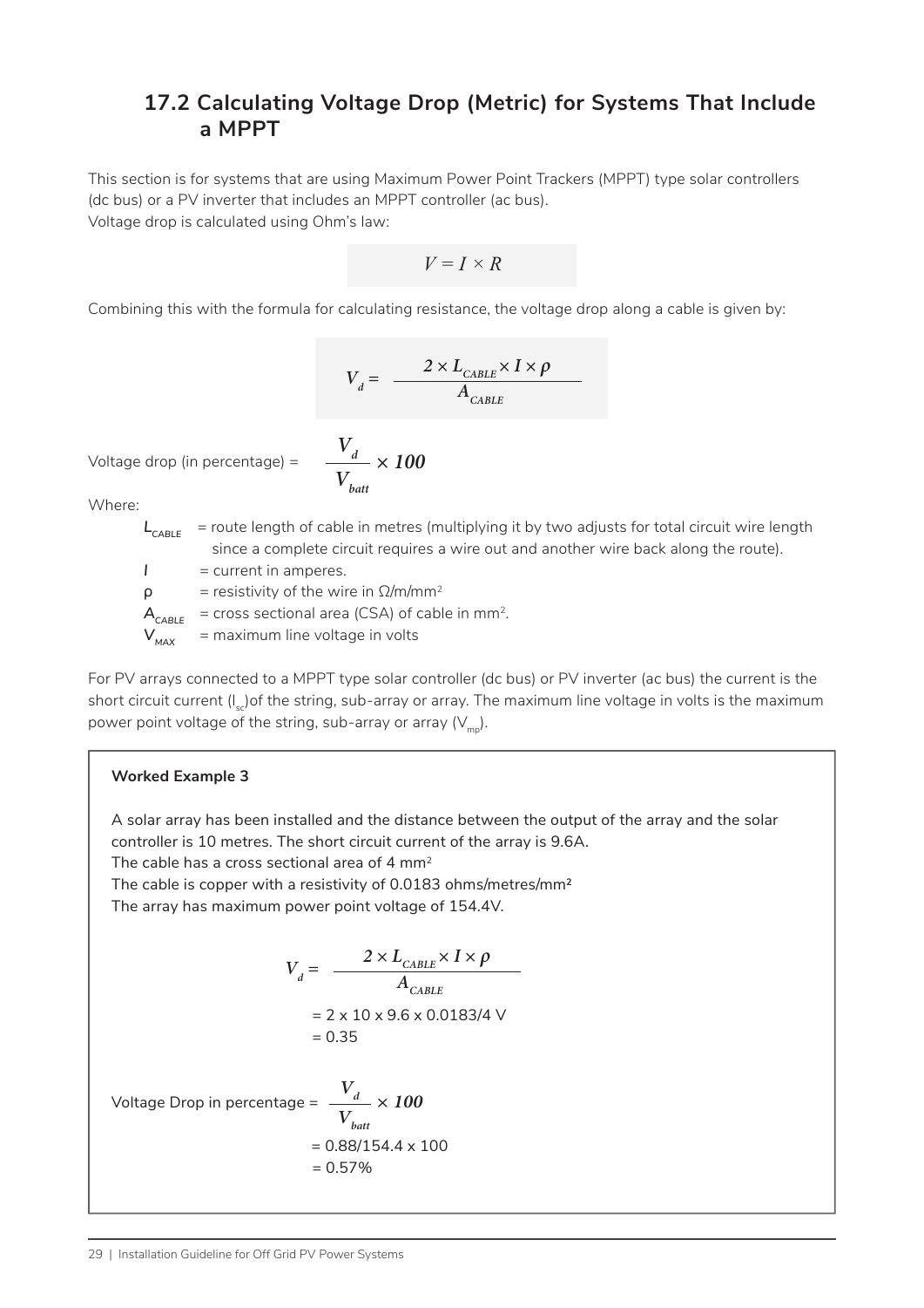## 17.2 Calculating Voltage Drop (Metric) for Systems That Include a MPPT

This section is for systems that are using Maximum Power Point Trackers (MPPT) type solar controllers (dc bus) or a PV inverter that includes an MPPT controller (ac bus).
Voltage drop is calculated using Ohm's law:

$$V = I \times R$$

Combining this with the formula for calculating resistance, the voltage drop along a cable is given by:

$$V_d = \frac{2 \times L_{CABLE} \times I \times \rho}{A_{CABLE}}$$

Voltage drop (in percentage) = $\frac{V_d}{V_{batt}} \times 100$

Where:

- $L_{CABLE}$ = route length of cable in metres (multiplying it by two adjusts for total circuit wire length since a complete circuit requires a wire out and another wire back along the route).
- $I$ = current in amperes.
- $\rho$ = resistivity of the wire in Ω/m/mm²
- $A_{CABLE}$ = cross sectional area (CSA) of cable in mm².
- $V_{MAX}$ = maximum line voltage in volts

For PV arrays connected to a MPPT type solar controller (dc bus) or PV inverter (ac bus) the current is the short circuit current ($I_{sc}$)of the string, sub-array or array. The maximum line voltage in volts is the maximum power point voltage of the string, sub-array or array ($V_{mp}$).

**Worked Example 3**

A solar array has been installed and the distance between the output of the array and the solar controller is 10 metres. The short circuit current of the array is 9.6A.
The cable has a cross sectional area of 4 mm²
The cable is copper with a resistivity of 0.0183 ohms/metres/mm²
The array has maximum power point voltage of 154.4V.

$$V_d = \frac{2 \times L_{CABLE} \times I \times \rho}{A_{CABLE}}$$

= 2 x 10 x 9.6 x 0.0183/4 V
= 0.35

Voltage Drop in percentage = $\frac{V_d}{V_{batt}} \times 100$

= 0.88/154.4 x 100
= 0.57%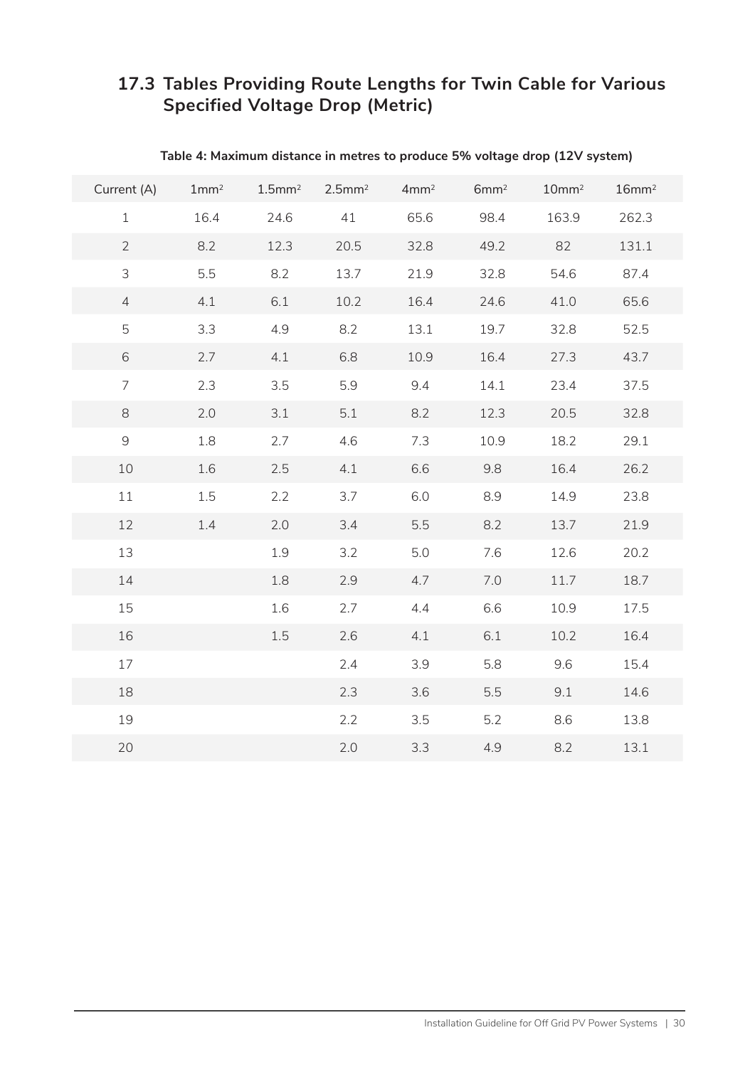## 17.3 Tables Providing Route Lengths for Twin Cable for Various Specified Voltage Drop (Metric)

**Table 4: Maximum distance in metres to produce 5% voltage drop (12V system)**

| Current (A) | 1mm² | 1.5mm² | 2.5mm² | 4mm² | 6mm² | 10mm² | 16mm² |
|---|---|---|---|---|---|---|---|
| 1 | 16.4 | 24.6 | 41 | 65.6 | 98.4 | 163.9 | 262.3 |
| 2 | 8.2 | 12.3 | 20.5 | 32.8 | 49.2 | 82 | 131.1 |
| 3 | 5.5 | 8.2 | 13.7 | 21.9 | 32.8 | 54.6 | 87.4 |
| 4 | 4.1 | 6.1 | 10.2 | 16.4 | 24.6 | 41.0 | 65.6 |
| 5 | 3.3 | 4.9 | 8.2 | 13.1 | 19.7 | 32.8 | 52.5 |
| 6 | 2.7 | 4.1 | 6.8 | 10.9 | 16.4 | 27.3 | 43.7 |
| 7 | 2.3 | 3.5 | 5.9 | 9.4 | 14.1 | 23.4 | 37.5 |
| 8 | 2.0 | 3.1 | 5.1 | 8.2 | 12.3 | 20.5 | 32.8 |
| 9 | 1.8 | 2.7 | 4.6 | 7.3 | 10.9 | 18.2 | 29.1 |
| 10 | 1.6 | 2.5 | 4.1 | 6.6 | 9.8 | 16.4 | 26.2 |
| 11 | 1.5 | 2.2 | 3.7 | 6.0 | 8.9 | 14.9 | 23.8 |
| 12 | 1.4 | 2.0 | 3.4 | 5.5 | 8.2 | 13.7 | 21.9 |
| 13 | | 1.9 | 3.2 | 5.0 | 7.6 | 12.6 | 20.2 |
| 14 | | 1.8 | 2.9 | 4.7 | 7.0 | 11.7 | 18.7 |
| 15 | | 1.6 | 2.7 | 4.4 | 6.6 | 10.9 | 17.5 |
| 16 | | 1.5 | 2.6 | 4.1 | 6.1 | 10.2 | 16.4 |
| 17 | | | 2.4 | 3.9 | 5.8 | 9.6 | 15.4 |
| 18 | | | 2.3 | 3.6 | 5.5 | 9.1 | 14.6 |
| 19 | | | 2.2 | 3.5 | 5.2 | 8.6 | 13.8 |
| 20 | | | 2.0 | 3.3 | 4.9 | 8.2 | 13.1 |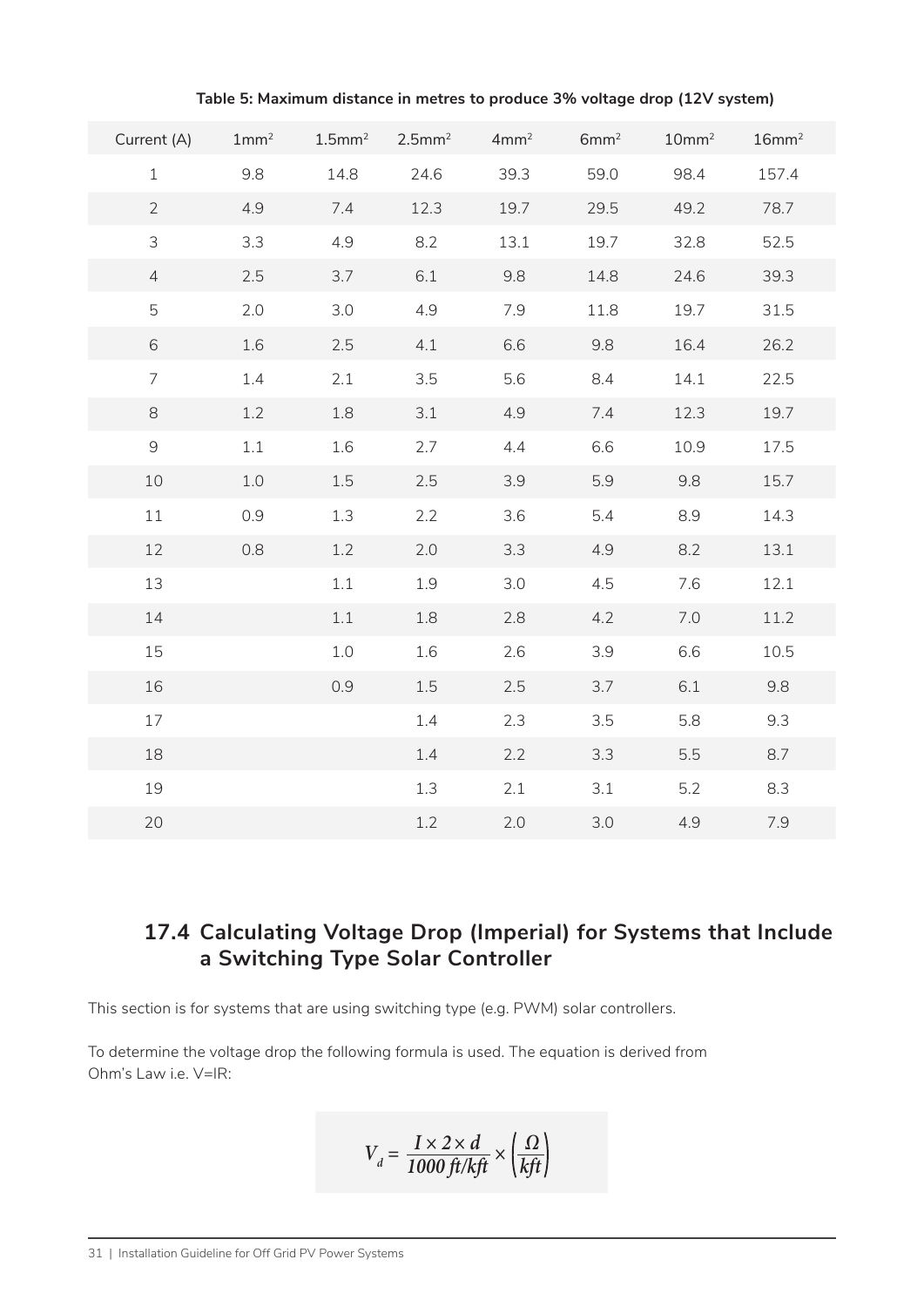**Table 5: Maximum distance in metres to produce 3% voltage drop (12V system)**

| Current (A) | 1mm² | 1.5mm² | 2.5mm² | 4mm² | 6mm² | 10mm² | 16mm² |
|---|---|---|---|---|---|---|---|
| 1 | 9.8 | 14.8 | 24.6 | 39.3 | 59.0 | 98.4 | 157.4 |
| 2 | 4.9 | 7.4 | 12.3 | 19.7 | 29.5 | 49.2 | 78.7 |
| 3 | 3.3 | 4.9 | 8.2 | 13.1 | 19.7 | 32.8 | 52.5 |
| 4 | 2.5 | 3.7 | 6.1 | 9.8 | 14.8 | 24.6 | 39.3 |
| 5 | 2.0 | 3.0 | 4.9 | 7.9 | 11.8 | 19.7 | 31.5 |
| 6 | 1.6 | 2.5 | 4.1 | 6.6 | 9.8 | 16.4 | 26.2 |
| 7 | 1.4 | 2.1 | 3.5 | 5.6 | 8.4 | 14.1 | 22.5 |
| 8 | 1.2 | 1.8 | 3.1 | 4.9 | 7.4 | 12.3 | 19.7 |
| 9 | 1.1 | 1.6 | 2.7 | 4.4 | 6.6 | 10.9 | 17.5 |
| 10 | 1.0 | 1.5 | 2.5 | 3.9 | 5.9 | 9.8 | 15.7 |
| 11 | 0.9 | 1.3 | 2.2 | 3.6 | 5.4 | 8.9 | 14.3 |
| 12 | 0.8 | 1.2 | 2.0 | 3.3 | 4.9 | 8.2 | 13.1 |
| 13 | | 1.1 | 1.9 | 3.0 | 4.5 | 7.6 | 12.1 |
| 14 | | 1.1 | 1.8 | 2.8 | 4.2 | 7.0 | 11.2 |
| 15 | | 1.0 | 1.6 | 2.6 | 3.9 | 6.6 | 10.5 |
| 16 | | 0.9 | 1.5 | 2.5 | 3.7 | 6.1 | 9.8 |
| 17 | | | 1.4 | 2.3 | 3.5 | 5.8 | 9.3 |
| 18 | | | 1.4 | 2.2 | 3.3 | 5.5 | 8.7 |
| 19 | | | 1.3 | 2.1 | 3.1 | 5.2 | 8.3 |
| 20 | | | 1.2 | 2.0 | 3.0 | 4.9 | 7.9 |

## 17.4 Calculating Voltage Drop (Imperial) for Systems that Include a Switching Type Solar Controller

This section is for systems that are using switching type (e.g. PWM) solar controllers.

To determine the voltage drop the following formula is used. The equation is derived from Ohm's Law i.e. V=IR:

$$V_d = \frac{I \times 2 \times d}{1000\ ft/kft} \times \left(\frac{\Omega}{kft}\right)$$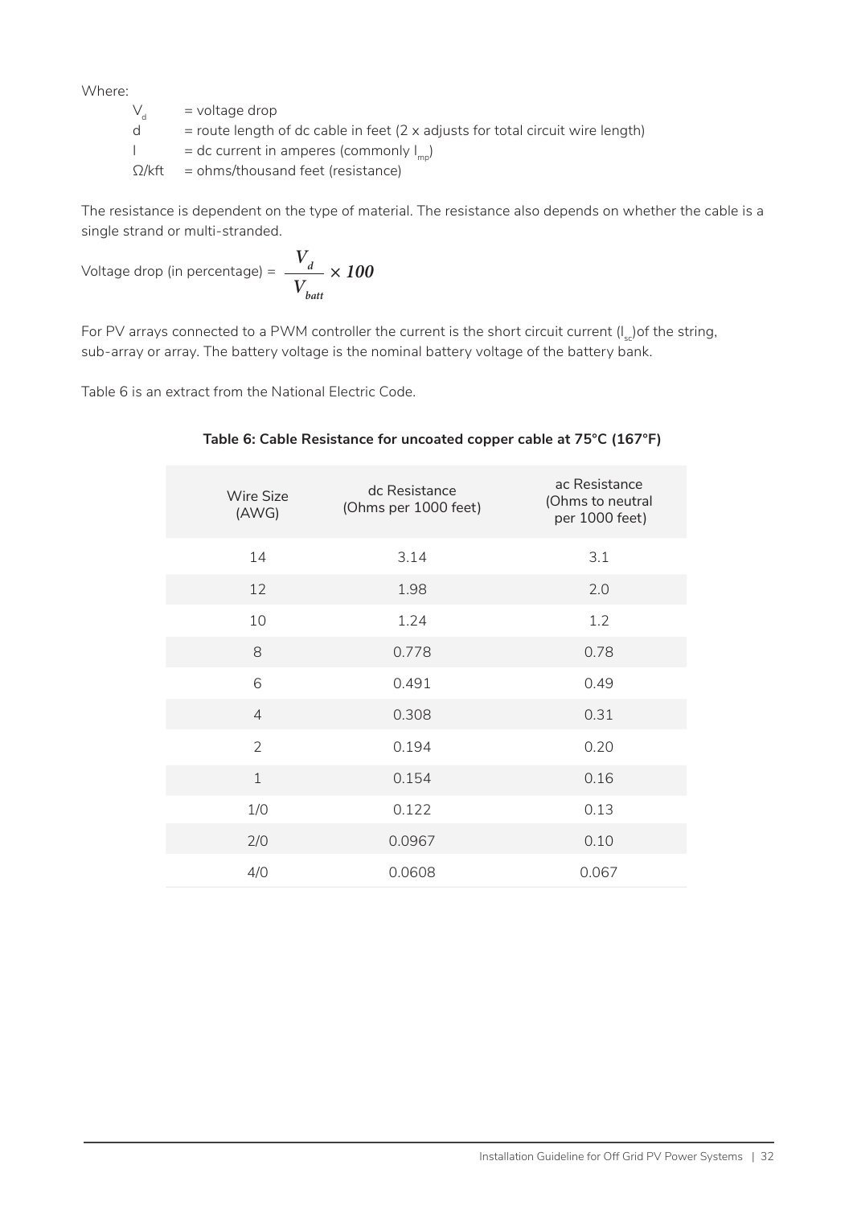Where:

$V_d$ = voltage drop
d = route length of dc cable in feet (2 x adjusts for total circuit wire length)
I = dc current in amperes (commonly $I_{mp}$)
Ω/kft = ohms/thousand feet (resistance)

The resistance is dependent on the type of material. The resistance also depends on whether the cable is a single strand or multi-stranded.

$$\text{Voltage drop (in percentage)} = \frac{V_d}{V_{batt}} \times 100$$

For PV arrays connected to a PWM controller the current is the short circuit current ($I_{sc}$)of the string, sub-array or array. The battery voltage is the nominal battery voltage of the battery bank.

Table 6 is an extract from the National Electric Code.

**Table 6: Cable Resistance for uncoated copper cable at 75°C (167°F)**

| Wire Size (AWG) | dc Resistance (Ohms per 1000 feet) | ac Resistance (Ohms to neutral per 1000 feet) |
|---|---|---|
| 14 | 3.14 | 3.1 |
| 12 | 1.98 | 2.0 |
| 10 | 1.24 | 1.2 |
| 8 | 0.778 | 0.78 |
| 6 | 0.491 | 0.49 |
| 4 | 0.308 | 0.31 |
| 2 | 0.194 | 0.20 |
| 1 | 0.154 | 0.16 |
| 1/0 | 0.122 | 0.13 |
| 2/0 | 0.0967 | 0.10 |
| 4/0 | 0.0608 | 0.067 |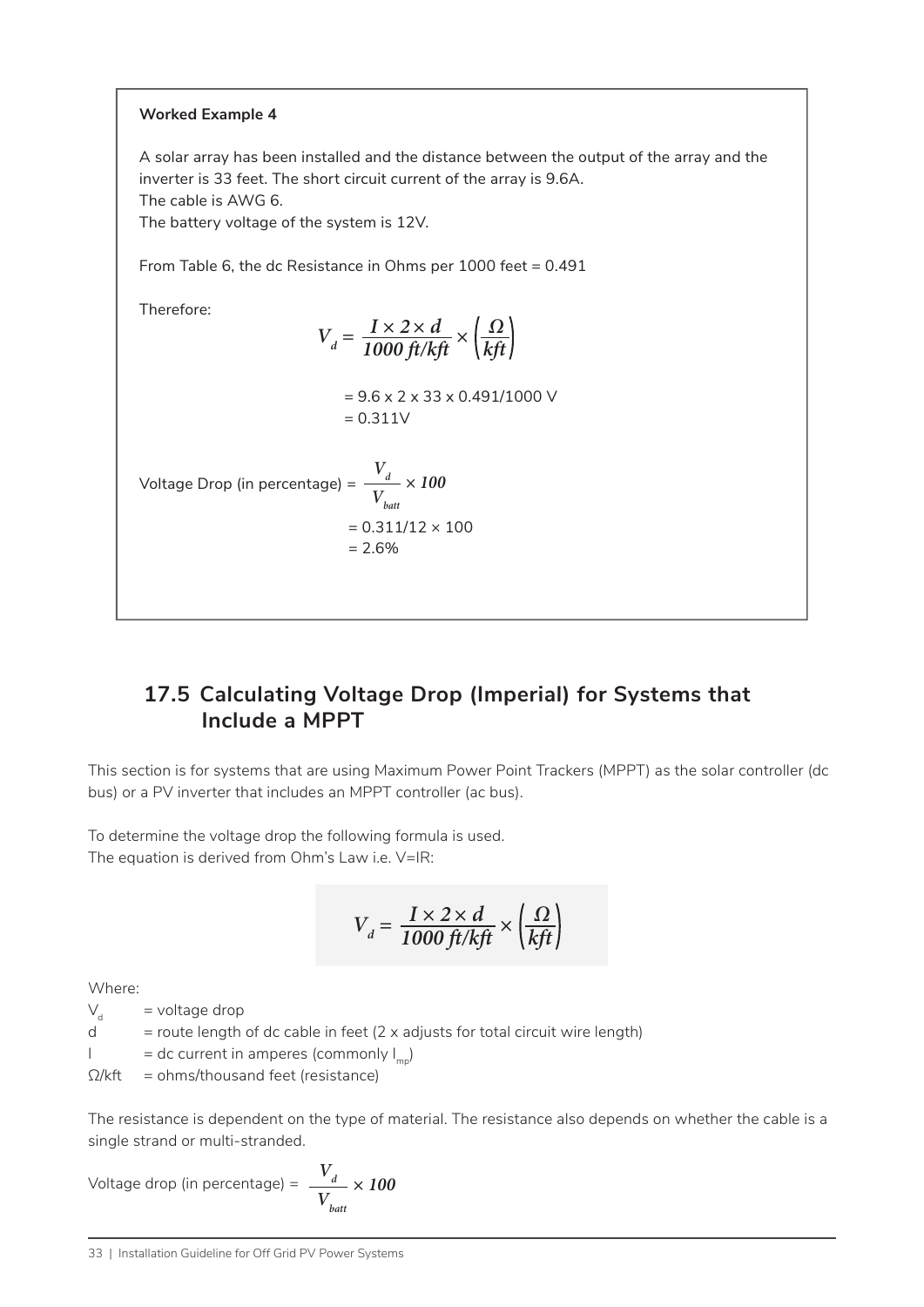**Worked Example 4**

A solar array has been installed and the distance between the output of the array and the inverter is 33 feet. The short circuit current of the array is 9.6A.
The cable is AWG 6.
The battery voltage of the system is 12V.

From Table 6, the dc Resistance in Ohms per 1000 feet = 0.491

Therefore:

$$V_d = \frac{I \times 2 \times d}{1000\ ft/kft} \times \left(\frac{\Omega}{kft}\right)$$

= 9.6 x 2 x 33 x 0.491/1000 V
= 0.311V

Voltage Drop (in percentage) = $\frac{V_d}{V_{batt}} \times 100$

= 0.311/12 × 100
= 2.6%

## 17.5 Calculating Voltage Drop (Imperial) for Systems that Include a MPPT

This section is for systems that are using Maximum Power Point Trackers (MPPT) as the solar controller (dc bus) or a PV inverter that includes an MPPT controller (ac bus).

To determine the voltage drop the following formula is used.
The equation is derived from Ohm's Law i.e. V=IR:

$$V_d = \frac{I \times 2 \times d}{1000\ ft/kft} \times \left(\frac{\Omega}{kft}\right)$$

Where:

$V_d$ = voltage drop
d = route length of dc cable in feet (2 x adjusts for total circuit wire length)
I = dc current in amperes (commonly $I_{mp}$)
Ω/kft = ohms/thousand feet (resistance)

The resistance is dependent on the type of material. The resistance also depends on whether the cable is a single strand or multi-stranded.

Voltage drop (in percentage) = $\frac{V_d}{V_{batt}} \times 100$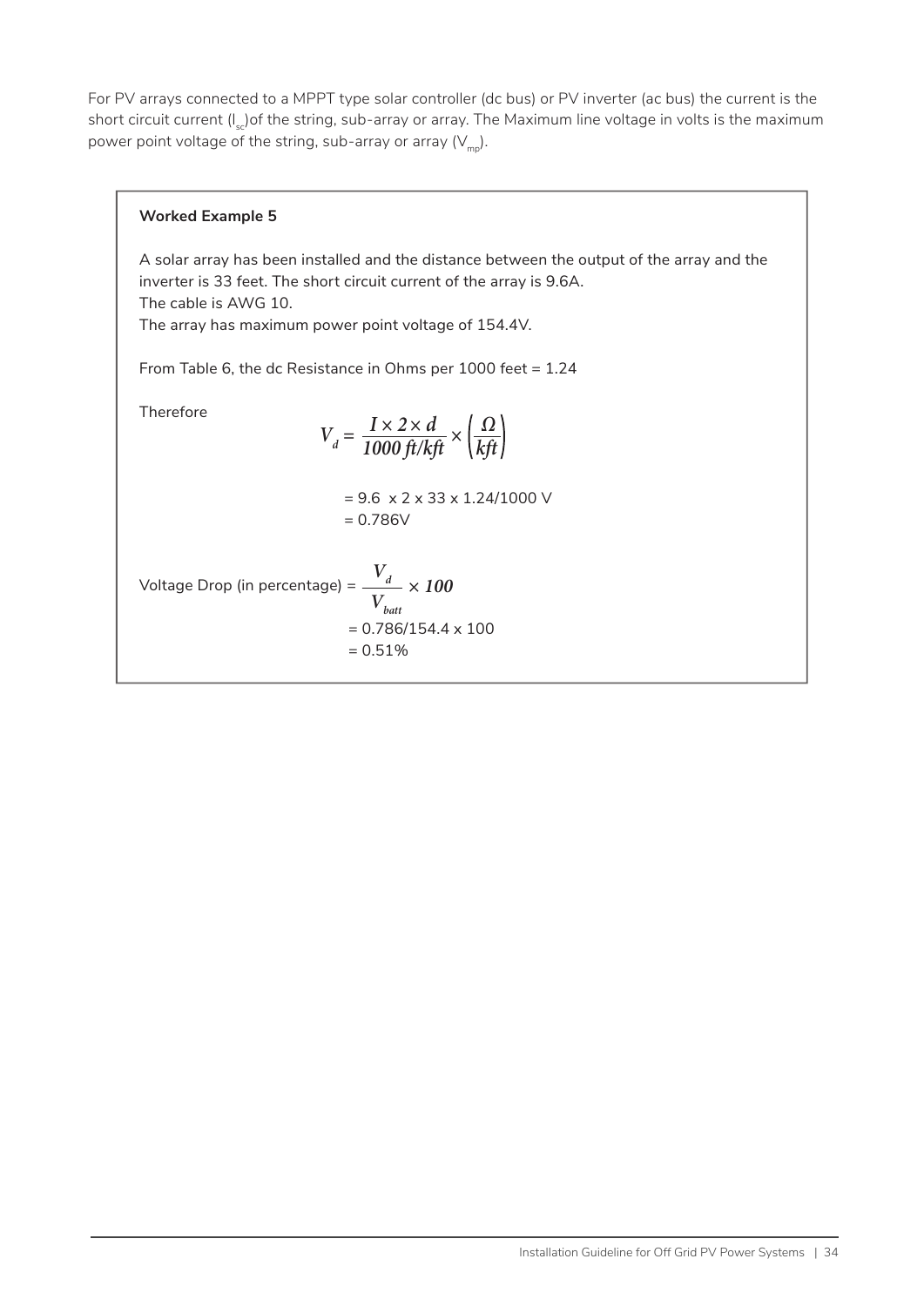For PV arrays connected to a MPPT type solar controller (dc bus) or PV inverter (ac bus) the current is the short circuit current ($I_{sc}$)of the string, sub-array or array. The Maximum line voltage in volts is the maximum power point voltage of the string, sub-array or array ($V_{mp}$).

**Worked Example 5**

A solar array has been installed and the distance between the output of the array and the inverter is 33 feet. The short circuit current of the array is 9.6A.
The cable is AWG 10.
The array has maximum power point voltage of 154.4V.

From Table 6, the dc Resistance in Ohms per 1000 feet = 1.24

Therefore

$$V_d = \frac{I \times 2 \times d}{1000\ ft/kft} \times \left(\frac{\Omega}{kft}\right)$$

= 9.6 x 2 x 33 x 1.24/1000 V
= 0.786V

Voltage Drop (in percentage) = $\dfrac{V_d}{V_{batt}} \times 100$

= 0.786/154.4 x 100
= 0.51%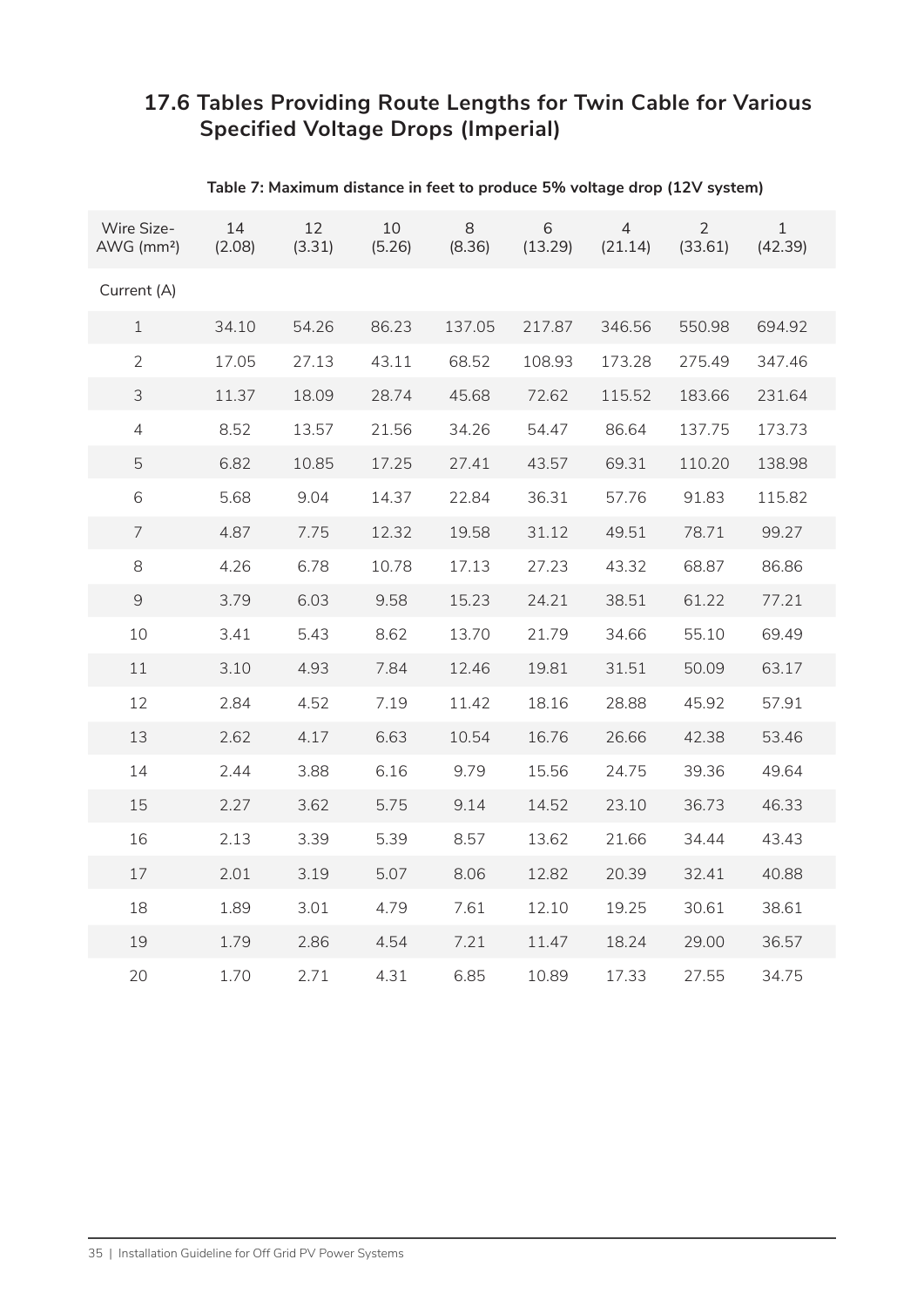## 17.6 Tables Providing Route Lengths for Twin Cable for Various Specified Voltage Drops (Imperial)

**Table 7: Maximum distance in feet to produce 5% voltage drop (12V system)**

| Wire Size-AWG (mm²) | 14 (2.08) | 12 (3.31) | 10 (5.26) | 8 (8.36) | 6 (13.29) | 4 (21.14) | 2 (33.61) | 1 (42.39) |
|---|---|---|---|---|---|---|---|---|
| Current (A) | | | | | | | | |
| 1 | 34.10 | 54.26 | 86.23 | 137.05 | 217.87 | 346.56 | 550.98 | 694.92 |
| 2 | 17.05 | 27.13 | 43.11 | 68.52 | 108.93 | 173.28 | 275.49 | 347.46 |
| 3 | 11.37 | 18.09 | 28.74 | 45.68 | 72.62 | 115.52 | 183.66 | 231.64 |
| 4 | 8.52 | 13.57 | 21.56 | 34.26 | 54.47 | 86.64 | 137.75 | 173.73 |
| 5 | 6.82 | 10.85 | 17.25 | 27.41 | 43.57 | 69.31 | 110.20 | 138.98 |
| 6 | 5.68 | 9.04 | 14.37 | 22.84 | 36.31 | 57.76 | 91.83 | 115.82 |
| 7 | 4.87 | 7.75 | 12.32 | 19.58 | 31.12 | 49.51 | 78.71 | 99.27 |
| 8 | 4.26 | 6.78 | 10.78 | 17.13 | 27.23 | 43.32 | 68.87 | 86.86 |
| 9 | 3.79 | 6.03 | 9.58 | 15.23 | 24.21 | 38.51 | 61.22 | 77.21 |
| 10 | 3.41 | 5.43 | 8.62 | 13.70 | 21.79 | 34.66 | 55.10 | 69.49 |
| 11 | 3.10 | 4.93 | 7.84 | 12.46 | 19.81 | 31.51 | 50.09 | 63.17 |
| 12 | 2.84 | 4.52 | 7.19 | 11.42 | 18.16 | 28.88 | 45.92 | 57.91 |
| 13 | 2.62 | 4.17 | 6.63 | 10.54 | 16.76 | 26.66 | 42.38 | 53.46 |
| 14 | 2.44 | 3.88 | 6.16 | 9.79 | 15.56 | 24.75 | 39.36 | 49.64 |
| 15 | 2.27 | 3.62 | 5.75 | 9.14 | 14.52 | 23.10 | 36.73 | 46.33 |
| 16 | 2.13 | 3.39 | 5.39 | 8.57 | 13.62 | 21.66 | 34.44 | 43.43 |
| 17 | 2.01 | 3.19 | 5.07 | 8.06 | 12.82 | 20.39 | 32.41 | 40.88 |
| 18 | 1.89 | 3.01 | 4.79 | 7.61 | 12.10 | 19.25 | 30.61 | 38.61 |
| 19 | 1.79 | 2.86 | 4.54 | 7.21 | 11.47 | 18.24 | 29.00 | 36.57 |
| 20 | 1.70 | 2.71 | 4.31 | 6.85 | 10.89 | 17.33 | 27.55 | 34.75 |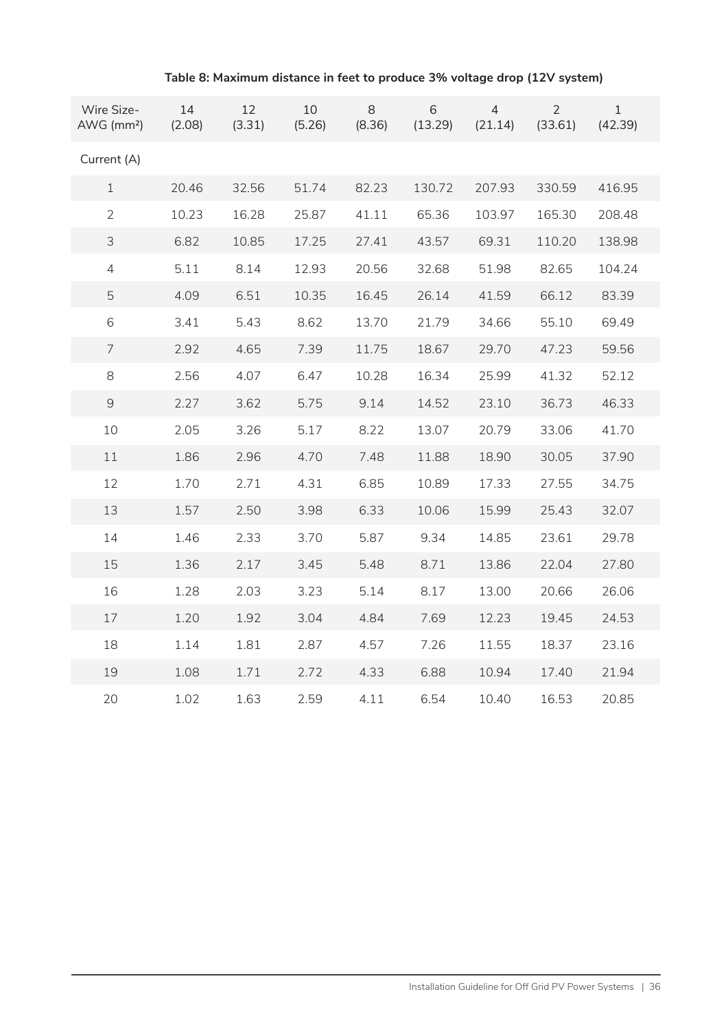**Table 8: Maximum distance in feet to produce 3% voltage drop (12V system)**

| Wire Size-AWG (mm²) | 14 (2.08) | 12 (3.31) | 10 (5.26) | 8 (8.36) | 6 (13.29) | 4 (21.14) | 2 (33.61) | 1 (42.39) |
|---|---|---|---|---|---|---|---|---|
| Current (A) | | | | | | | | |
| 1 | 20.46 | 32.56 | 51.74 | 82.23 | 130.72 | 207.93 | 330.59 | 416.95 |
| 2 | 10.23 | 16.28 | 25.87 | 41.11 | 65.36 | 103.97 | 165.30 | 208.48 |
| 3 | 6.82 | 10.85 | 17.25 | 27.41 | 43.57 | 69.31 | 110.20 | 138.98 |
| 4 | 5.11 | 8.14 | 12.93 | 20.56 | 32.68 | 51.98 | 82.65 | 104.24 |
| 5 | 4.09 | 6.51 | 10.35 | 16.45 | 26.14 | 41.59 | 66.12 | 83.39 |
| 6 | 3.41 | 5.43 | 8.62 | 13.70 | 21.79 | 34.66 | 55.10 | 69.49 |
| 7 | 2.92 | 4.65 | 7.39 | 11.75 | 18.67 | 29.70 | 47.23 | 59.56 |
| 8 | 2.56 | 4.07 | 6.47 | 10.28 | 16.34 | 25.99 | 41.32 | 52.12 |
| 9 | 2.27 | 3.62 | 5.75 | 9.14 | 14.52 | 23.10 | 36.73 | 46.33 |
| 10 | 2.05 | 3.26 | 5.17 | 8.22 | 13.07 | 20.79 | 33.06 | 41.70 |
| 11 | 1.86 | 2.96 | 4.70 | 7.48 | 11.88 | 18.90 | 30.05 | 37.90 |
| 12 | 1.70 | 2.71 | 4.31 | 6.85 | 10.89 | 17.33 | 27.55 | 34.75 |
| 13 | 1.57 | 2.50 | 3.98 | 6.33 | 10.06 | 15.99 | 25.43 | 32.07 |
| 14 | 1.46 | 2.33 | 3.70 | 5.87 | 9.34 | 14.85 | 23.61 | 29.78 |
| 15 | 1.36 | 2.17 | 3.45 | 5.48 | 8.71 | 13.86 | 22.04 | 27.80 |
| 16 | 1.28 | 2.03 | 3.23 | 5.14 | 8.17 | 13.00 | 20.66 | 26.06 |
| 17 | 1.20 | 1.92 | 3.04 | 4.84 | 7.69 | 12.23 | 19.45 | 24.53 |
| 18 | 1.14 | 1.81 | 2.87 | 4.57 | 7.26 | 11.55 | 18.37 | 23.16 |
| 19 | 1.08 | 1.71 | 2.72 | 4.33 | 6.88 | 10.94 | 17.40 | 21.94 |
| 20 | 1.02 | 1.63 | 2.59 | 4.11 | 6.54 | 10.40 | 16.53 | 20.85 |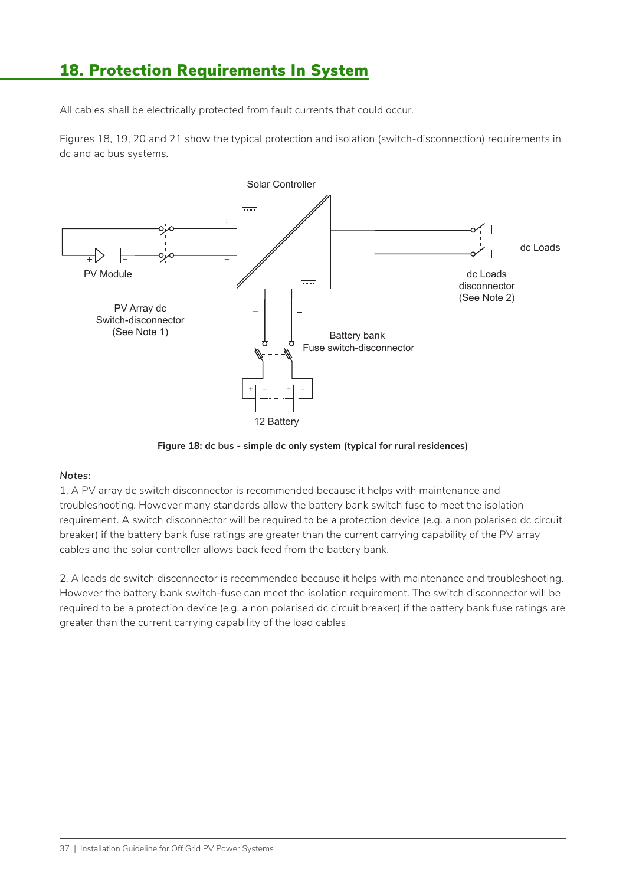# 18. Protection Requirements In System

All cables shall be electrically protected from fault currents that could occur.

Figures 18, 19, 20 and 21 show the typical protection and isolation (switch-disconnection) requirements in dc and ac bus systems.

Solar Controller

PV Module

PV Array dc Switch-disconnector (See Note 1)

dc Loads

dc Loads disconnector (See Note 2)

Battery bank Fuse switch-disconnector

12 Battery

**Figure 18: dc bus - simple dc only system (typical for rural residences)**

*Notes:*

1. A PV array dc switch disconnector is recommended because it helps with maintenance and troubleshooting. However many standards allow the battery bank switch fuse to meet the isolation requirement. A switch disconnector will be required to be a protection device (e.g. a non polarised dc circuit breaker) if the battery bank fuse ratings are greater than the current carrying capability of the PV array cables and the solar controller allows back feed from the battery bank.

2. A loads dc switch disconnector is recommended because it helps with maintenance and troubleshooting. However the battery bank switch-fuse can meet the isolation requirement. The switch disconnector will be required to be a protection device (e.g. a non polarised dc circuit breaker) if the battery bank fuse ratings are greater than the current carrying capability of the load cables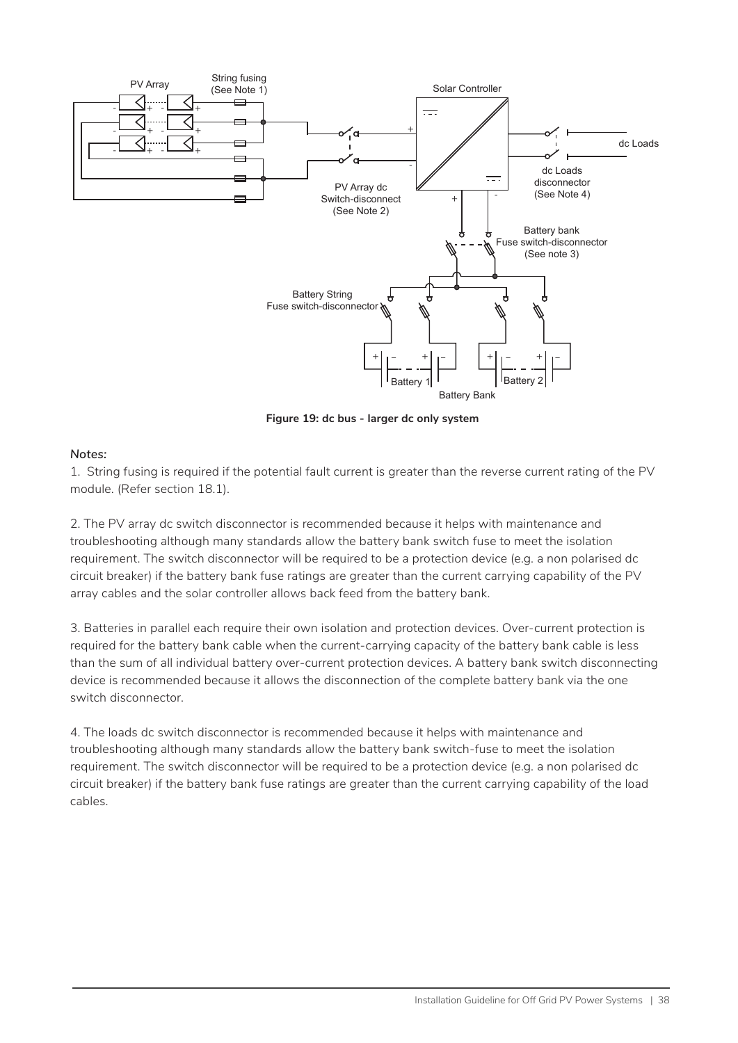**Figure 19: dc bus - larger dc only system**

*Notes:*

1. String fusing is required if the potential fault current is greater than the reverse current rating of the PV module. (Refer section 18.1).

2. The PV array dc switch disconnector is recommended because it helps with maintenance and troubleshooting although many standards allow the battery bank switch fuse to meet the isolation requirement. The switch disconnector will be required to be a protection device (e.g. a non polarised dc circuit breaker) if the battery bank fuse ratings are greater than the current carrying capability of the PV array cables and the solar controller allows back feed from the battery bank.

3. Batteries in parallel each require their own isolation and protection devices. Over-current protection is required for the battery bank cable when the current-carrying capacity of the battery bank cable is less than the sum of all individual battery over-current protection devices. A battery bank switch disconnecting device is recommended because it allows the disconnection of the complete battery bank via the one switch disconnector.

4. The loads dc switch disconnector is recommended because it helps with maintenance and troubleshooting although many standards allow the battery bank switch-fuse to meet the isolation requirement. The switch disconnector will be required to be a protection device (e.g. a non polarised dc circuit breaker) if the battery bank fuse ratings are greater than the current carrying capability of the load cables.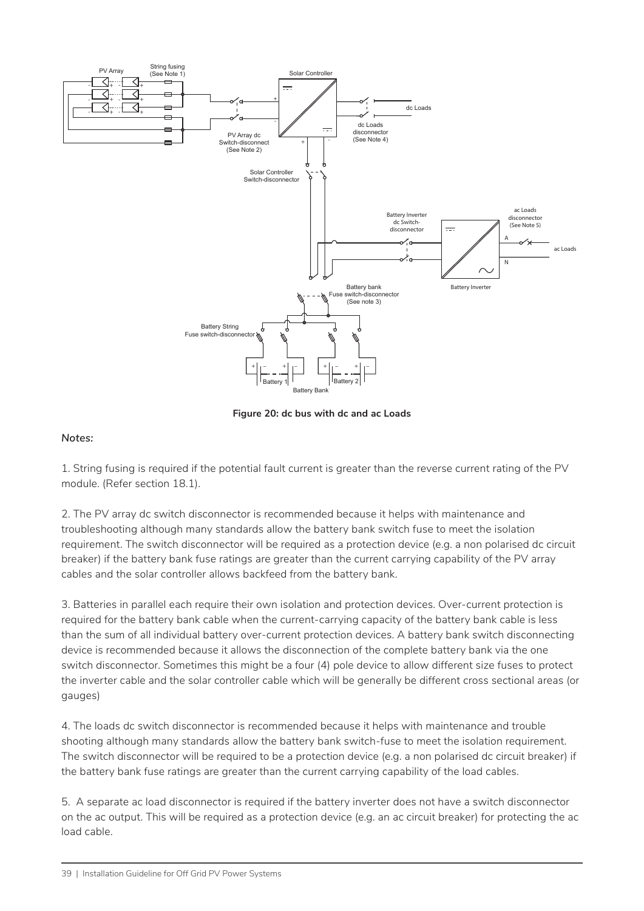**Figure 20: dc bus with dc and ac Loads**

*Notes:*

1. String fusing is required if the potential fault current is greater than the reverse current rating of the PV module. (Refer section 18.1).

2. The PV array dc switch disconnector is recommended because it helps with maintenance and troubleshooting although many standards allow the battery bank switch fuse to meet the isolation requirement. The switch disconnector will be required as a protection device (e.g. a non polarised dc circuit breaker) if the battery bank fuse ratings are greater than the current carrying capability of the PV array cables and the solar controller allows backfeed from the battery bank.

3. Batteries in parallel each require their own isolation and protection devices. Over-current protection is required for the battery bank cable when the current-carrying capacity of the battery bank cable is less than the sum of all individual battery over-current protection devices. A battery bank switch disconnecting device is recommended because it allows the disconnection of the complete battery bank via the one switch disconnector. Sometimes this might be a four (4) pole device to allow different size fuses to protect the inverter cable and the solar controller cable which will be generally be different cross sectional areas (or gauges)

4. The loads dc switch disconnector is recommended because it helps with maintenance and trouble shooting although many standards allow the battery bank switch-fuse to meet the isolation requirement. The switch disconnector will be required to be a protection device (e.g. a non polarised dc circuit breaker) if the battery bank fuse ratings are greater than the current carrying capability of the load cables.

5. A separate ac load disconnector is required if the battery inverter does not have a switch disconnector on the ac output. This will be required as a protection device (e.g. an ac circuit breaker) for protecting the ac load cable.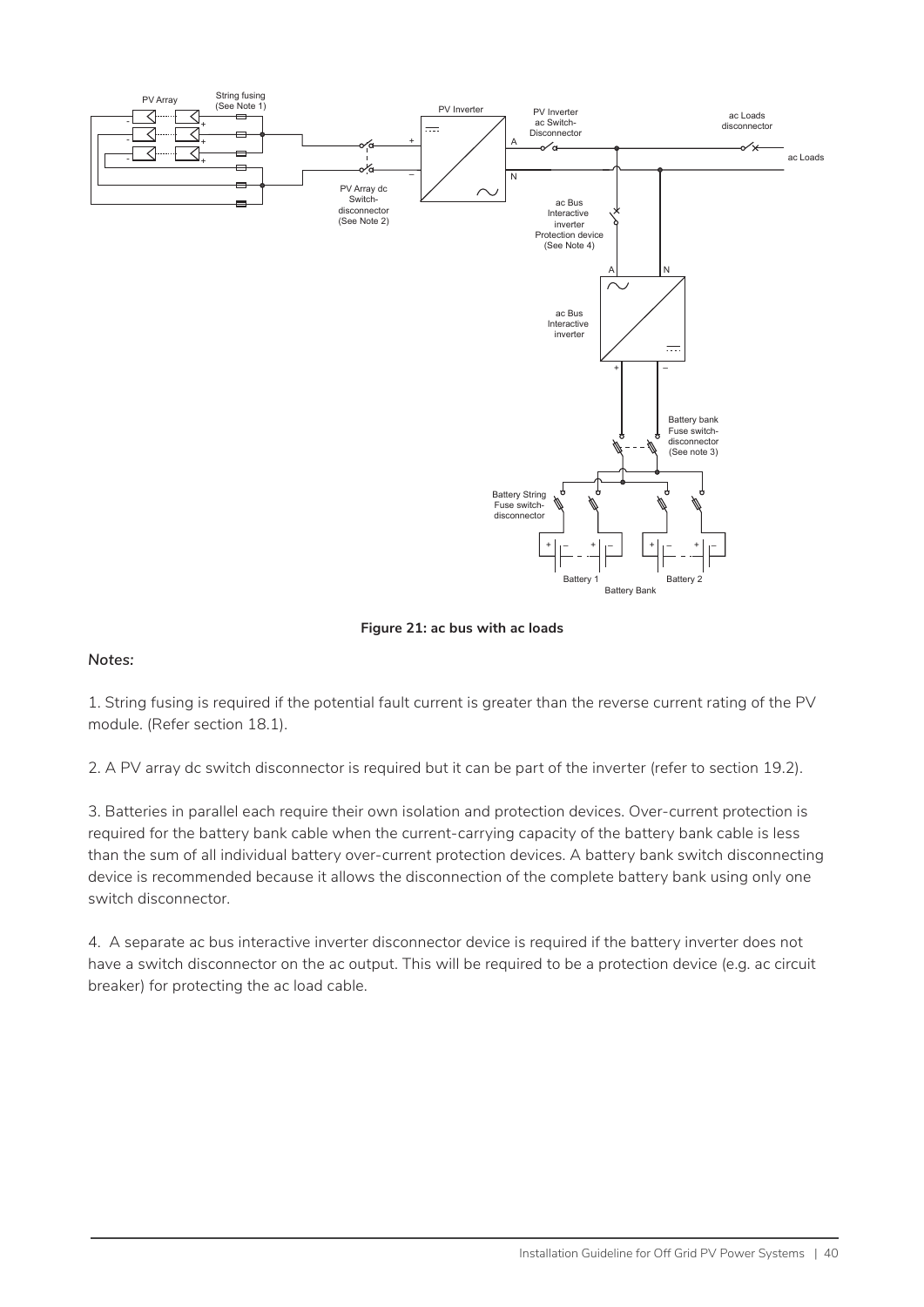**Figure 21: ac bus with ac loads**

*Notes:*

1. String fusing is required if the potential fault current is greater than the reverse current rating of the PV module. (Refer section 18.1).

2. A PV array dc switch disconnector is required but it can be part of the inverter (refer to section 19.2).

3. Batteries in parallel each require their own isolation and protection devices. Over-current protection is required for the battery bank cable when the current-carrying capacity of the battery bank cable is less than the sum of all individual battery over-current protection devices. A battery bank switch disconnecting device is recommended because it allows the disconnection of the complete battery bank using only one switch disconnector.

4. A separate ac bus interactive inverter disconnector device is required if the battery inverter does not have a switch disconnector on the ac output. This will be required to be a protection device (e.g. ac circuit breaker) for protecting the ac load cable.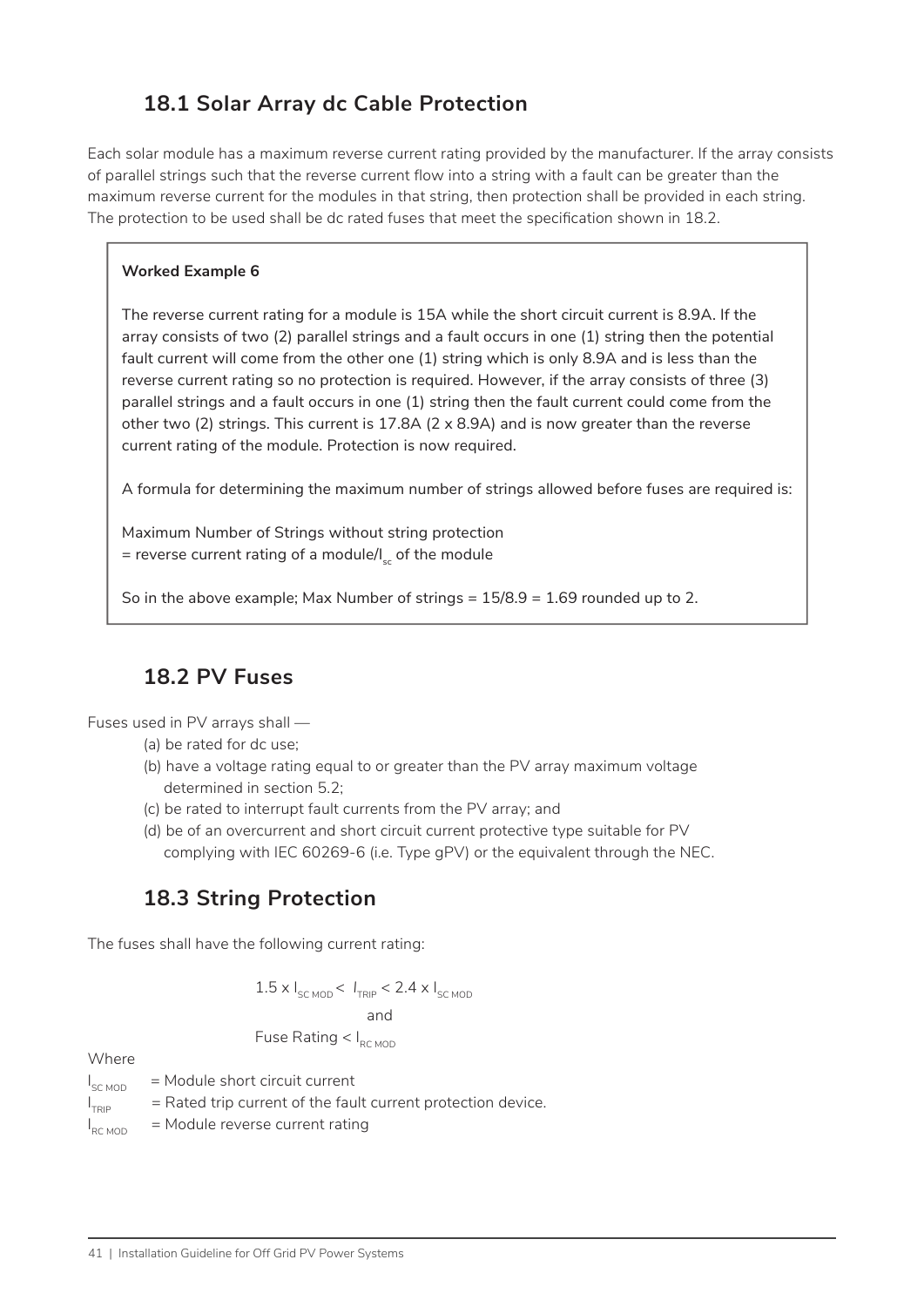## 18.1 Solar Array dc Cable Protection

Each solar module has a maximum reverse current rating provided by the manufacturer. If the array consists of parallel strings such that the reverse current flow into a string with a fault can be greater than the maximum reverse current for the modules in that string, then protection shall be provided in each string. The protection to be used shall be dc rated fuses that meet the specification shown in 18.2.

> **Worked Example 6**
>
> The reverse current rating for a module is 15A while the short circuit current is 8.9A. If the array consists of two (2) parallel strings and a fault occurs in one (1) string then the potential fault current will come from the other one (1) string which is only 8.9A and is less than the reverse current rating so no protection is required. However, if the array consists of three (3) parallel strings and a fault occurs in one (1) string then the fault current could come from the other two (2) strings. This current is 17.8A (2 x 8.9A) and is now greater than the reverse current rating of the module. Protection is now required.
>
> A formula for determining the maximum number of strings allowed before fuses are required is:
>
> Maximum Number of Strings without string protection
> = reverse current rating of a module/$I_{sc}$ of the module
>
> So in the above example; Max Number of strings = 15/8.9 = 1.69 rounded up to 2.

## 18.2 PV Fuses

Fuses used in PV arrays shall —

(a) be rated for dc use;
(b) have a voltage rating equal to or greater than the PV array maximum voltage determined in section 5.2;
(c) be rated to interrupt fault currents from the PV array; and
(d) be of an overcurrent and short circuit current protective type suitable for PV complying with IEC 60269-6 (i.e. Type gPV) or the equivalent through the NEC.

## 18.3 String Protection

The fuses shall have the following current rating:

$$1.5 \times I_{SC\ MOD} < I_{TRIP} < 2.4 \times I_{SC\ MOD}$$

and

$$\text{Fuse Rating} < I_{RC\ MOD}$$

Where

$I_{SC\ MOD}$ = Module short circuit current
$I_{TRIP}$ = Rated trip current of the fault current protection device.
$I_{RC\ MOD}$ = Module reverse current rating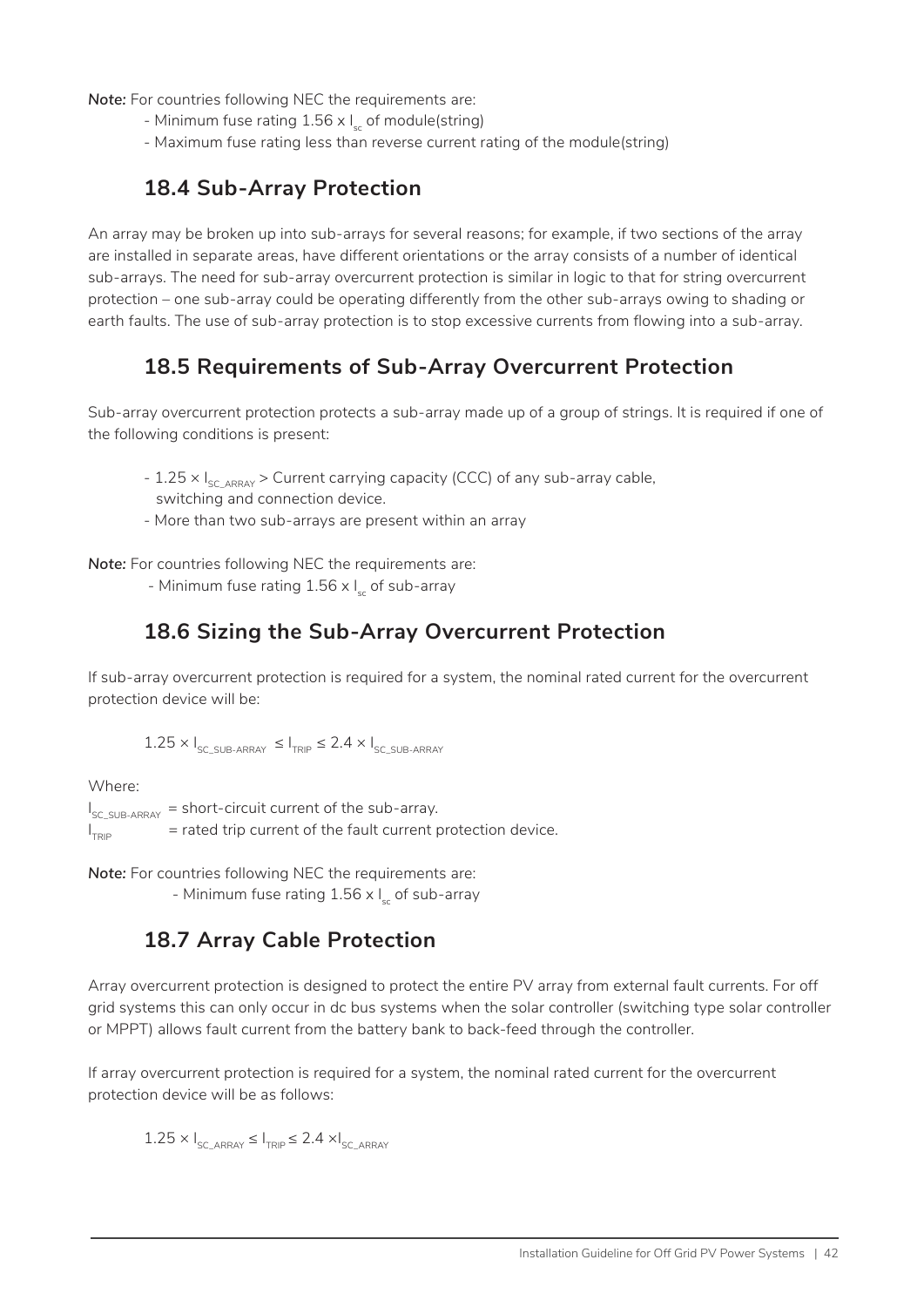**Note:** For countries following NEC the requirements are:

- Minimum fuse rating $1.56 \times I_{sc}$ of module(string)
- Maximum fuse rating less than reverse current rating of the module(string)

## 18.4 Sub-Array Protection

An array may be broken up into sub-arrays for several reasons; for example, if two sections of the array are installed in separate areas, have different orientations or the array consists of a number of identical sub-arrays. The need for sub-array overcurrent protection is similar in logic to that for string overcurrent protection – one sub-array could be operating differently from the other sub-arrays owing to shading or earth faults. The use of sub-array protection is to stop excessive currents from flowing into a sub-array.

## 18.5 Requirements of Sub-Array Overcurrent Protection

Sub-array overcurrent protection protects a sub-array made up of a group of strings. It is required if one of the following conditions is present:

- $1.25 \times I_{SC\_ARRAY}$ > Current carrying capacity (CCC) of any sub-array cable, switching and connection device.
- More than two sub-arrays are present within an array

**Note:** For countries following NEC the requirements are:

- Minimum fuse rating $1.56 \times I_{sc}$ of sub-array

## 18.6 Sizing the Sub-Array Overcurrent Protection

If sub-array overcurrent protection is required for a system, the nominal rated current for the overcurrent protection device will be:

$$1.25 \times I_{SC\_SUB\text{-}ARRAY} \leq I_{TRIP} \leq 2.4 \times I_{SC\_SUB\text{-}ARRAY}$$

Where:

$I_{SC\_SUB\text{-}ARRAY}$ = short-circuit current of the sub-array.
$I_{TRIP}$ = rated trip current of the fault current protection device.

**Note:** For countries following NEC the requirements are:

- Minimum fuse rating $1.56 \times I_{sc}$ of sub-array

## 18.7 Array Cable Protection

Array overcurrent protection is designed to protect the entire PV array from external fault currents. For off grid systems this can only occur in dc bus systems when the solar controller (switching type solar controller or MPPT) allows fault current from the battery bank to back-feed through the controller.

If array overcurrent protection is required for a system, the nominal rated current for the overcurrent protection device will be as follows:

$$1.25 \times I_{SC\_ARRAY} \leq I_{TRIP} \leq 2.4 \times I_{SC\_ARRAY}$$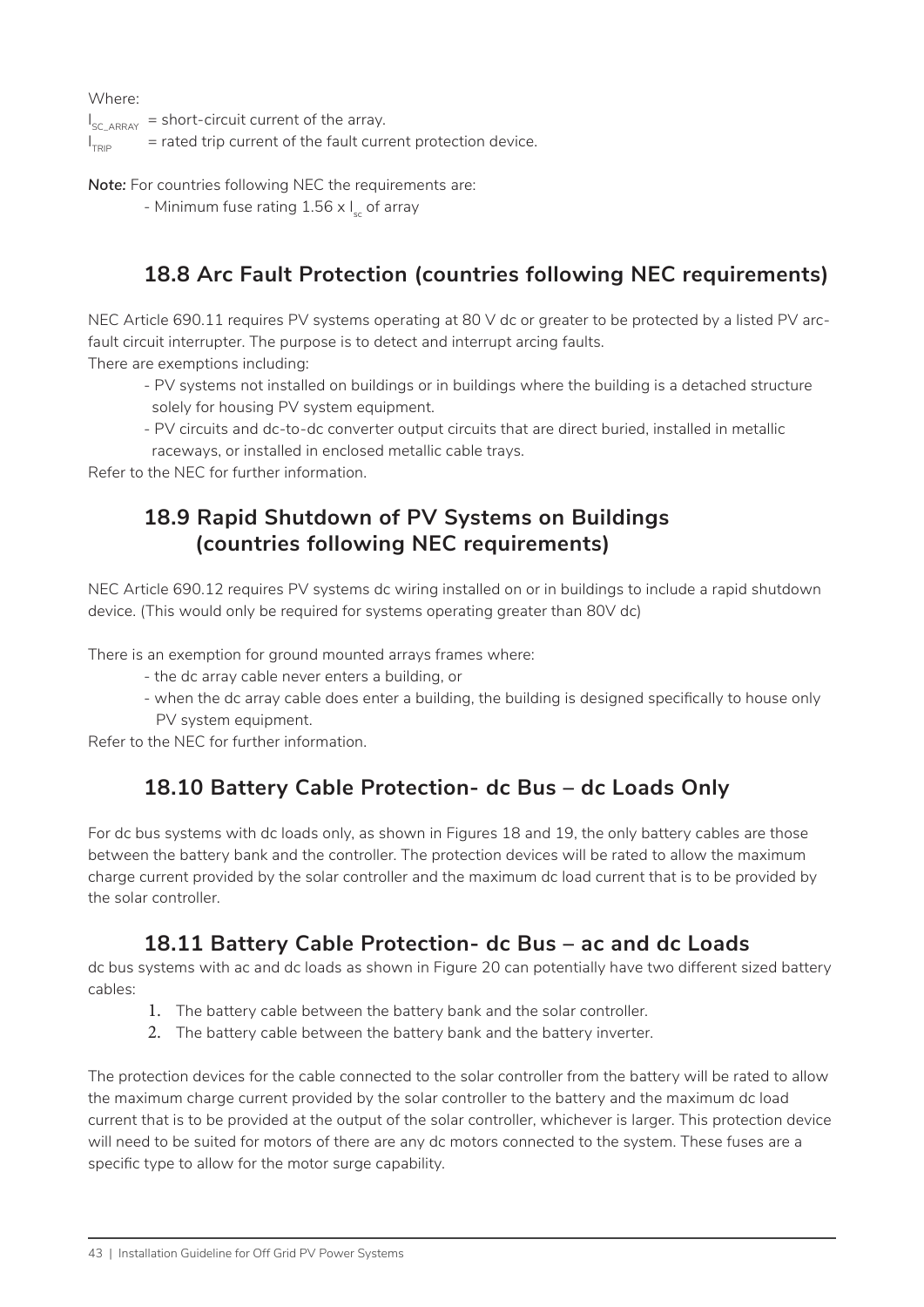Where:

$I_{SC\_ARRAY}$ = short-circuit current of the array.

$I_{TRIP}$ = rated trip current of the fault current protection device.

***Note:*** For countries following NEC the requirements are:

- Minimum fuse rating 1.56 x $I_{sc}$ of array

## 18.8 Arc Fault Protection (countries following NEC requirements)

NEC Article 690.11 requires PV systems operating at 80 V dc or greater to be protected by a listed PV arc-fault circuit interrupter. The purpose is to detect and interrupt arcing faults.

There are exemptions including:

- PV systems not installed on buildings or in buildings where the building is a detached structure solely for housing PV system equipment.
- PV circuits and dc-to-dc converter output circuits that are direct buried, installed in metallic raceways, or installed in enclosed metallic cable trays.

Refer to the NEC for further information.

## 18.9 Rapid Shutdown of PV Systems on Buildings (countries following NEC requirements)

NEC Article 690.12 requires PV systems dc wiring installed on or in buildings to include a rapid shutdown device. (This would only be required for systems operating greater than 80V dc)

There is an exemption for ground mounted arrays frames where:

- the dc array cable never enters a building, or
- when the dc array cable does enter a building, the building is designed specifically to house only PV system equipment.

Refer to the NEC for further information.

## 18.10 Battery Cable Protection- dc Bus – dc Loads Only

For dc bus systems with dc loads only, as shown in Figures 18 and 19, the only battery cables are those between the battery bank and the controller. The protection devices will be rated to allow the maximum charge current provided by the solar controller and the maximum dc load current that is to be provided by the solar controller.

## 18.11 Battery Cable Protection- dc Bus – ac and dc Loads

dc bus systems with ac and dc loads as shown in Figure 20 can potentially have two different sized battery cables:

1. The battery cable between the battery bank and the solar controller.
2. The battery cable between the battery bank and the battery inverter.

The protection devices for the cable connected to the solar controller from the battery will be rated to allow the maximum charge current provided by the solar controller to the battery and the maximum dc load current that is to be provided at the output of the solar controller, whichever is larger. This protection device will need to be suited for motors of there are any dc motors connected to the system. These fuses are a specific type to allow for the motor surge capability.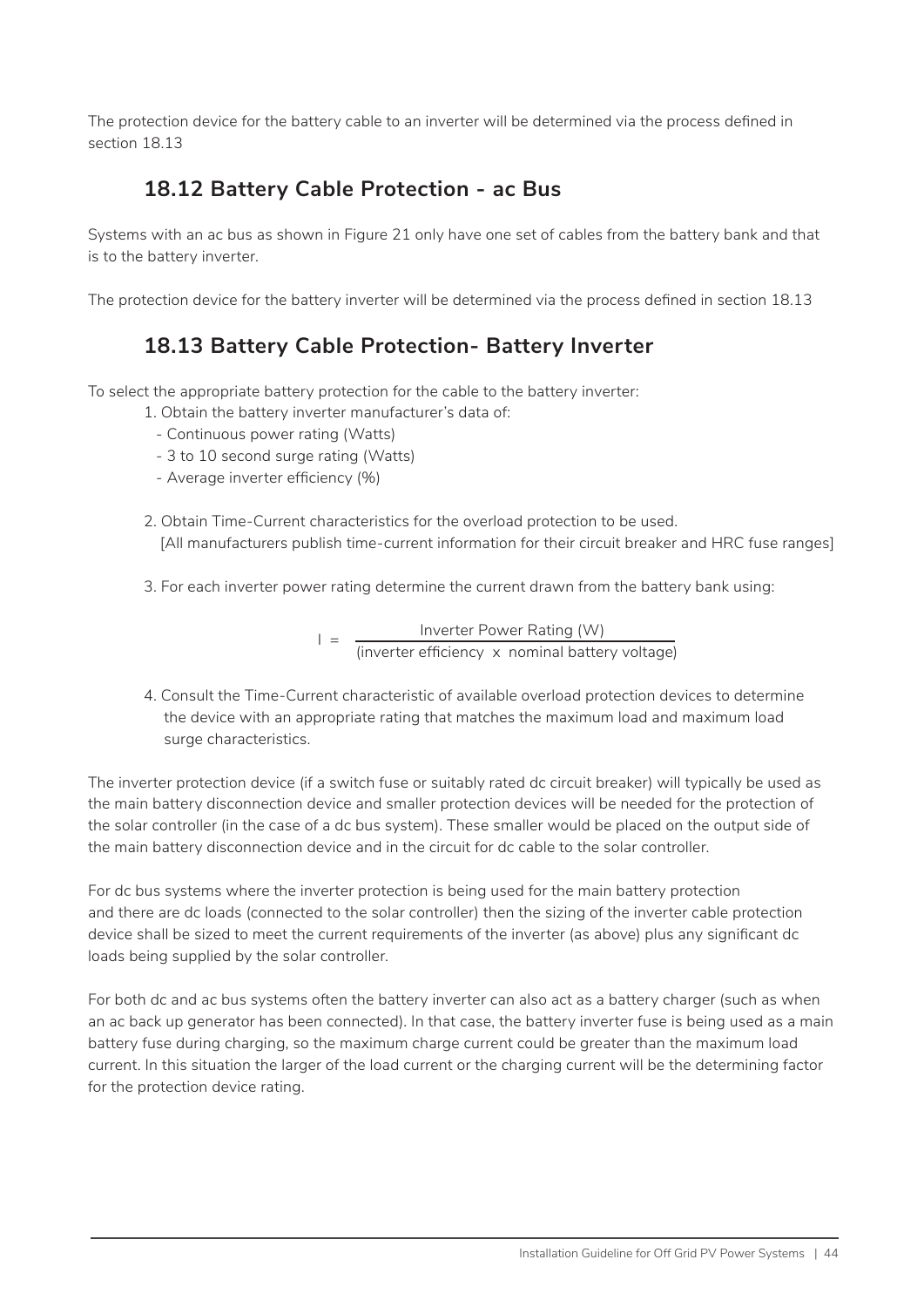The protection device for the battery cable to an inverter will be determined via the process defined in section 18.13

## 18.12 Battery Cable Protection - ac Bus

Systems with an ac bus as shown in Figure 21 only have one set of cables from the battery bank and that is to the battery inverter.

The protection device for the battery inverter will be determined via the process defined in section 18.13

## 18.13 Battery Cable Protection- Battery Inverter

To select the appropriate battery protection for the cable to the battery inverter:

1. Obtain the battery inverter manufacturer's data of:
   - Continuous power rating (Watts)
   - 3 to 10 second surge rating (Watts)
   - Average inverter efficiency (%)

2. Obtain Time-Current characteristics for the overload protection to be used.
   [All manufacturers publish time-current information for their circuit breaker and HRC fuse ranges]

3. For each inverter power rating determine the current drawn from the battery bank using:

$$I = \frac{\text{Inverter Power Rating (W)}}{\text{(inverter efficiency } \times \text{ nominal battery voltage)}}$$

4. Consult the Time-Current characteristic of available overload protection devices to determine the device with an appropriate rating that matches the maximum load and maximum load surge characteristics.

The inverter protection device (if a switch fuse or suitably rated dc circuit breaker) will typically be used as the main battery disconnection device and smaller protection devices will be needed for the protection of the solar controller (in the case of a dc bus system). These smaller would be placed on the output side of the main battery disconnection device and in the circuit for dc cable to the solar controller.

For dc bus systems where the inverter protection is being used for the main battery protection and there are dc loads (connected to the solar controller) then the sizing of the inverter cable protection device shall be sized to meet the current requirements of the inverter (as above) plus any significant dc loads being supplied by the solar controller.

For both dc and ac bus systems often the battery inverter can also act as a battery charger (such as when an ac back up generator has been connected). In that case, the battery inverter fuse is being used as a main battery fuse during charging, so the maximum charge current could be greater than the maximum load current. In this situation the larger of the load current or the charging current will be the determining factor for the protection device rating.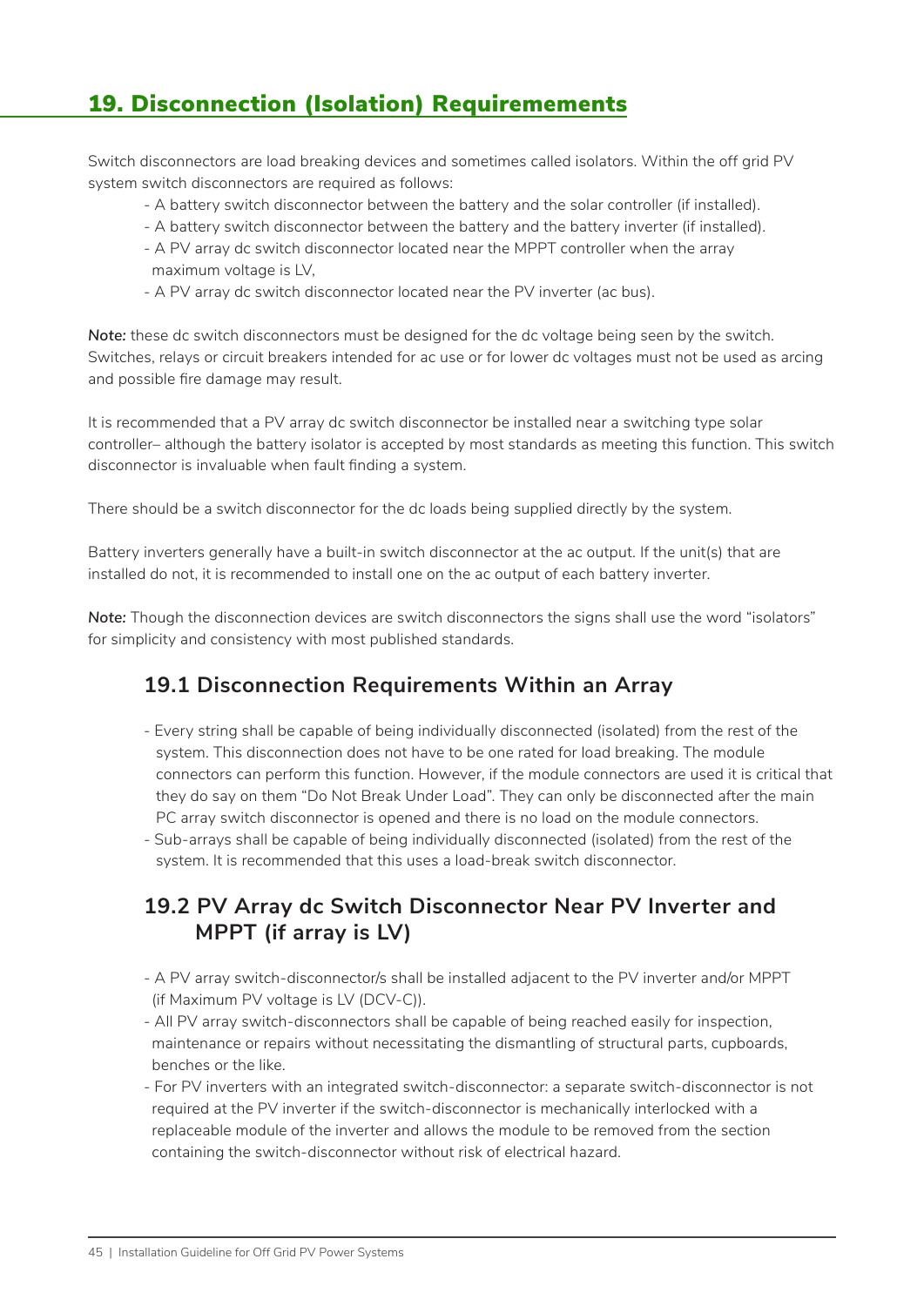# 19. Disconnection (Isolation) Requirementements

Switch disconnectors are load breaking devices and sometimes called isolators. Within the off grid PV system switch disconnectors are required as follows:

- A battery switch disconnector between the battery and the solar controller (if installed).
- A battery switch disconnector between the battery and the battery inverter (if installed).
- A PV array dc switch disconnector located near the MPPT controller when the array maximum voltage is LV,
- A PV array dc switch disconnector located near the PV inverter (ac bus).

***Note:*** these dc switch disconnectors must be designed for the dc voltage being seen by the switch. Switches, relays or circuit breakers intended for ac use or for lower dc voltages must not be used as arcing and possible fire damage may result.

It is recommended that a PV array dc switch disconnector be installed near a switching type solar controller– although the battery isolator is accepted by most standards as meeting this function. This switch disconnector is invaluable when fault finding a system.

There should be a switch disconnector for the dc loads being supplied directly by the system.

Battery inverters generally have a built-in switch disconnector at the ac output. If the unit(s) that are installed do not, it is recommended to install one on the ac output of each battery inverter.

***Note:*** Though the disconnection devices are switch disconnectors the signs shall use the word "isolators" for simplicity and consistency with most published standards.

## 19.1 Disconnection Requirements Within an Array

- Every string shall be capable of being individually disconnected (isolated) from the rest of the system. This disconnection does not have to be one rated for load breaking. The module connectors can perform this function. However, if the module connectors are used it is critical that they do say on them "Do Not Break Under Load". They can only be disconnected after the main PC array switch disconnector is opened and there is no load on the module connectors.
- Sub-arrays shall be capable of being individually disconnected (isolated) from the rest of the system. It is recommended that this uses a load-break switch disconnector.

## 19.2 PV Array dc Switch Disconnector Near PV Inverter and MPPT (if array is LV)

- A PV array switch-disconnector/s shall be installed adjacent to the PV inverter and/or MPPT (if Maximum PV voltage is LV (DCV-C)).
- All PV array switch-disconnectors shall be capable of being reached easily for inspection, maintenance or repairs without necessitating the dismantling of structural parts, cupboards, benches or the like.
- For PV inverters with an integrated switch-disconnector: a separate switch-disconnector is not required at the PV inverter if the switch-disconnector is mechanically interlocked with a replaceable module of the inverter and allows the module to be removed from the section containing the switch-disconnector without risk of electrical hazard.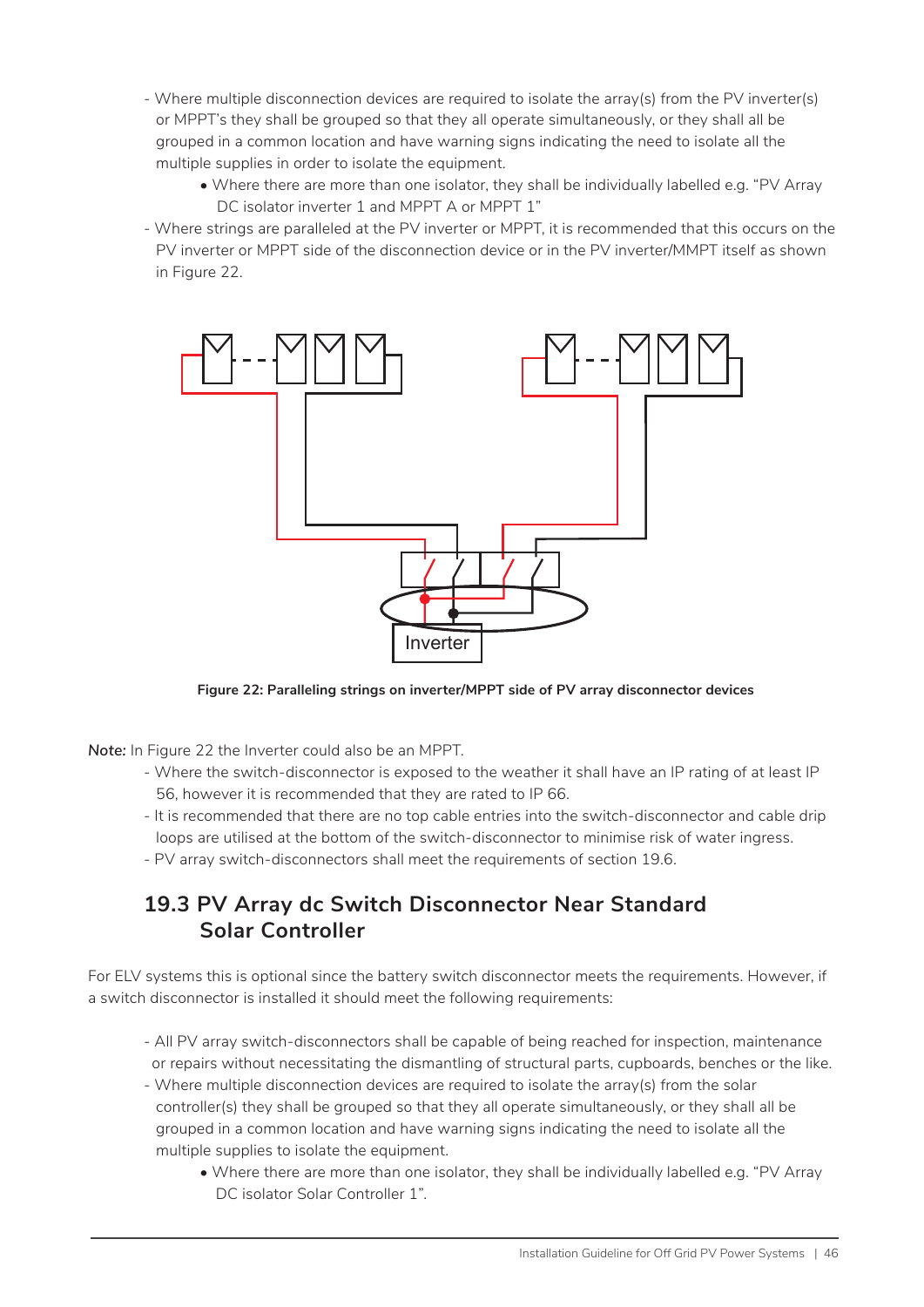- Where multiple disconnection devices are required to isolate the array(s) from the PV inverter(s) or MPPT's they shall be grouped so that they all operate simultaneously, or they shall all be grouped in a common location and have warning signs indicating the need to isolate all the multiple supplies in order to isolate the equipment.
    - Where there are more than one isolator, they shall be individually labelled e.g. "PV Array DC isolator inverter 1 and MPPT A or MPPT 1"
- Where strings are paralleled at the PV inverter or MPPT, it is recommended that this occurs on the PV inverter or MPPT side of the disconnection device or in the PV inverter/MMPT itself as shown in Figure 22.

**Figure 22: Paralleling strings on inverter/MPPT side of PV array disconnector devices**

***Note:*** In Figure 22 the Inverter could also be an MPPT.

- Where the switch-disconnector is exposed to the weather it shall have an IP rating of at least IP 56, however it is recommended that they are rated to IP 66.
- It is recommended that there are no top cable entries into the switch-disconnector and cable drip loops are utilised at the bottom of the switch-disconnector to minimise risk of water ingress.
- PV array switch-disconnectors shall meet the requirements of section 19.6.

## 19.3 PV Array dc Switch Disconnector Near Standard Solar Controller

For ELV systems this is optional since the battery switch disconnector meets the requirements. However, if a switch disconnector is installed it should meet the following requirements:

- All PV array switch-disconnectors shall be capable of being reached for inspection, maintenance or repairs without necessitating the dismantling of structural parts, cupboards, benches or the like.
- Where multiple disconnection devices are required to isolate the array(s) from the solar controller(s) they shall be grouped so that they all operate simultaneously, or they shall all be grouped in a common location and have warning signs indicating the need to isolate all the multiple supplies to isolate the equipment.
    - Where there are more than one isolator, they shall be individually labelled e.g. "PV Array DC isolator Solar Controller 1".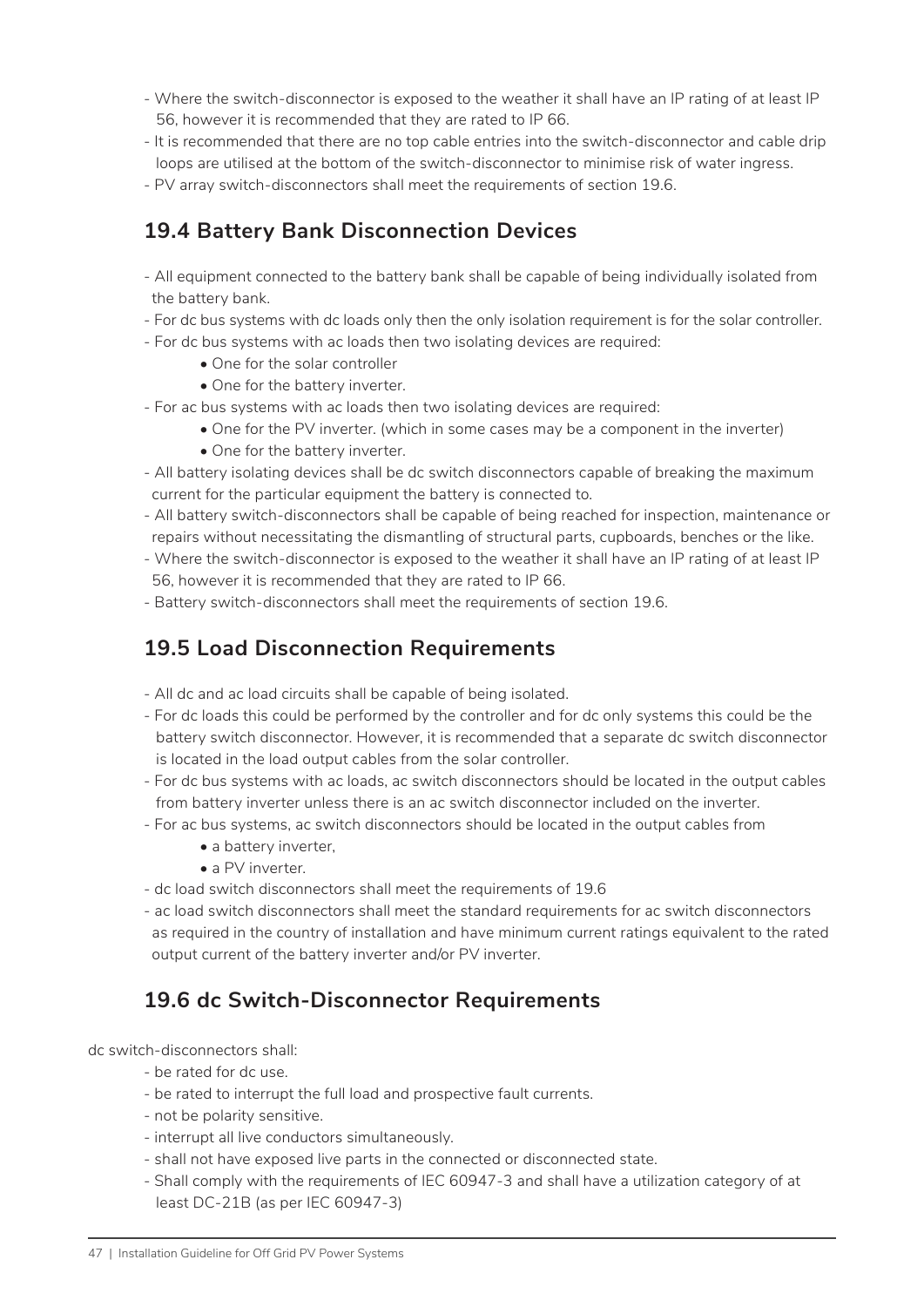- Where the switch-disconnector is exposed to the weather it shall have an IP rating of at least IP 56, however it is recommended that they are rated to IP 66.
- It is recommended that there are no top cable entries into the switch-disconnector and cable drip loops are utilised at the bottom of the switch-disconnector to minimise risk of water ingress.
- PV array switch-disconnectors shall meet the requirements of section 19.6.

## 19.4 Battery Bank Disconnection Devices

- All equipment connected to the battery bank shall be capable of being individually isolated from the battery bank.
- For dc bus systems with dc loads only then the only isolation requirement is for the solar controller.
- For dc bus systems with ac loads then two isolating devices are required:
  - One for the solar controller
  - One for the battery inverter.
- For ac bus systems with ac loads then two isolating devices are required:
  - One for the PV inverter. (which in some cases may be a component in the inverter)
  - One for the battery inverter.
- All battery isolating devices shall be dc switch disconnectors capable of breaking the maximum current for the particular equipment the battery is connected to.
- All battery switch-disconnectors shall be capable of being reached for inspection, maintenance or repairs without necessitating the dismantling of structural parts, cupboards, benches or the like.
- Where the switch-disconnector is exposed to the weather it shall have an IP rating of at least IP 56, however it is recommended that they are rated to IP 66.
- Battery switch-disconnectors shall meet the requirements of section 19.6.

## 19.5 Load Disconnection Requirements

- All dc and ac load circuits shall be capable of being isolated.
- For dc loads this could be performed by the controller and for dc only systems this could be the battery switch disconnector. However, it is recommended that a separate dc switch disconnector is located in the load output cables from the solar controller.
- For dc bus systems with ac loads, ac switch disconnectors should be located in the output cables from battery inverter unless there is an ac switch disconnector included on the inverter.
- For ac bus systems, ac switch disconnectors should be located in the output cables from
  - a battery inverter,
  - a PV inverter.
- dc load switch disconnectors shall meet the requirements of 19.6
- ac load switch disconnectors shall meet the standard requirements for ac switch disconnectors as required in the country of installation and have minimum current ratings equivalent to the rated output current of the battery inverter and/or PV inverter.

## 19.6 dc Switch-Disconnector Requirements

dc switch-disconnectors shall:

- be rated for dc use.
- be rated to interrupt the full load and prospective fault currents.
- not be polarity sensitive.
- interrupt all live conductors simultaneously.
- shall not have exposed live parts in the connected or disconnected state.
- Shall comply with the requirements of IEC 60947-3 and shall have a utilization category of at least DC-21B (as per IEC 60947-3)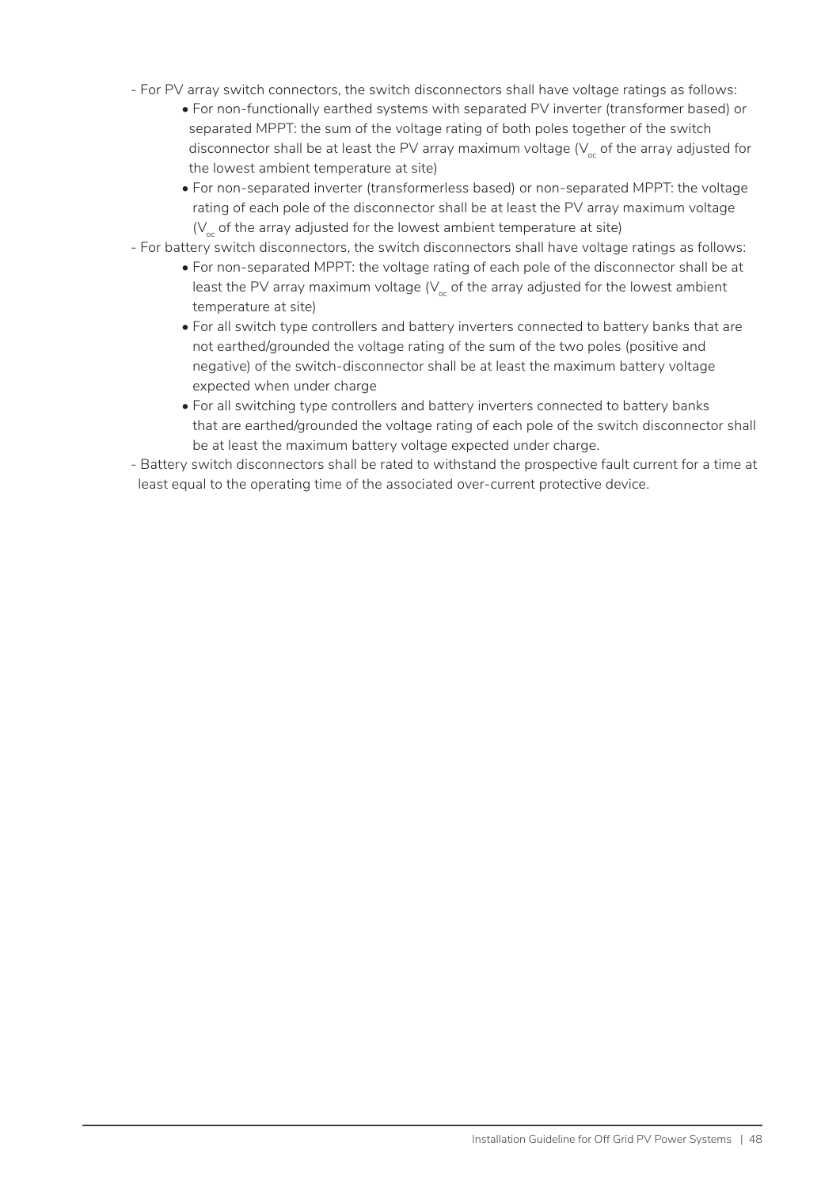- For PV array switch connectors, the switch disconnectors shall have voltage ratings as follows:
    - For non-functionally earthed systems with separated PV inverter (transformer based) or separated MPPT: the sum of the voltage rating of both poles together of the switch disconnector shall be at least the PV array maximum voltage ($V_{oc}$ of the array adjusted for the lowest ambient temperature at site)
    - For non-separated inverter (transformerless based) or non-separated MPPT: the voltage rating of each pole of the disconnector shall be at least the PV array maximum voltage ($V_{oc}$ of the array adjusted for the lowest ambient temperature at site)
- For battery switch disconnectors, the switch disconnectors shall have voltage ratings as follows:
    - For non-separated MPPT: the voltage rating of each pole of the disconnector shall be at least the PV array maximum voltage ($V_{oc}$ of the array adjusted for the lowest ambient temperature at site)
    - For all switch type controllers and battery inverters connected to battery banks that are not earthed/grounded the voltage rating of the sum of the two poles (positive and negative) of the switch-disconnector shall be at least the maximum battery voltage expected when under charge
    - For all switching type controllers and battery inverters connected to battery banks that are earthed/grounded the voltage rating of each pole of the switch disconnector shall be at least the maximum battery voltage expected under charge.
- Battery switch disconnectors shall be rated to withstand the prospective fault current for a time at least equal to the operating time of the associated over-current protective device.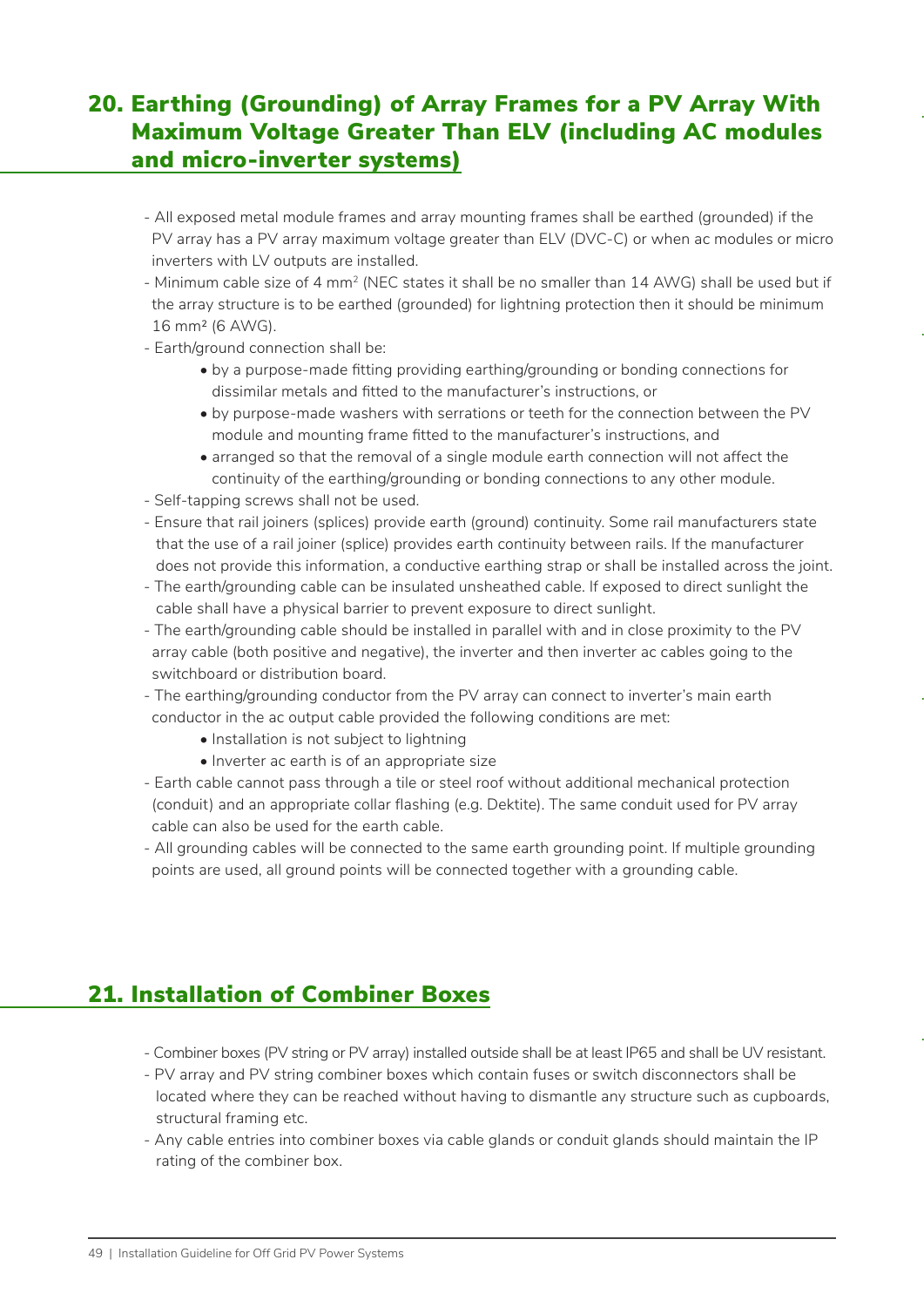## 20. Earthing (Grounding) of Array Frames for a PV Array With Maximum Voltage Greater Than ELV (including AC modules and micro-inverter systems)

- All exposed metal module frames and array mounting frames shall be earthed (grounded) if the PV array has a PV array maximum voltage greater than ELV (DVC-C) or when ac modules or micro inverters with LV outputs are installed.
- Minimum cable size of 4 mm$^2$ (NEC states it shall be no smaller than 14 AWG) shall be used but if the array structure is to be earthed (grounded) for lightning protection then it should be minimum 16 mm$^2$ (6 AWG).
- Earth/ground connection shall be:
    - by a purpose-made fitting providing earthing/grounding or bonding connections for dissimilar metals and fitted to the manufacturer's instructions, or
    - by purpose-made washers with serrations or teeth for the connection between the PV module and mounting frame fitted to the manufacturer's instructions, and
    - arranged so that the removal of a single module earth connection will not affect the continuity of the earthing/grounding or bonding connections to any other module.
- Self-tapping screws shall not be used.
- Ensure that rail joiners (splices) provide earth (ground) continuity. Some rail manufacturers state that the use of a rail joiner (splice) provides earth continuity between rails. If the manufacturer does not provide this information, a conductive earthing strap or shall be installed across the joint.
- The earth/grounding cable can be insulated unsheathed cable. If exposed to direct sunlight the cable shall have a physical barrier to prevent exposure to direct sunlight.
- The earth/grounding cable should be installed in parallel with and in close proximity to the PV array cable (both positive and negative), the inverter and then inverter ac cables going to the switchboard or distribution board.
- The earthing/grounding conductor from the PV array can connect to inverter's main earth conductor in the ac output cable provided the following conditions are met:
    - Installation is not subject to lightning
    - Inverter ac earth is of an appropriate size
- Earth cable cannot pass through a tile or steel roof without additional mechanical protection (conduit) and an appropriate collar flashing (e.g. Dektite). The same conduit used for PV array cable can also be used for the earth cable.
- All grounding cables will be connected to the same earth grounding point. If multiple grounding points are used, all ground points will be connected together with a grounding cable.

## 21. Installation of Combiner Boxes

- Combiner boxes (PV string or PV array) installed outside shall be at least IP65 and shall be UV resistant.
- PV array and PV string combiner boxes which contain fuses or switch disconnectors shall be located where they can be reached without having to dismantle any structure such as cupboards, structural framing etc.
- Any cable entries into combiner boxes via cable glands or conduit glands should maintain the IP rating of the combiner box.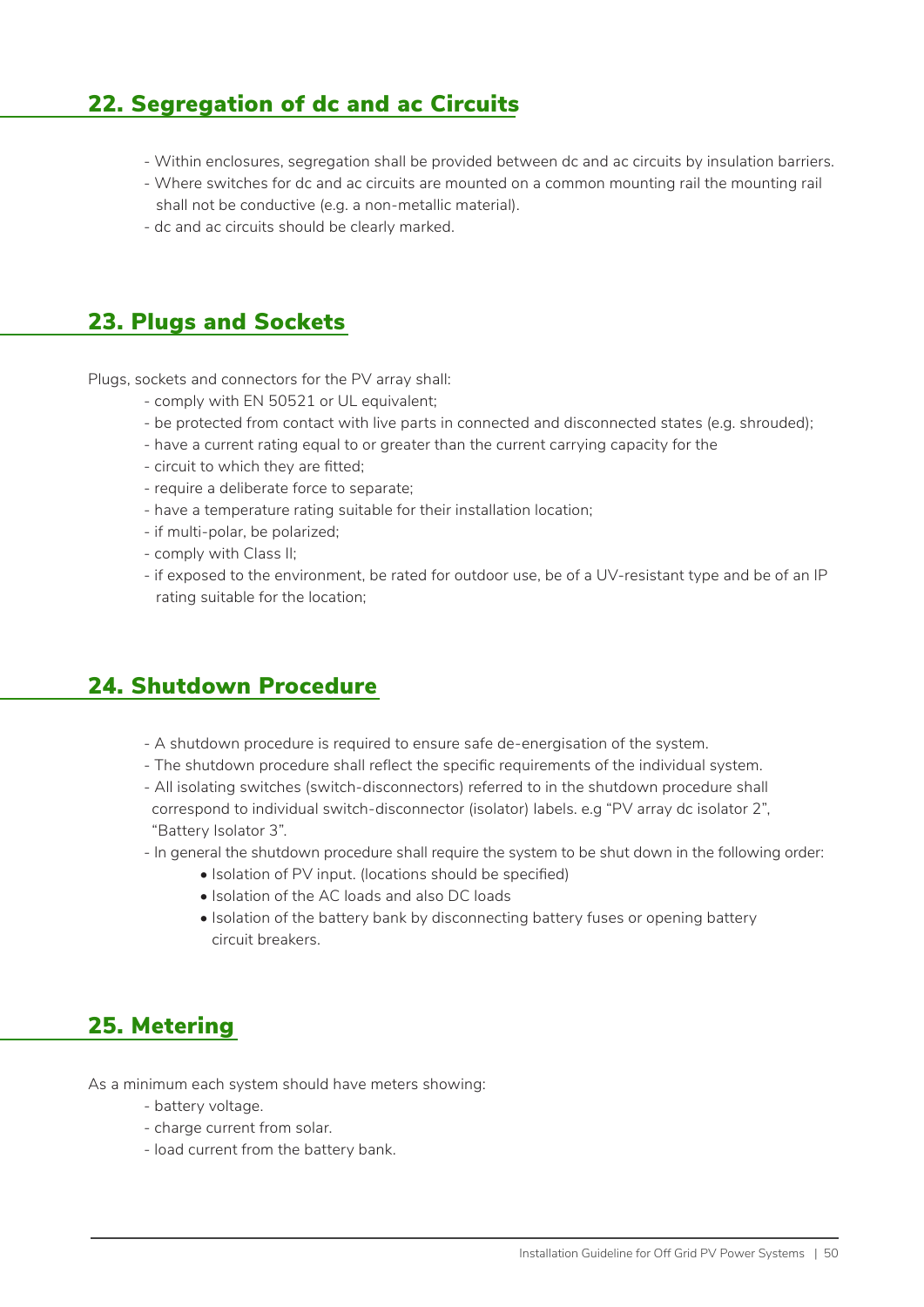## 22. Segregation of dc and ac Circuits

- Within enclosures, segregation shall be provided between dc and ac circuits by insulation barriers.
- Where switches for dc and ac circuits are mounted on a common mounting rail the mounting rail shall not be conductive (e.g. a non-metallic material).
- dc and ac circuits should be clearly marked.

## 23. Plugs and Sockets

Plugs, sockets and connectors for the PV array shall:

- comply with EN 50521 or UL equivalent;
- be protected from contact with live parts in connected and disconnected states (e.g. shrouded);
- have a current rating equal to or greater than the current carrying capacity for the
- circuit to which they are fitted;
- require a deliberate force to separate;
- have a temperature rating suitable for their installation location;
- if multi-polar, be polarized;
- comply with Class II;
- if exposed to the environment, be rated for outdoor use, be of a UV-resistant type and be of an IP rating suitable for the location;

## 24. Shutdown Procedure

- A shutdown procedure is required to ensure safe de-energisation of the system.
- The shutdown procedure shall reflect the specific requirements of the individual system.
- All isolating switches (switch-disconnectors) referred to in the shutdown procedure shall correspond to individual switch-disconnector (isolator) labels. e.g "PV array dc isolator 2", "Battery Isolator 3".
- In general the shutdown procedure shall require the system to be shut down in the following order:
  - Isolation of PV input. (locations should be specified)
  - Isolation of the AC loads and also DC loads
  - Isolation of the battery bank by disconnecting battery fuses or opening battery circuit breakers.

## 25. Metering

As a minimum each system should have meters showing:

- battery voltage.
- charge current from solar.
- load current from the battery bank.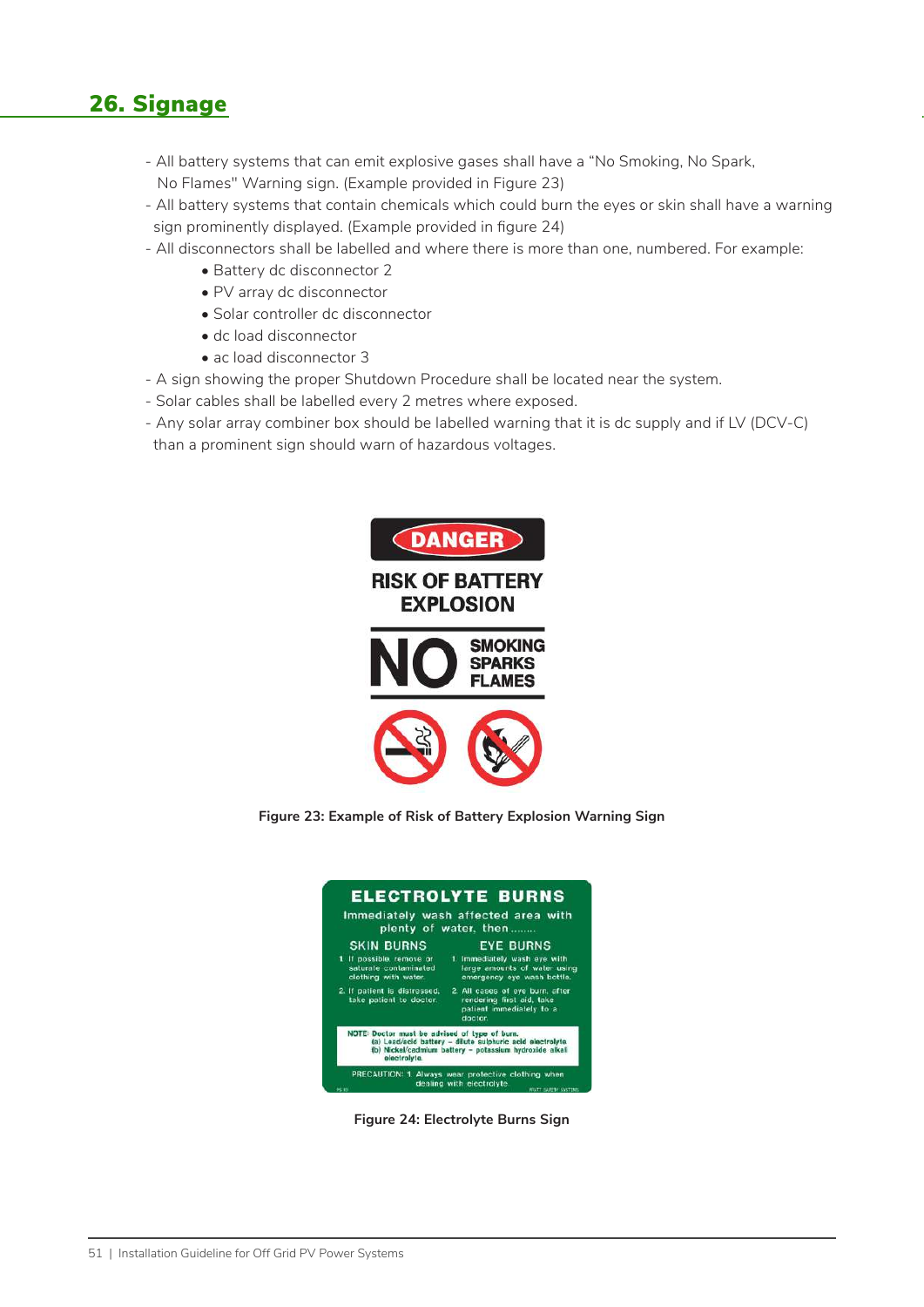## 26. Signage

- All battery systems that can emit explosive gases shall have a "No Smoking, No Spark, No Flames" Warning sign. (Example provided in Figure 23)
- All battery systems that contain chemicals which could burn the eyes or skin shall have a warning sign prominently displayed. (Example provided in figure 24)
- All disconnectors shall be labelled and where there is more than one, numbered. For example:
    - Battery dc disconnector 2
    - PV array dc disconnector
    - Solar controller dc disconnector
    - dc load disconnector
    - ac load disconnector 3
- A sign showing the proper Shutdown Procedure shall be located near the system.
- Solar cables shall be labelled every 2 metres where exposed.
- Any solar array combiner box should be labelled warning that it is dc supply and if LV (DCV-C) than a prominent sign should warn of hazardous voltages.

**Figure 23: Example of Risk of Battery Explosion Warning Sign**

**Figure 24: Electrolyte Burns Sign**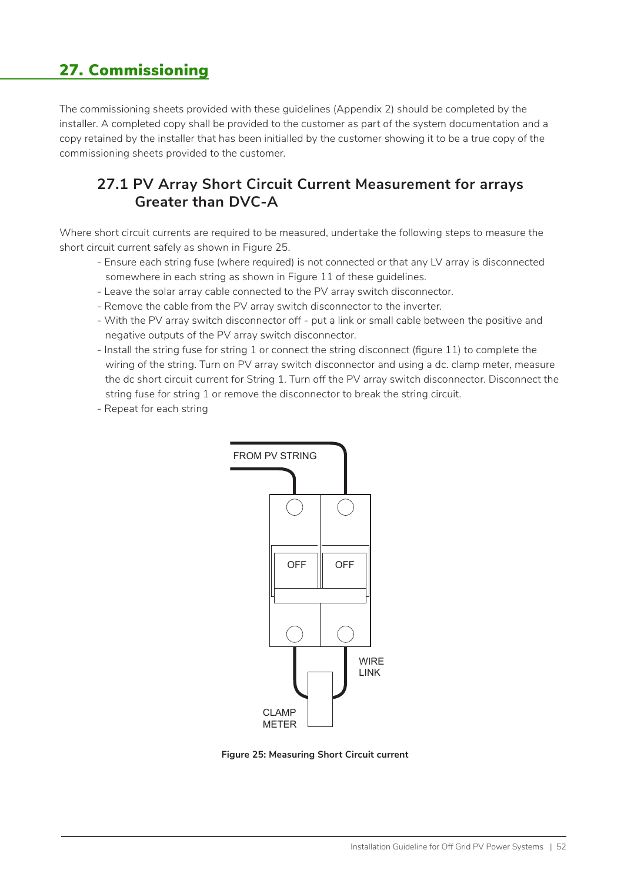# 27. Commissioning

The commissioning sheets provided with these guidelines (Appendix 2) should be completed by the installer. A completed copy shall be provided to the customer as part of the system documentation and a copy retained by the installer that has been initialled by the customer showing it to be a true copy of the commissioning sheets provided to the customer.

## 27.1 PV Array Short Circuit Current Measurement for arrays Greater than DVC-A

Where short circuit currents are required to be measured, undertake the following steps to measure the short circuit current safely as shown in Figure 25.

- Ensure each string fuse (where required) is not connected or that any LV array is disconnected somewhere in each string as shown in Figure 11 of these guidelines.
- Leave the solar array cable connected to the PV array switch disconnector.
- Remove the cable from the PV array switch disconnector to the inverter.
- With the PV array switch disconnector off - put a link or small cable between the positive and negative outputs of the PV array switch disconnector.
- Install the string fuse for string 1 or connect the string disconnect (figure 11) to complete the wiring of the string. Turn on PV array switch disconnector and using a dc. clamp meter, measure the dc short circuit current for String 1. Turn off the PV array switch disconnector. Disconnect the string fuse for string 1 or remove the disconnector to break the string circuit.
- Repeat for each string

FROM PV STRING

OFF OFF

WIRE LINK

CLAMP METER

**Figure 25: Measuring Short Circuit current**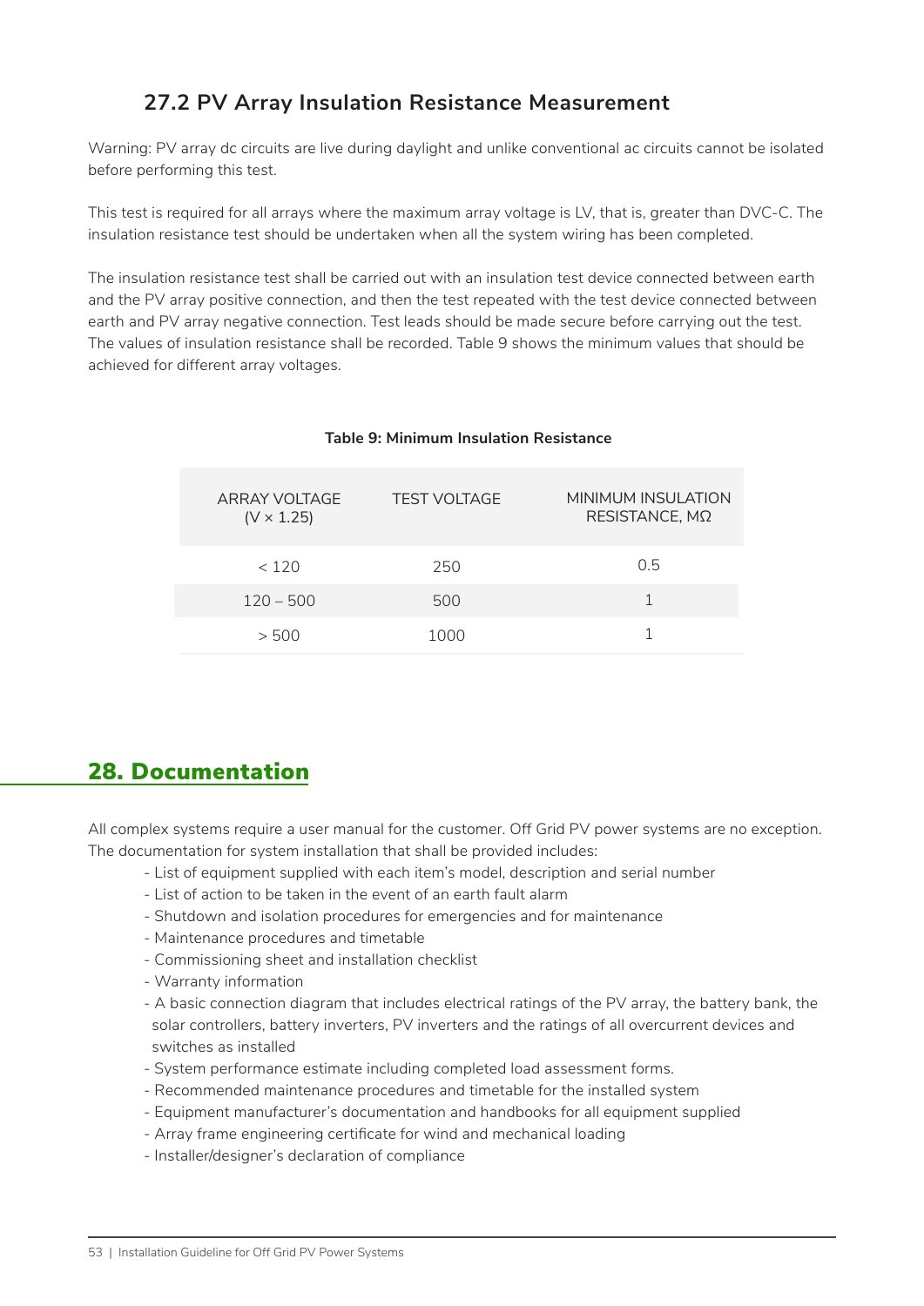### 27.2 PV Array Insulation Resistance Measurement

Warning: PV array dc circuits are live during daylight and unlike conventional ac circuits cannot be isolated before performing this test.

This test is required for all arrays where the maximum array voltage is LV, that is, greater than DVC-C. The insulation resistance test should be undertaken when all the system wiring has been completed.

The insulation resistance test shall be carried out with an insulation test device connected between earth and the PV array positive connection, and then the test repeated with the test device connected between earth and PV array negative connection. Test leads should be made secure before carrying out the test. The values of insulation resistance shall be recorded. Table 9 shows the minimum values that should be achieved for different array voltages.

**Table 9: Minimum Insulation Resistance**

| ARRAY VOLTAGE (V × 1.25) | TEST VOLTAGE | MINIMUM INSULATION RESISTANCE, MΩ |
|---|---|---|
| < 120 | 250 | 0.5 |
| 120 – 500 | 500 | 1 |
| > 500 | 1000 | 1 |

## 28. Documentation

All complex systems require a user manual for the customer. Off Grid PV power systems are no exception. The documentation for system installation that shall be provided includes:

- List of equipment supplied with each item's model, description and serial number
- List of action to be taken in the event of an earth fault alarm
- Shutdown and isolation procedures for emergencies and for maintenance
- Maintenance procedures and timetable
- Commissioning sheet and installation checklist
- Warranty information
- A basic connection diagram that includes electrical ratings of the PV array, the battery bank, the solar controllers, battery inverters, PV inverters and the ratings of all overcurrent devices and switches as installed
- System performance estimate including completed load assessment forms.
- Recommended maintenance procedures and timetable for the installed system
- Equipment manufacturer's documentation and handbooks for all equipment supplied
- Array frame engineering certificate for wind and mechanical loading
- Installer/designer's declaration of compliance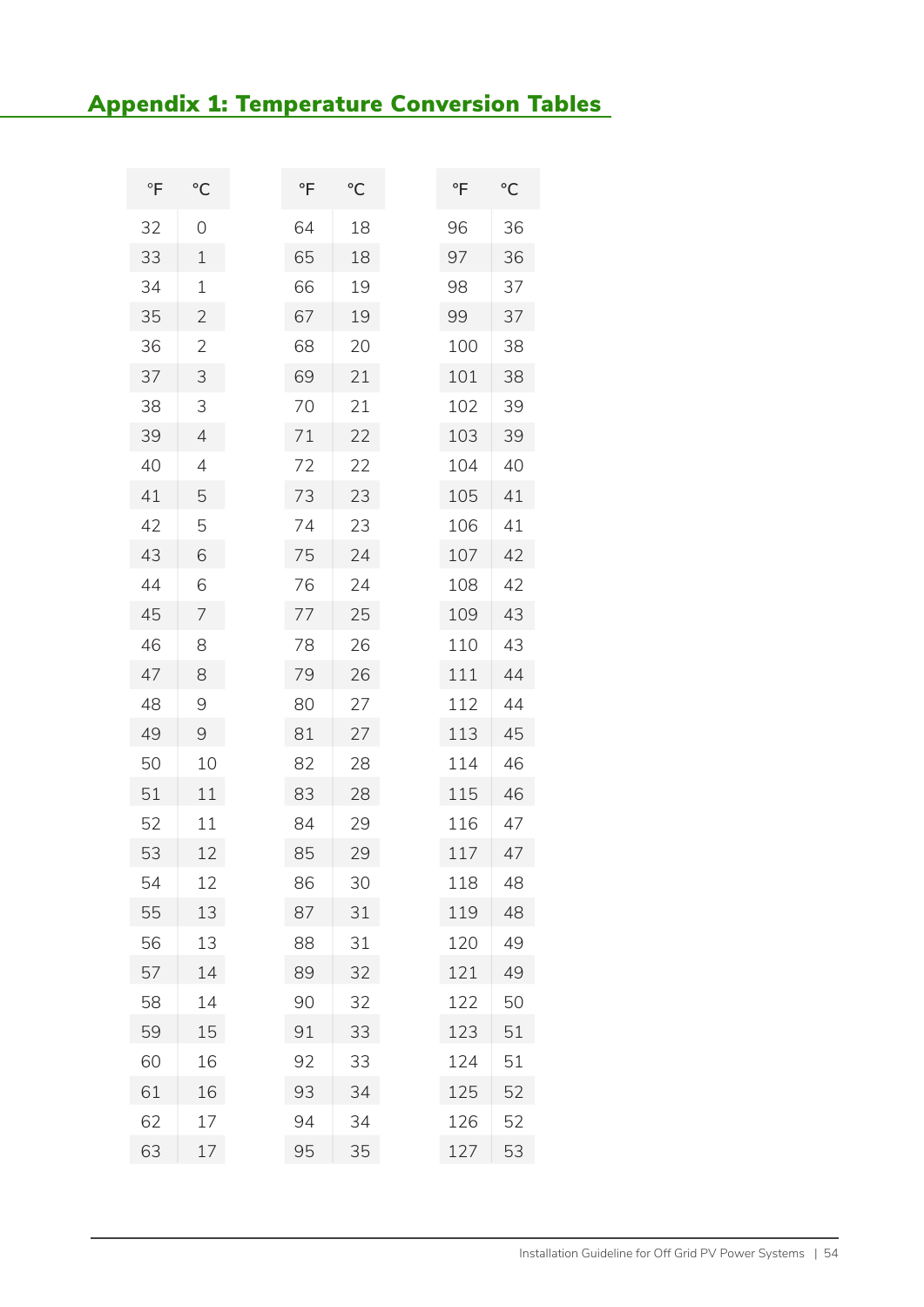## Appendix 1: Temperature Conversion Tables

| °F | °C |
|---|---|
| 32 | 0 |
| 33 | 1 |
| 34 | 1 |
| 35 | 2 |
| 36 | 2 |
| 37 | 3 |
| 38 | 3 |
| 39 | 4 |
| 40 | 4 |
| 41 | 5 |
| 42 | 5 |
| 43 | 6 |
| 44 | 6 |
| 45 | 7 |
| 46 | 8 |
| 47 | 8 |
| 48 | 9 |
| 49 | 9 |
| 50 | 10 |
| 51 | 11 |
| 52 | 11 |
| 53 | 12 |
| 54 | 12 |
| 55 | 13 |
| 56 | 13 |
| 57 | 14 |
| 58 | 14 |
| 59 | 15 |
| 60 | 16 |
| 61 | 16 |
| 62 | 17 |
| 63 | 17 |

| °F | °C |
|---|---|
| 64 | 18 |
| 65 | 18 |
| 66 | 19 |
| 67 | 19 |
| 68 | 20 |
| 69 | 21 |
| 70 | 21 |
| 71 | 22 |
| 72 | 22 |
| 73 | 23 |
| 74 | 23 |
| 75 | 24 |
| 76 | 24 |
| 77 | 25 |
| 78 | 26 |
| 79 | 26 |
| 80 | 27 |
| 81 | 27 |
| 82 | 28 |
| 83 | 28 |
| 84 | 29 |
| 85 | 29 |
| 86 | 30 |
| 87 | 31 |
| 88 | 31 |
| 89 | 32 |
| 90 | 32 |
| 91 | 33 |
| 92 | 33 |
| 93 | 34 |
| 94 | 34 |
| 95 | 35 |

| °F | °C |
|---|---|
| 96 | 36 |
| 97 | 36 |
| 98 | 37 |
| 99 | 37 |
| 100 | 38 |
| 101 | 38 |
| 102 | 39 |
| 103 | 39 |
| 104 | 40 |
| 105 | 41 |
| 106 | 41 |
| 107 | 42 |
| 108 | 42 |
| 109 | 43 |
| 110 | 43 |
| 111 | 44 |
| 112 | 44 |
| 113 | 45 |
| 114 | 46 |
| 115 | 46 |
| 116 | 47 |
| 117 | 47 |
| 118 | 48 |
| 119 | 48 |
| 120 | 49 |
| 121 | 49 |
| 122 | 50 |
| 123 | 51 |
| 124 | 51 |
| 125 | 52 |
| 126 | 52 |
| 127 | 53 |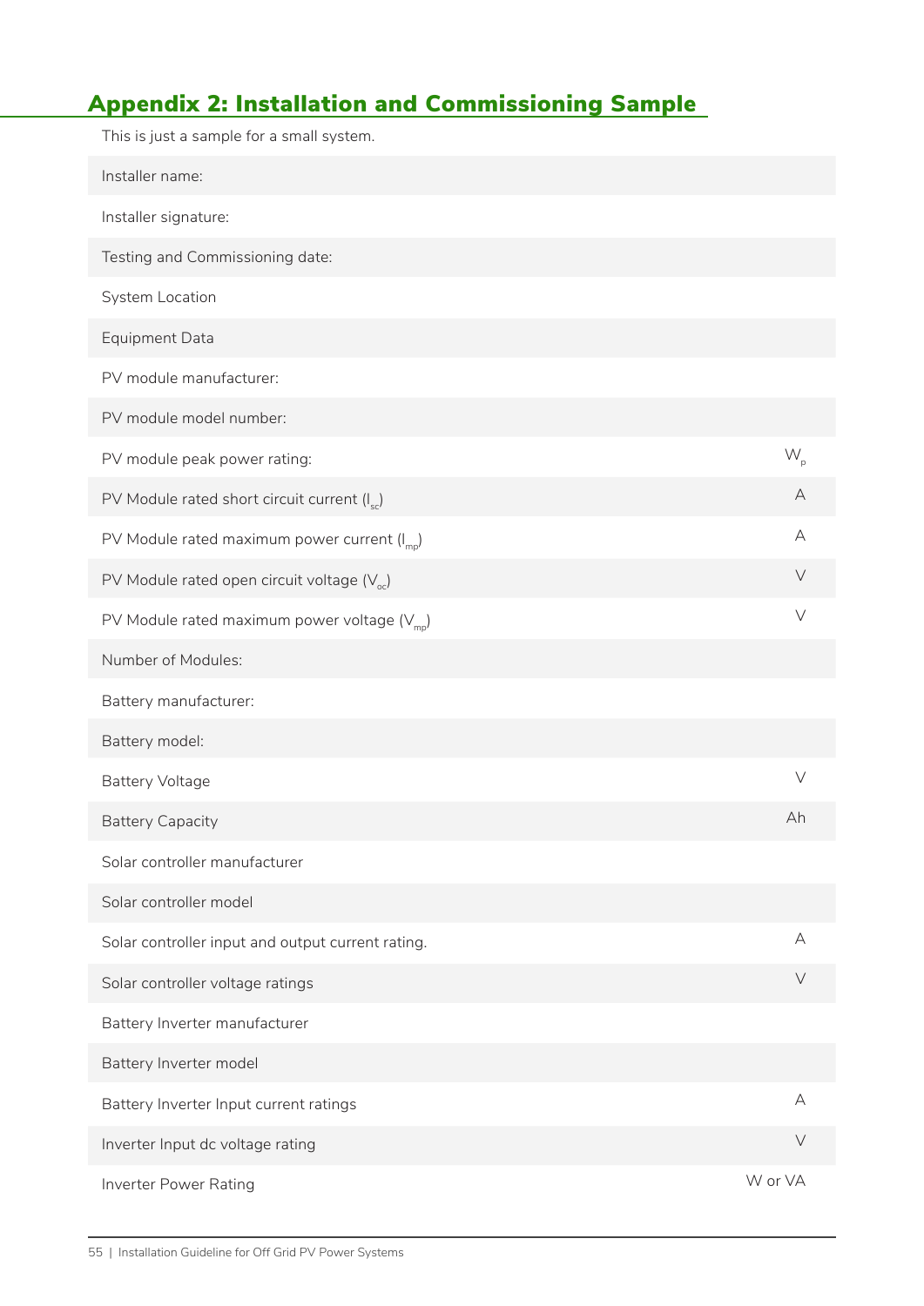## Appendix 2: Installation and Commissioning Sample

This is just a sample for a small system.

| | |
|---|---|
| Installer name: | |
| Installer signature: | |
| Testing and Commissioning date: | |
| System Location | |
| Equipment Data | |
| PV module manufacturer: | |
| PV module model number: | |
| PV module peak power rating: | $W_p$ |
| PV Module rated short circuit current ($I_{sc}$) | A |
| PV Module rated maximum power current ($I_{mp}$) | A |
| PV Module rated open circuit voltage ($V_{oc}$) | V |
| PV Module rated maximum power voltage ($V_{mp}$) | V |
| Number of Modules: | |
| Battery manufacturer: | |
| Battery model: | |
| Battery Voltage | V |
| Battery Capacity | Ah |
| Solar controller manufacturer | |
| Solar controller model | |
| Solar controller input and output current rating. | A |
| Solar controller voltage ratings | V |
| Battery Inverter manufacturer | |
| Battery Inverter model | |
| Battery Inverter Input current ratings | A |
| Inverter Input dc voltage rating | V |
| Inverter Power Rating | W or VA |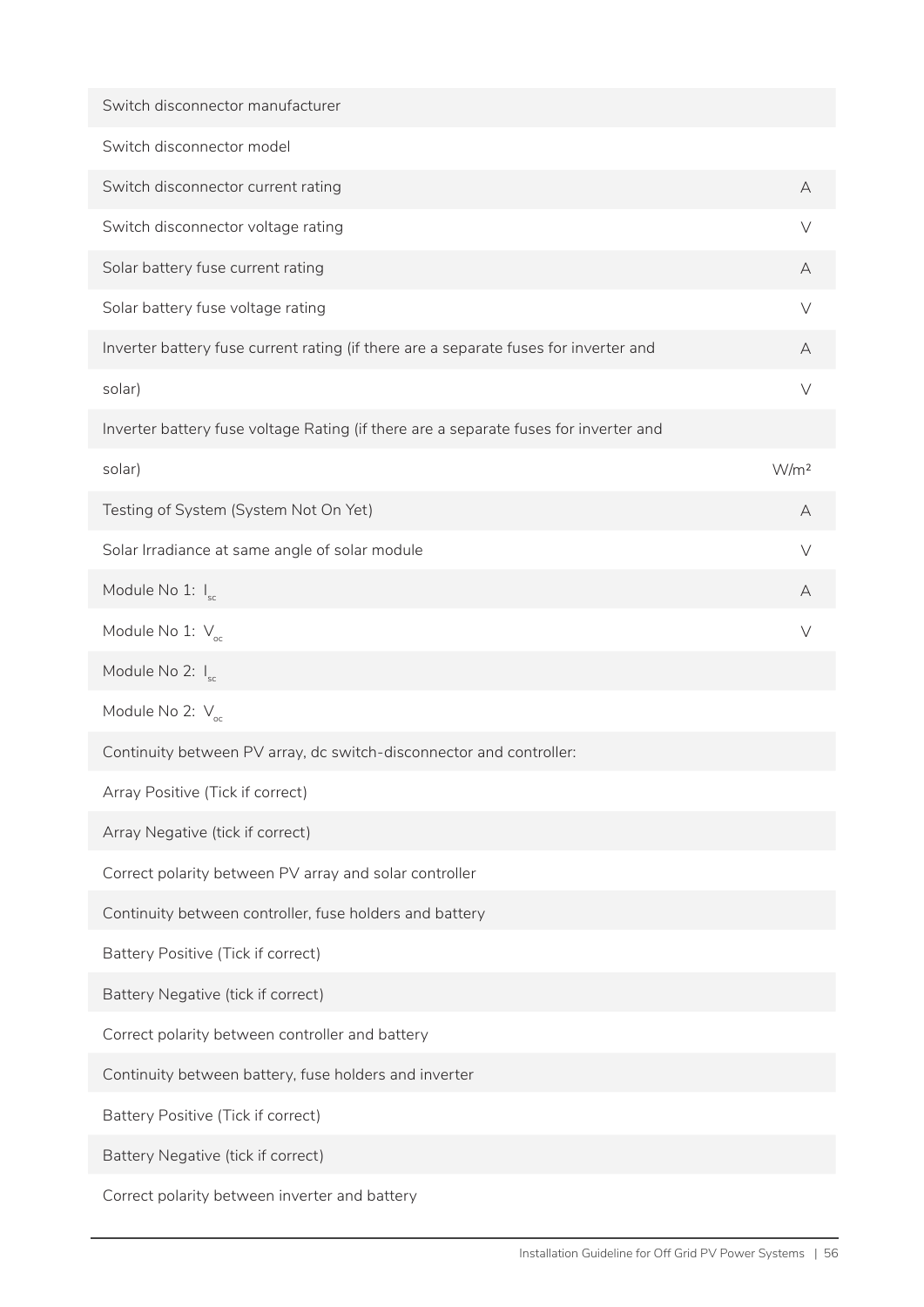| | |
|---|---|
| Switch disconnector manufacturer | |
| Switch disconnector model | |
| Switch disconnector current rating | A |
| Switch disconnector voltage rating | V |
| Solar battery fuse current rating | A |
| Solar battery fuse voltage rating | V |
| Inverter battery fuse current rating (if there are a separate fuses for inverter and | A |
| solar) | V |
| Inverter battery fuse voltage Rating (if there are a separate fuses for inverter and | |
| solar) | W/m² |
| Testing of System (System Not On Yet) | A |
| Solar Irradiance at same angle of solar module | V |
| Module No 1: $I_{sc}$ | A |
| Module No 1: $V_{oc}$ | V |
| Module No 2: $I_{sc}$ | |
| Module No 2: $V_{oc}$ | |
| Continuity between PV array, dc switch-disconnector and controller: | |
| Array Positive (Tick if correct) | |
| Array Negative (tick if correct) | |
| Correct polarity between PV array and solar controller | |
| Continuity between controller, fuse holders and battery | |
| Battery Positive (Tick if correct) | |
| Battery Negative (tick if correct) | |
| Correct polarity between controller and battery | |
| Continuity between battery, fuse holders and inverter | |
| Battery Positive (Tick if correct) | |
| Battery Negative (tick if correct) | |
| Correct polarity between inverter and battery | |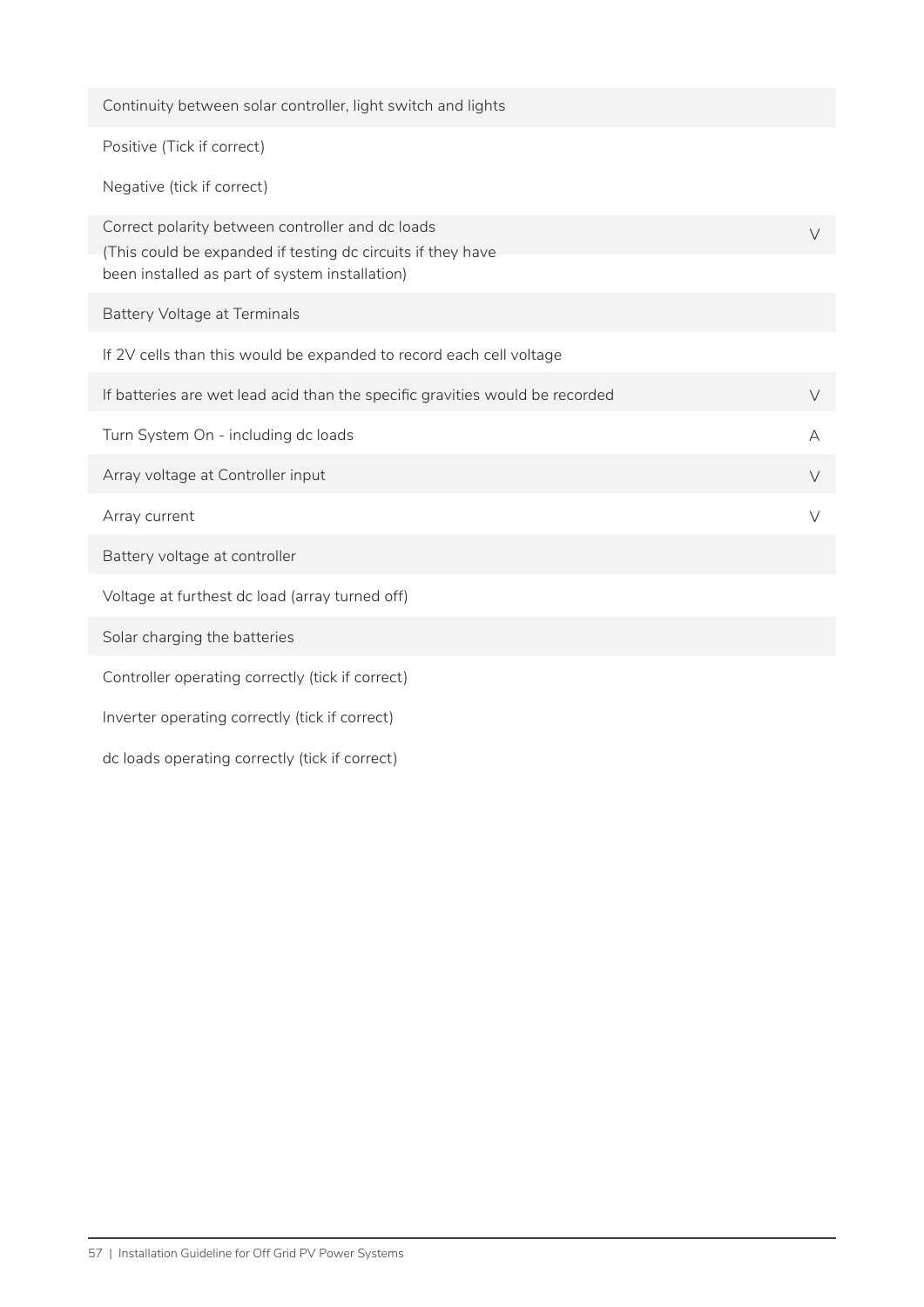| | |
|---|---|
| Continuity between solar controller, light switch and lights | |
| Positive (Tick if correct) | |
| Negative (tick if correct) | |
| Correct polarity between controller and dc loads<br>(This could be expanded if testing dc circuits if they have been installed as part of system installation) | V |
| Battery Voltage at Terminals | |
| If 2V cells than this would be expanded to record each cell voltage | |
| If batteries are wet lead acid than the specific gravities would be recorded | V |
| Turn System On - including dc loads | A |
| Array voltage at Controller input | V |
| Array current | V |
| Battery voltage at controller | |
| Voltage at furthest dc load (array turned off) | |
| Solar charging the batteries | |
| Controller operating correctly (tick if correct) | |
| Inverter operating correctly (tick if correct) | |
| dc loads operating correctly (tick if correct) | |